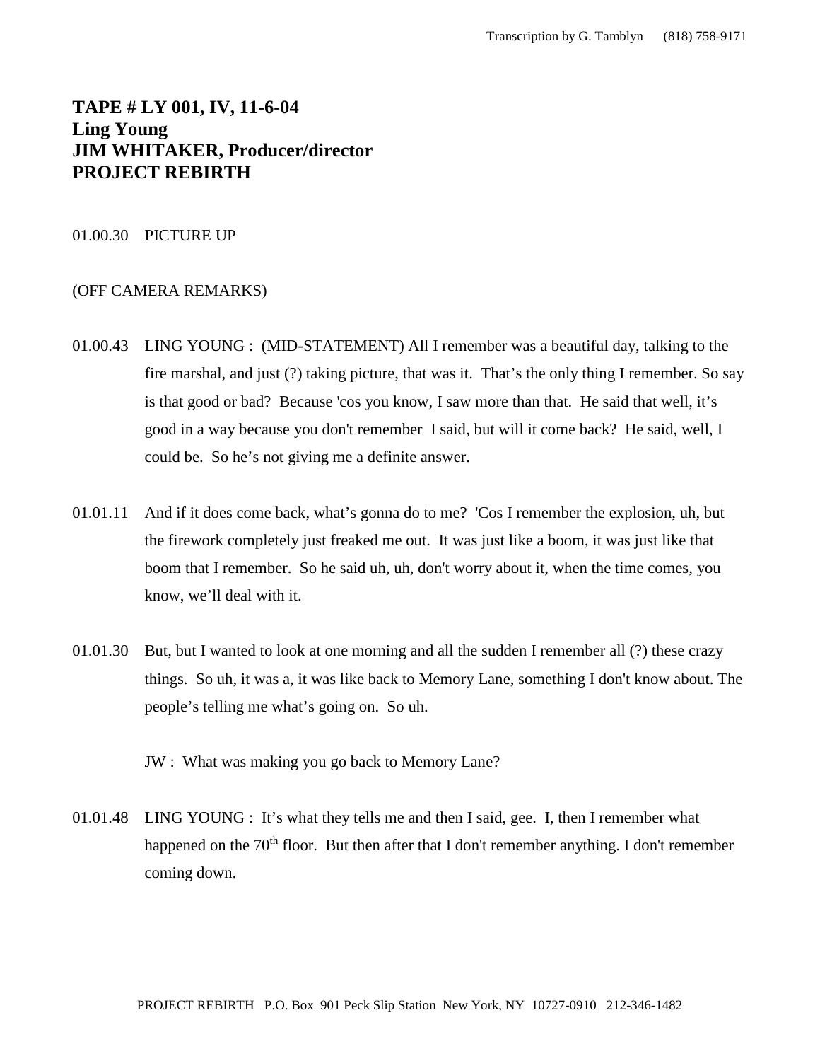Transcription by G. Tamblyn (818) 758-9171

**TAPE # LY 001, IV, 11-6-04**
**Ling Young**
**JIM WHITAKER, Producer/director**
**PROJECT REBIRTH**

01.00.30 PICTURE UP

(OFF CAMERA REMARKS)

01.00.43 LING YOUNG : (MID-STATEMENT) All I remember was a beautiful day, talking to the fire marshal, and just (?) taking picture, that was it. That's the only thing I remember. So say is that good or bad? Because 'cos you know, I saw more than that. He said that well, it's good in a way because you don't remember I said, but will it come back? He said, well, I could be. So he's not giving me a definite answer.

01.01.11 And if it does come back, what's gonna do to me? 'Cos I remember the explosion, uh, but the firework completely just freaked me out. It was just like a boom, it was just like that boom that I remember. So he said uh, uh, don't worry about it, when the time comes, you know, we'll deal with it.

01.01.30 But, but I wanted to look at one morning and all the sudden I remember all (?) these crazy things. So uh, it was a, it was like back to Memory Lane, something I don't know about. The people's telling me what's going on. So uh.

JW : What was making you go back to Memory Lane?

01.01.48 LING YOUNG : It's what they tells me and then I said, gee. I, then I remember what happened on the 70th floor. But then after that I don't remember anything. I don't remember coming down.

PROJECT REBIRTH P.O. Box 901 Peck Slip Station New York, NY 10727-0910 212-346-1482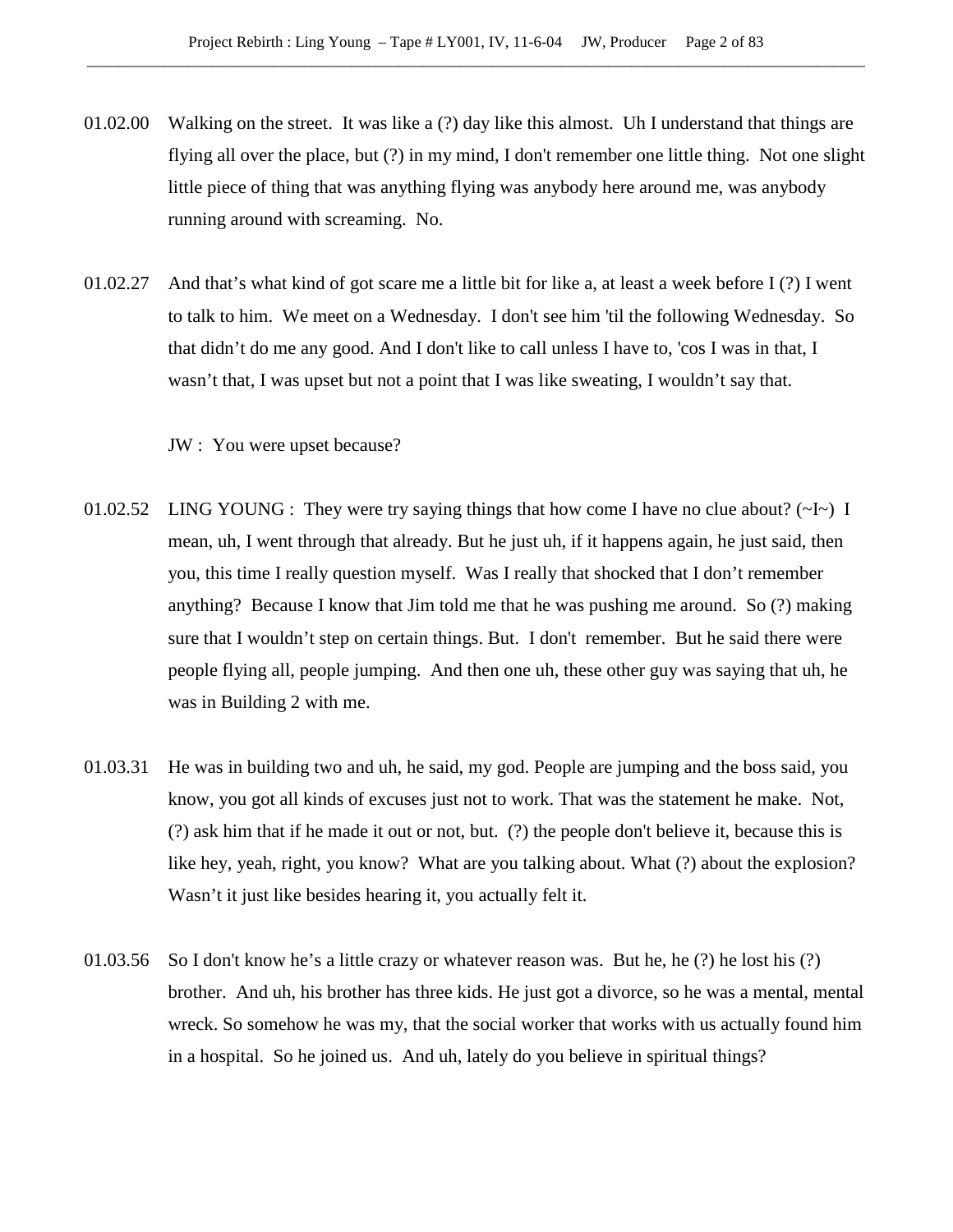01.02.00 Walking on the street. It was like a (?) day like this almost. Uh I understand that things are flying all over the place, but (?) in my mind, I don't remember one little thing. Not one slight little piece of thing that was anything flying was anybody here around me, was anybody running around with screaming. No.

01.02.27 And that's what kind of got scare me a little bit for like a, at least a week before I (?) I went to talk to him. We meet on a Wednesday. I don't see him 'til the following Wednesday. So that didn't do me any good. And I don't like to call unless I have to, 'cos I was in that, I wasn't that, I was upset but not a point that I was like sweating, I wouldn't say that.

JW : You were upset because?

01.02.52 LING YOUNG : They were try saying things that how come I have no clue about? (~I~) I mean, uh, I went through that already. But he just uh, if it happens again, he just said, then you, this time I really question myself. Was I really that shocked that I don't remember anything? Because I know that Jim told me that he was pushing me around. So (?) making sure that I wouldn't step on certain things. But. I don't remember. But he said there were people flying all, people jumping. And then one uh, these other guy was saying that uh, he was in Building 2 with me.

01.03.31 He was in building two and uh, he said, my god. People are jumping and the boss said, you know, you got all kinds of excuses just not to work. That was the statement he make. Not, (?) ask him that if he made it out or not, but. (?) the people don't believe it, because this is like hey, yeah, right, you know? What are you talking about. What (?) about the explosion? Wasn't it just like besides hearing it, you actually felt it.

01.03.56 So I don't know he's a little crazy or whatever reason was. But he, he (?) he lost his (?) brother. And uh, his brother has three kids. He just got a divorce, so he was a mental, mental wreck. So somehow he was my, that the social worker that works with us actually found him in a hospital. So he joined us. And uh, lately do you believe in spiritual things?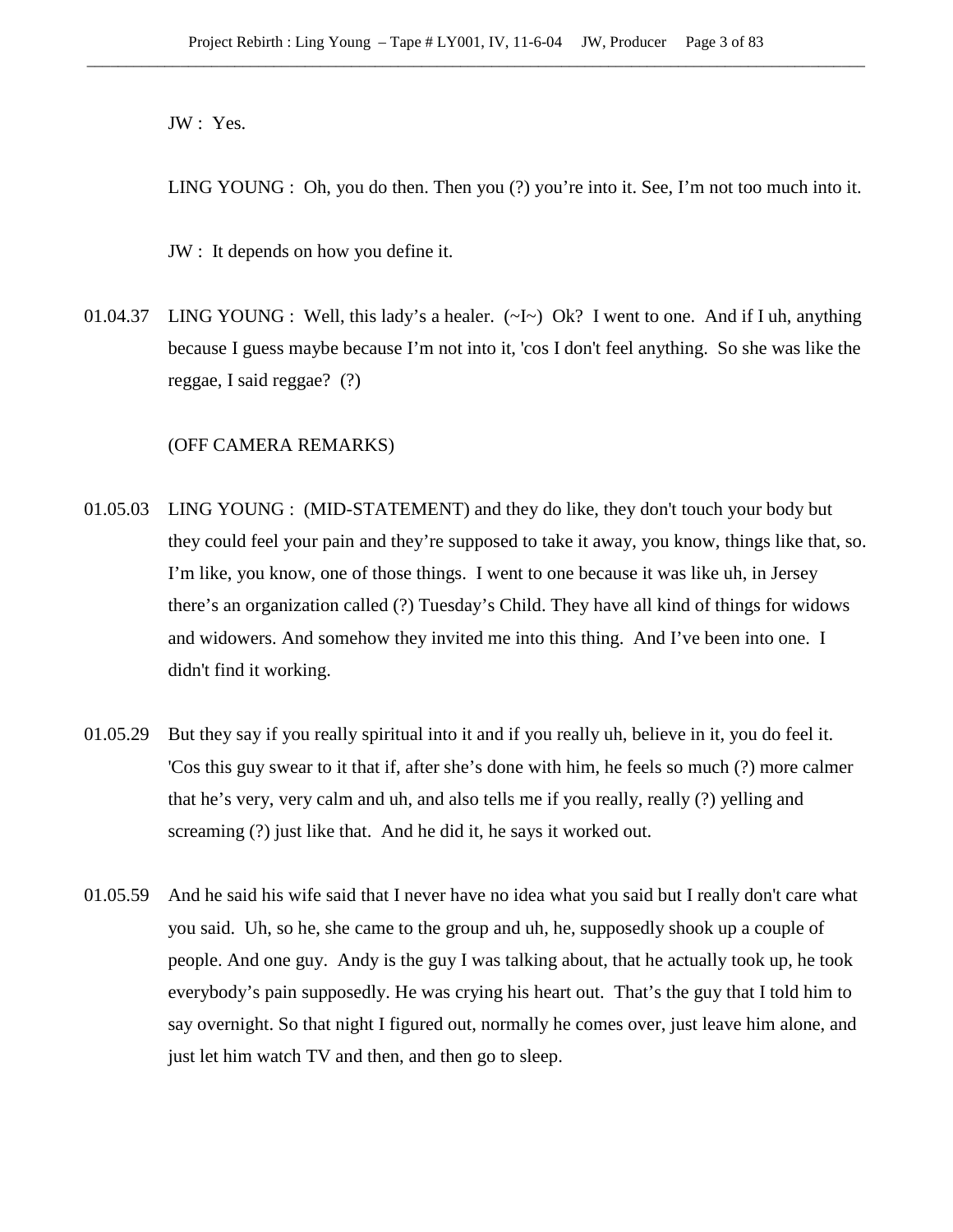JW : Yes.

LING YOUNG : Oh, you do then. Then you (?) you're into it. See, I'm not too much into it.

JW : It depends on how you define it.

01.04.37 LING YOUNG : Well, this lady's a healer. (~I~) Ok? I went to one. And if I uh, anything because I guess maybe because I'm not into it, 'cos I don't feel anything. So she was like the reggae, I said reggae? (?)

(OFF CAMERA REMARKS)

01.05.03 LING YOUNG : (MID-STATEMENT) and they do like, they don't touch your body but they could feel your pain and they're supposed to take it away, you know, things like that, so. I'm like, you know, one of those things. I went to one because it was like uh, in Jersey there's an organization called (?) Tuesday's Child. They have all kind of things for widows and widowers. And somehow they invited me into this thing. And I've been into one. I didn't find it working.

01.05.29 But they say if you really spiritual into it and if you really uh, believe in it, you do feel it. 'Cos this guy swear to it that if, after she's done with him, he feels so much (?) more calmer that he's very, very calm and uh, and also tells me if you really, really (?) yelling and screaming (?) just like that. And he did it, he says it worked out.

01.05.59 And he said his wife said that I never have no idea what you said but I really don't care what you said. Uh, so he, she came to the group and uh, he, supposedly shook up a couple of people. And one guy. Andy is the guy I was talking about, that he actually took up, he took everybody's pain supposedly. He was crying his heart out. That's the guy that I told him to say overnight. So that night I figured out, normally he comes over, just leave him alone, and just let him watch TV and then, and then go to sleep.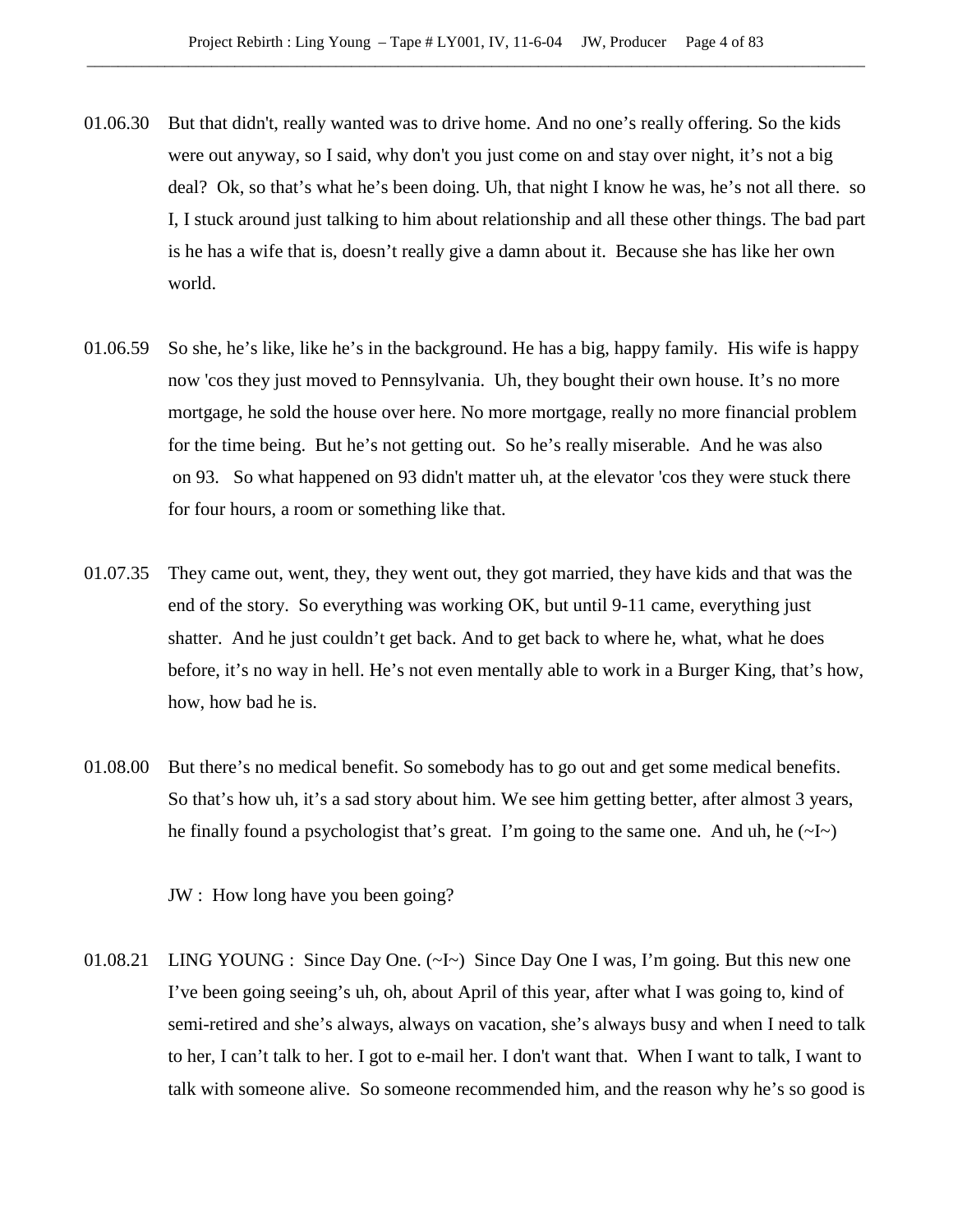01.06.30 But that didn't, really wanted was to drive home. And no one’s really offering. So the kids were out anyway, so I said, why don't you just come on and stay over night, it’s not a big deal? Ok, so that’s what he’s been doing. Uh, that night I know he was, he’s not all there. so I, I stuck around just talking to him about relationship and all these other things. The bad part is he has a wife that is, doesn’t really give a damn about it. Because she has like her own world.

01.06.59 So she, he’s like, like he’s in the background. He has a big, happy family. His wife is happy now 'cos they just moved to Pennsylvania. Uh, they bought their own house. It’s no more mortgage, he sold the house over here. No more mortgage, really no more financial problem for the time being. But he’s not getting out. So he’s really miserable. And he was also on 93. So what happened on 93 didn't matter uh, at the elevator 'cos they were stuck there for four hours, a room or something like that.

01.07.35 They came out, went, they, they went out, they got married, they have kids and that was the end of the story. So everything was working OK, but until 9-11 came, everything just shatter. And he just couldn’t get back. And to get back to where he, what, what he does before, it’s no way in hell. He’s not even mentally able to work in a Burger King, that’s how, how, how bad he is.

01.08.00 But there’s no medical benefit. So somebody has to go out and get some medical benefits. So that’s how uh, it’s a sad story about him. We see him getting better, after almost 3 years, he finally found a psychologist that’s great. I’m going to the same one. And uh, he (~I~)

JW : How long have you been going?

01.08.21 LING YOUNG : Since Day One. (~I~) Since Day One I was, I’m going. But this new one I’ve been going seeing’s uh, oh, about April of this year, after what I was going to, kind of semi-retired and she’s always, always on vacation, she’s always busy and when I need to talk to her, I can’t talk to her. I got to e-mail her. I don't want that. When I want to talk, I want to talk with someone alive. So someone recommended him, and the reason why he’s so good is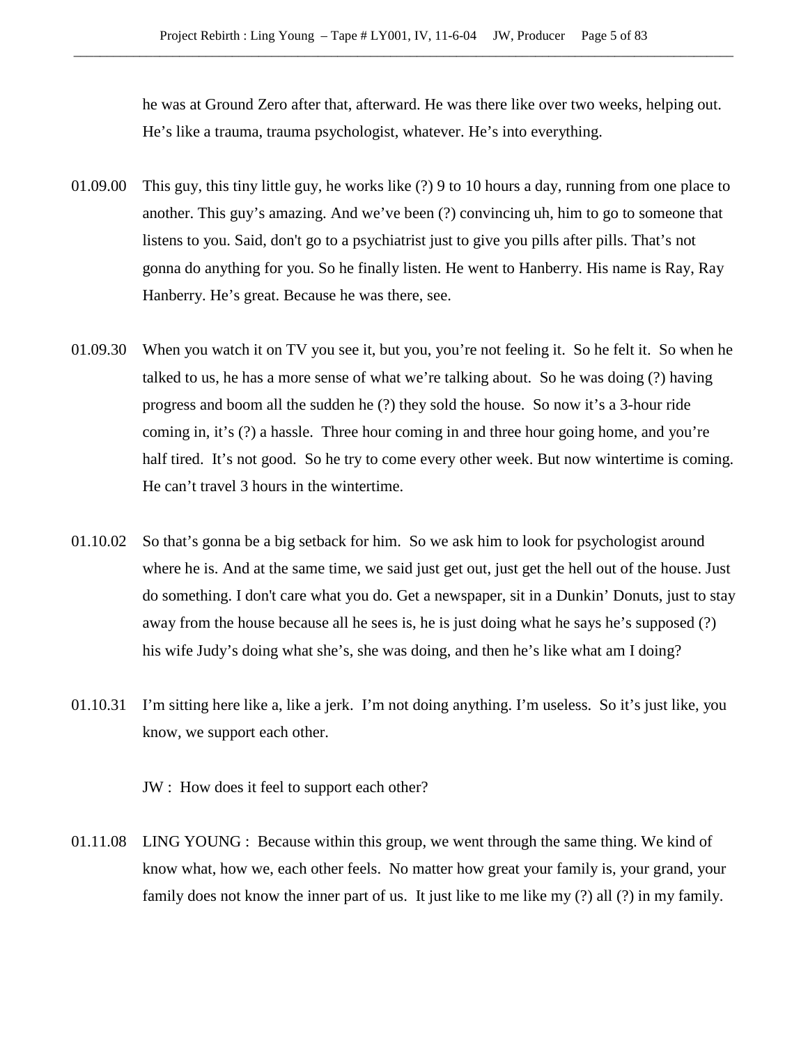he was at Ground Zero after that, afterward. He was there like over two weeks, helping out. He's like a trauma, trauma psychologist, whatever. He's into everything.

01.09.00 This guy, this tiny little guy, he works like (?) 9 to 10 hours a day, running from one place to another. This guy's amazing. And we've been (?) convincing uh, him to go to someone that listens to you. Said, don't go to a psychiatrist just to give you pills after pills. That's not gonna do anything for you. So he finally listen. He went to Hanberry. His name is Ray, Ray Hanberry. He's great. Because he was there, see.

01.09.30 When you watch it on TV you see it, but you, you're not feeling it. So he felt it. So when he talked to us, he has a more sense of what we're talking about. So he was doing (?) having progress and boom all the sudden he (?) they sold the house. So now it's a 3-hour ride coming in, it's (?) a hassle. Three hour coming in and three hour going home, and you're half tired. It's not good. So he try to come every other week. But now wintertime is coming. He can't travel 3 hours in the wintertime.

01.10.02 So that's gonna be a big setback for him. So we ask him to look for psychologist around where he is. And at the same time, we said just get out, just get the hell out of the house. Just do something. I don't care what you do. Get a newspaper, sit in a Dunkin' Donuts, just to stay away from the house because all he sees is, he is just doing what he says he's supposed (?) his wife Judy's doing what she's, she was doing, and then he's like what am I doing?

01.10.31 I'm sitting here like a, like a jerk. I'm not doing anything. I'm useless. So it's just like, you know, we support each other.

JW : How does it feel to support each other?

01.11.08 LING YOUNG : Because within this group, we went through the same thing. We kind of know what, how we, each other feels. No matter how great your family is, your grand, your family does not know the inner part of us. It just like to me like my (?) all (?) in my family.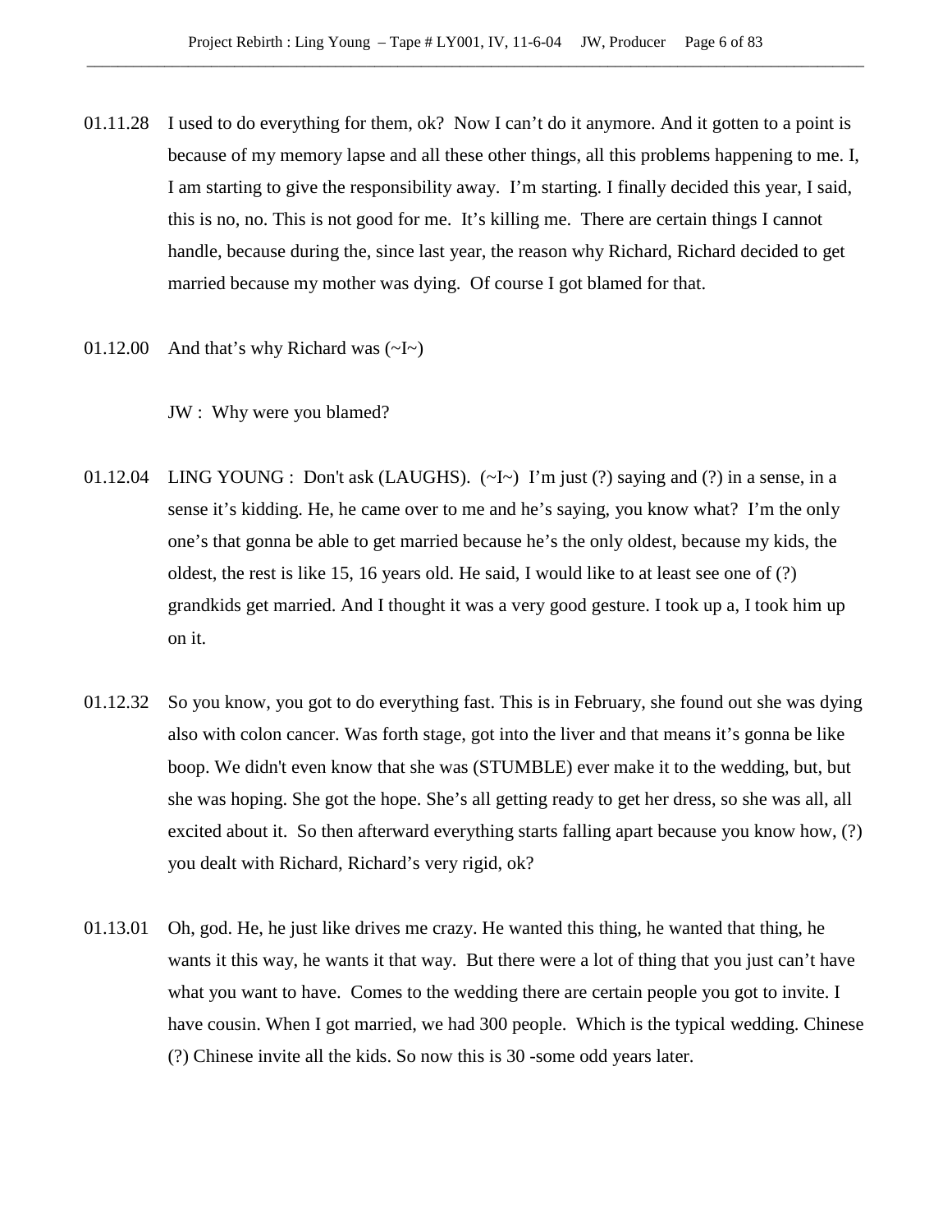01.11.28 I used to do everything for them, ok? Now I can't do it anymore. And it gotten to a point is because of my memory lapse and all these other things, all this problems happening to me. I, I am starting to give the responsibility away. I'm starting. I finally decided this year, I said, this is no, no. This is not good for me. It's killing me. There are certain things I cannot handle, because during the, since last year, the reason why Richard, Richard decided to get married because my mother was dying. Of course I got blamed for that.

01.12.00 And that's why Richard was (~I~)

JW : Why were you blamed?

01.12.04 LING YOUNG : Don't ask (LAUGHS). (~I~) I'm just (?) saying and (?) in a sense, in a sense it's kidding. He, he came over to me and he's saying, you know what? I'm the only one's that gonna be able to get married because he's the only oldest, because my kids, the oldest, the rest is like 15, 16 years old. He said, I would like to at least see one of (?) grandkids get married. And I thought it was a very good gesture. I took up a, I took him up on it.

01.12.32 So you know, you got to do everything fast. This is in February, she found out she was dying also with colon cancer. Was forth stage, got into the liver and that means it's gonna be like boop. We didn't even know that she was (STUMBLE) ever make it to the wedding, but, but she was hoping. She got the hope. She's all getting ready to get her dress, so she was all, all excited about it. So then afterward everything starts falling apart because you know how, (?) you dealt with Richard, Richard's very rigid, ok?

01.13.01 Oh, god. He, he just like drives me crazy. He wanted this thing, he wanted that thing, he wants it this way, he wants it that way. But there were a lot of thing that you just can't have what you want to have. Comes to the wedding there are certain people you got to invite. I have cousin. When I got married, we had 300 people. Which is the typical wedding. Chinese (?) Chinese invite all the kids. So now this is 30 -some odd years later.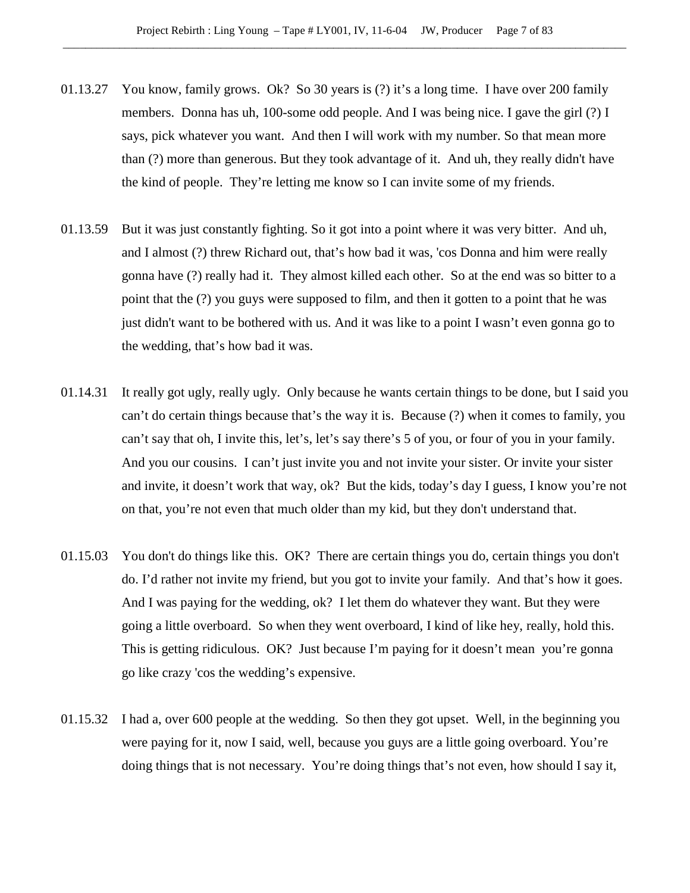01.13.27 You know, family grows. Ok? So 30 years is (?) it's a long time. I have over 200 family members. Donna has uh, 100-some odd people. And I was being nice. I gave the girl (?) I says, pick whatever you want. And then I will work with my number. So that mean more than (?) more than generous. But they took advantage of it. And uh, they really didn't have the kind of people. They're letting me know so I can invite some of my friends.

01.13.59 But it was just constantly fighting. So it got into a point where it was very bitter. And uh, and I almost (?) threw Richard out, that's how bad it was, 'cos Donna and him were really gonna have (?) really had it. They almost killed each other. So at the end was so bitter to a point that the (?) you guys were supposed to film, and then it gotten to a point that he was just didn't want to be bothered with us. And it was like to a point I wasn't even gonna go to the wedding, that's how bad it was.

01.14.31 It really got ugly, really ugly. Only because he wants certain things to be done, but I said you can't do certain things because that's the way it is. Because (?) when it comes to family, you can't say that oh, I invite this, let's, let's say there's 5 of you, or four of you in your family. And you our cousins. I can't just invite you and not invite your sister. Or invite your sister and invite, it doesn't work that way, ok? But the kids, today's day I guess, I know you're not on that, you're not even that much older than my kid, but they don't understand that.

01.15.03 You don't do things like this. OK? There are certain things you do, certain things you don't do. I'd rather not invite my friend, but you got to invite your family. And that's how it goes. And I was paying for the wedding, ok? I let them do whatever they want. But they were going a little overboard. So when they went overboard, I kind of like hey, really, hold this. This is getting ridiculous. OK? Just because I'm paying for it doesn't mean you're gonna go like crazy 'cos the wedding's expensive.

01.15.32 I had a, over 600 people at the wedding. So then they got upset. Well, in the beginning you were paying for it, now I said, well, because you guys are a little going overboard. You're doing things that is not necessary. You're doing things that's not even, how should I say it,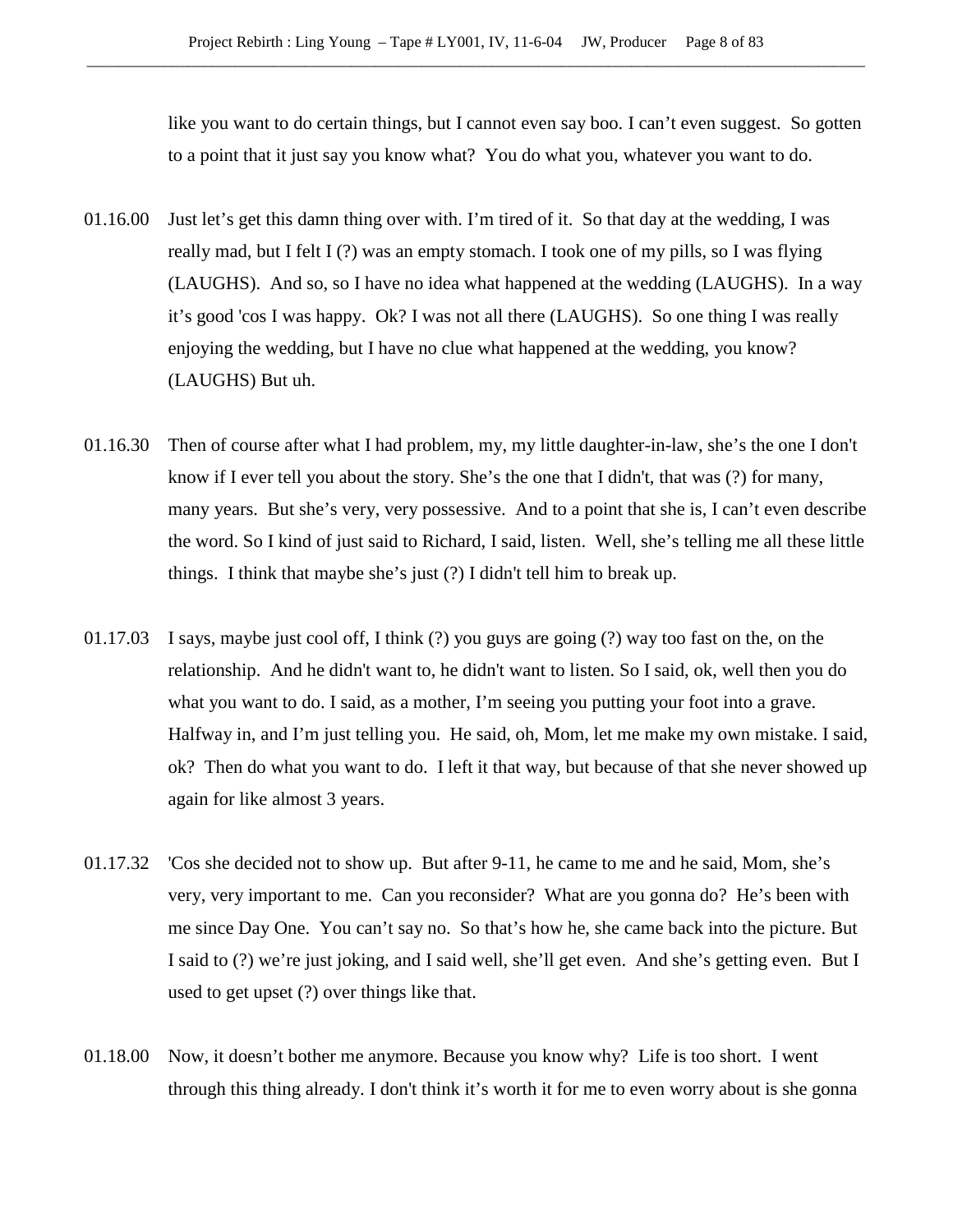like you want to do certain things, but I cannot even say boo. I can't even suggest. So gotten to a point that it just say you know what? You do what you, whatever you want to do.

01.16.00 Just let's get this damn thing over with. I'm tired of it. So that day at the wedding, I was really mad, but I felt I (?) was an empty stomach. I took one of my pills, so I was flying (LAUGHS). And so, so I have no idea what happened at the wedding (LAUGHS). In a way it's good 'cos I was happy. Ok? I was not all there (LAUGHS). So one thing I was really enjoying the wedding, but I have no clue what happened at the wedding, you know? (LAUGHS) But uh.

01.16.30 Then of course after what I had problem, my, my little daughter-in-law, she's the one I don't know if I ever tell you about the story. She's the one that I didn't, that was (?) for many, many years. But she's very, very possessive. And to a point that she is, I can't even describe the word. So I kind of just said to Richard, I said, listen. Well, she's telling me all these little things. I think that maybe she's just (?) I didn't tell him to break up.

01.17.03 I says, maybe just cool off, I think (?) you guys are going (?) way too fast on the, on the relationship. And he didn't want to, he didn't want to listen. So I said, ok, well then you do what you want to do. I said, as a mother, I'm seeing you putting your foot into a grave. Halfway in, and I'm just telling you. He said, oh, Mom, let me make my own mistake. I said, ok? Then do what you want to do. I left it that way, but because of that she never showed up again for like almost 3 years.

01.17.32 'Cos she decided not to show up. But after 9-11, he came to me and he said, Mom, she's very, very important to me. Can you reconsider? What are you gonna do? He's been with me since Day One. You can't say no. So that's how he, she came back into the picture. But I said to (?) we're just joking, and I said well, she'll get even. And she's getting even. But I used to get upset (?) over things like that.

01.18.00 Now, it doesn't bother me anymore. Because you know why? Life is too short. I went through this thing already. I don't think it's worth it for me to even worry about is she gonna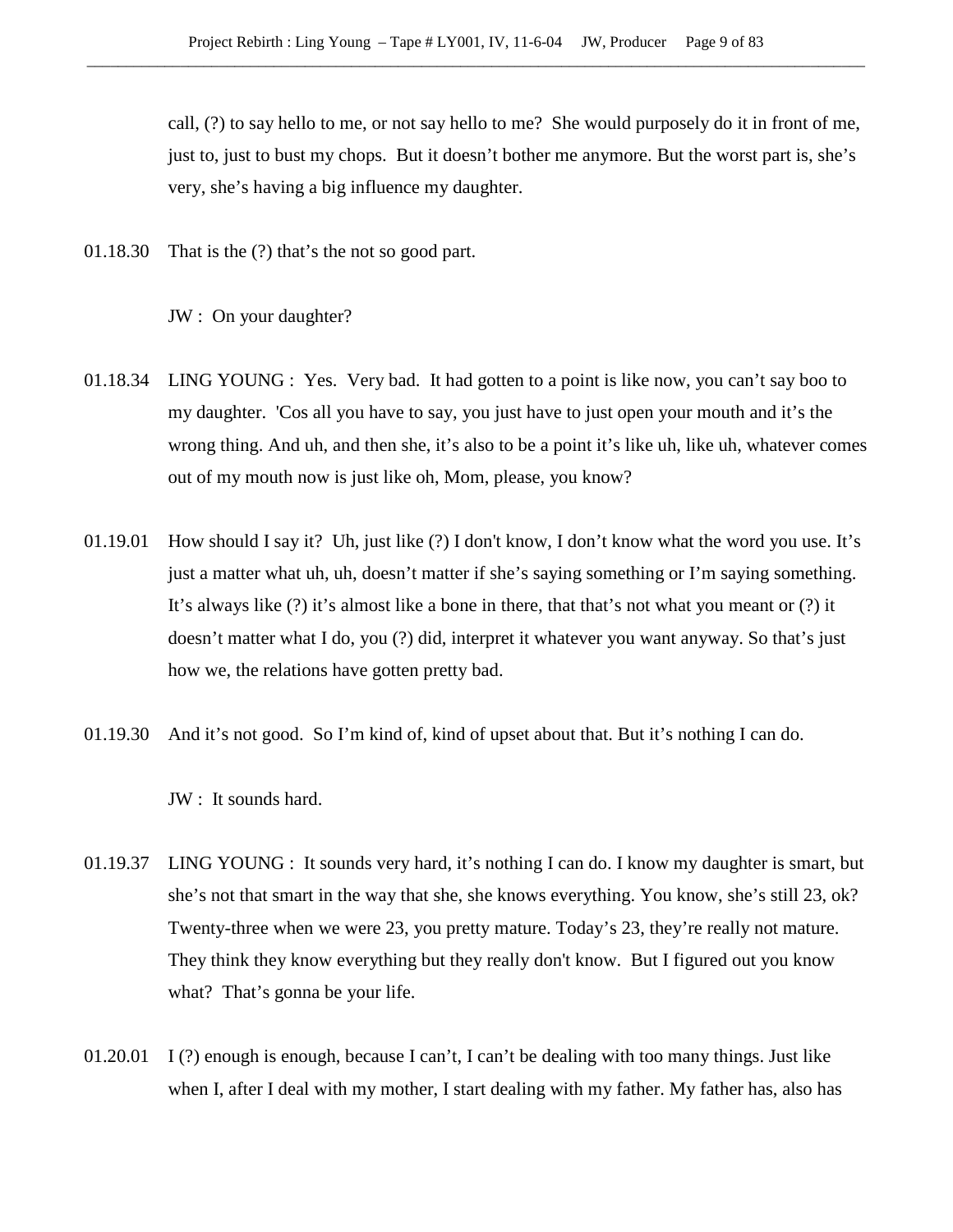call, (?) to say hello to me, or not say hello to me? She would purposely do it in front of me, just to, just to bust my chops. But it doesn't bother me anymore. But the worst part is, she's very, she's having a big influence my daughter.

01.18.30 That is the (?) that's the not so good part.

JW : On your daughter?

01.18.34 LING YOUNG : Yes. Very bad. It had gotten to a point is like now, you can't say boo to my daughter. 'Cos all you have to say, you just have to just open your mouth and it's the wrong thing. And uh, and then she, it's also to be a point it's like uh, like uh, whatever comes out of my mouth now is just like oh, Mom, please, you know?

01.19.01 How should I say it? Uh, just like (?) I don't know, I don't know what the word you use. It's just a matter what uh, uh, doesn't matter if she's saying something or I'm saying something. It's always like (?) it's almost like a bone in there, that that's not what you meant or (?) it doesn't matter what I do, you (?) did, interpret it whatever you want anyway. So that's just how we, the relations have gotten pretty bad.

01.19.30 And it's not good. So I'm kind of, kind of upset about that. But it's nothing I can do.

JW : It sounds hard.

01.19.37 LING YOUNG : It sounds very hard, it's nothing I can do. I know my daughter is smart, but she's not that smart in the way that she, she knows everything. You know, she's still 23, ok? Twenty-three when we were 23, you pretty mature. Today's 23, they're really not mature. They think they know everything but they really don't know. But I figured out you know what? That's gonna be your life.

01.20.01 I (?) enough is enough, because I can't, I can't be dealing with too many things. Just like when I, after I deal with my mother, I start dealing with my father. My father has, also has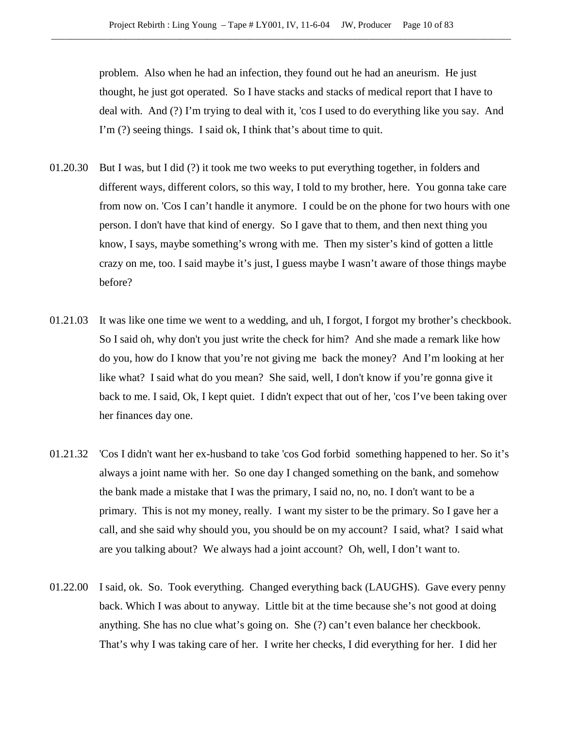problem. Also when he had an infection, they found out he had an aneurism. He just thought, he just got operated. So I have stacks and stacks of medical report that I have to deal with. And (?) I'm trying to deal with it, 'cos I used to do everything like you say. And I'm (?) seeing things. I said ok, I think that's about time to quit.

01.20.30 But I was, but I did (?) it took me two weeks to put everything together, in folders and different ways, different colors, so this way, I told to my brother, here. You gonna take care from now on. 'Cos I can't handle it anymore. I could be on the phone for two hours with one person. I don't have that kind of energy. So I gave that to them, and then next thing you know, I says, maybe something's wrong with me. Then my sister's kind of gotten a little crazy on me, too. I said maybe it's just, I guess maybe I wasn't aware of those things maybe before?

01.21.03 It was like one time we went to a wedding, and uh, I forgot, I forgot my brother's checkbook. So I said oh, why don't you just write the check for him? And she made a remark like how do you, how do I know that you're not giving me back the money? And I'm looking at her like what? I said what do you mean? She said, well, I don't know if you're gonna give it back to me. I said, Ok, I kept quiet. I didn't expect that out of her, 'cos I've been taking over her finances day one.

01.21.32 'Cos I didn't want her ex-husband to take 'cos God forbid something happened to her. So it's always a joint name with her. So one day I changed something on the bank, and somehow the bank made a mistake that I was the primary, I said no, no, no. I don't want to be a primary. This is not my money, really. I want my sister to be the primary. So I gave her a call, and she said why should you, you should be on my account? I said, what? I said what are you talking about? We always had a joint account? Oh, well, I don't want to.

01.22.00 I said, ok. So. Took everything. Changed everything back (LAUGHS). Gave every penny back. Which I was about to anyway. Little bit at the time because she's not good at doing anything. She has no clue what's going on. She (?) can't even balance her checkbook. That's why I was taking care of her. I write her checks, I did everything for her. I did her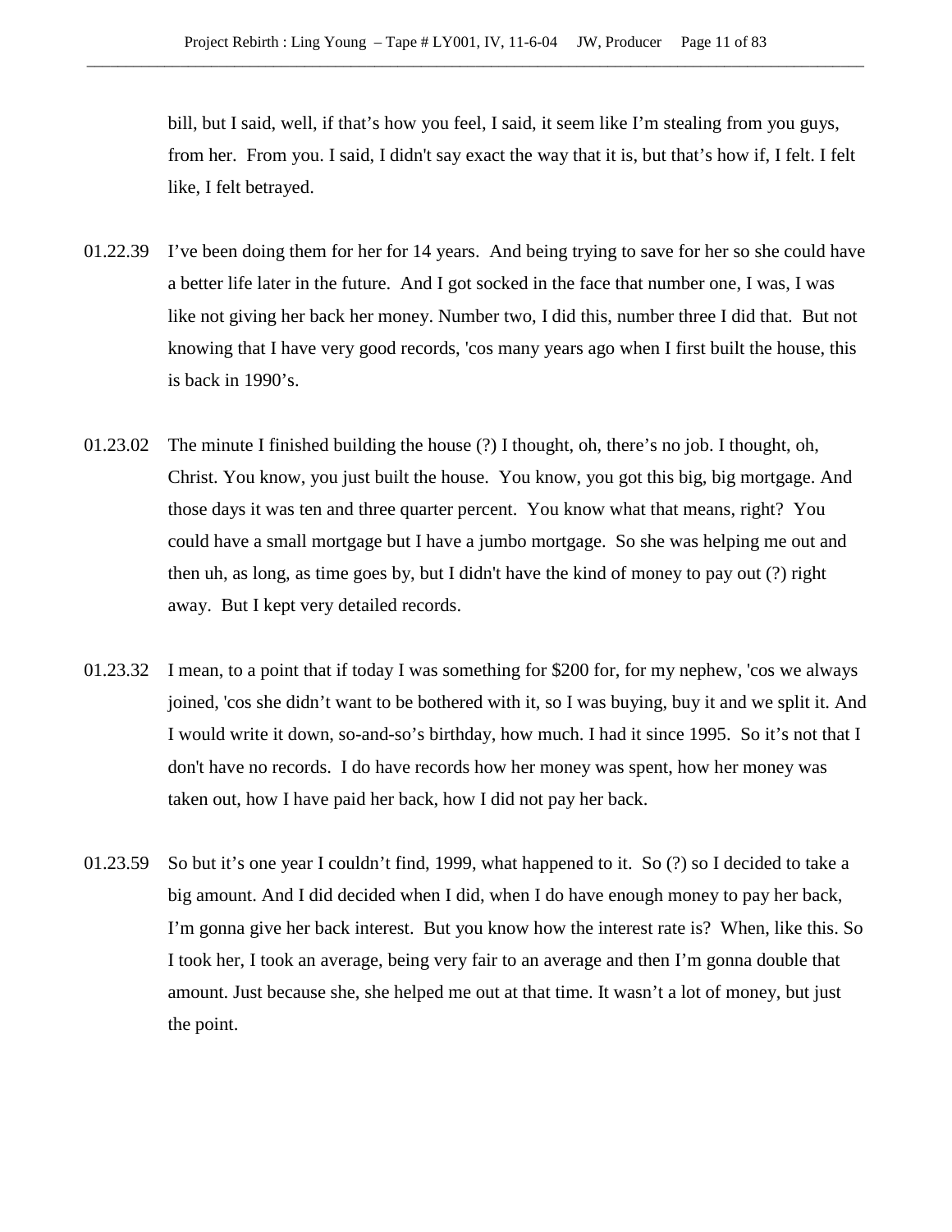bill, but I said, well, if that's how you feel, I said, it seem like I'm stealing from you guys, from her. From you. I said, I didn't say exact the way that it is, but that's how if, I felt. I felt like, I felt betrayed.

01.22.39 I've been doing them for her for 14 years. And being trying to save for her so she could have a better life later in the future. And I got socked in the face that number one, I was, I was like not giving her back her money. Number two, I did this, number three I did that. But not knowing that I have very good records, 'cos many years ago when I first built the house, this is back in 1990's.

01.23.02 The minute I finished building the house (?) I thought, oh, there's no job. I thought, oh, Christ. You know, you just built the house. You know, you got this big, big mortgage. And those days it was ten and three quarter percent. You know what that means, right? You could have a small mortgage but I have a jumbo mortgage. So she was helping me out and then uh, as long, as time goes by, but I didn't have the kind of money to pay out (?) right away. But I kept very detailed records.

01.23.32 I mean, to a point that if today I was something for $200 for, for my nephew, 'cos we always joined, 'cos she didn't want to be bothered with it, so I was buying, buy it and we split it. And I would write it down, so-and-so's birthday, how much. I had it since 1995. So it's not that I don't have no records. I do have records how her money was spent, how her money was taken out, how I have paid her back, how I did not pay her back.

01.23.59 So but it's one year I couldn't find, 1999, what happened to it. So (?) so I decided to take a big amount. And I did decided when I did, when I do have enough money to pay her back, I'm gonna give her back interest. But you know how the interest rate is? When, like this. So I took her, I took an average, being very fair to an average and then I'm gonna double that amount. Just because she, she helped me out at that time. It wasn't a lot of money, but just the point.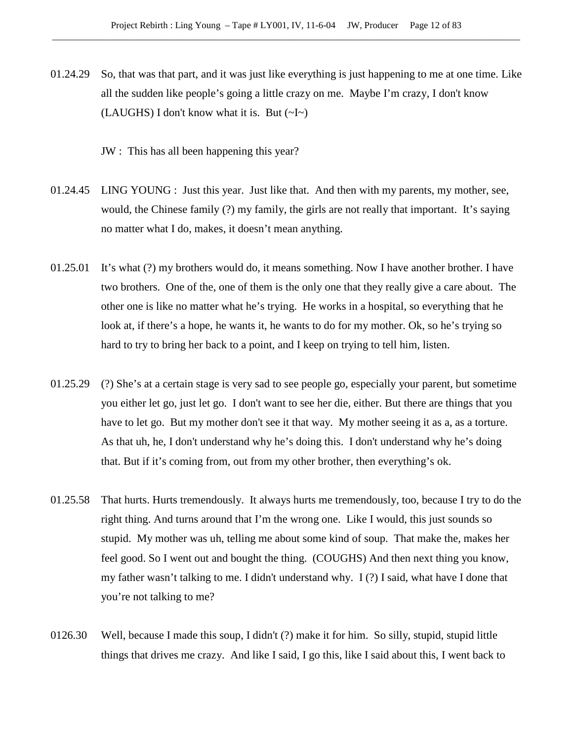01.24.29 So, that was that part, and it was just like everything is just happening to me at one time. Like all the sudden like people's going a little crazy on me. Maybe I'm crazy, I don't know (LAUGHS) I don't know what it is. But (~I~)

JW : This has all been happening this year?

01.24.45 LING YOUNG : Just this year. Just like that. And then with my parents, my mother, see, would, the Chinese family (?) my family, the girls are not really that important. It's saying no matter what I do, makes, it doesn't mean anything.

01.25.01 It's what (?) my brothers would do, it means something. Now I have another brother. I have two brothers. One of the, one of them is the only one that they really give a care about. The other one is like no matter what he's trying. He works in a hospital, so everything that he look at, if there's a hope, he wants it, he wants to do for my mother. Ok, so he's trying so hard to try to bring her back to a point, and I keep on trying to tell him, listen.

01.25.29 (?) She's at a certain stage is very sad to see people go, especially your parent, but sometime you either let go, just let go. I don't want to see her die, either. But there are things that you have to let go. But my mother don't see it that way. My mother seeing it as a, as a torture. As that uh, he, I don't understand why he's doing this. I don't understand why he's doing that. But if it's coming from, out from my other brother, then everything's ok.

01.25.58 That hurts. Hurts tremendously. It always hurts me tremendously, too, because I try to do the right thing. And turns around that I'm the wrong one. Like I would, this just sounds so stupid. My mother was uh, telling me about some kind of soup. That make the, makes her feel good. So I went out and bought the thing. (COUGHS) And then next thing you know, my father wasn't talking to me. I didn't understand why. I (?) I said, what have I done that you're not talking to me?

0126.30 Well, because I made this soup, I didn't (?) make it for him. So silly, stupid, stupid little things that drives me crazy. And like I said, I go this, like I said about this, I went back to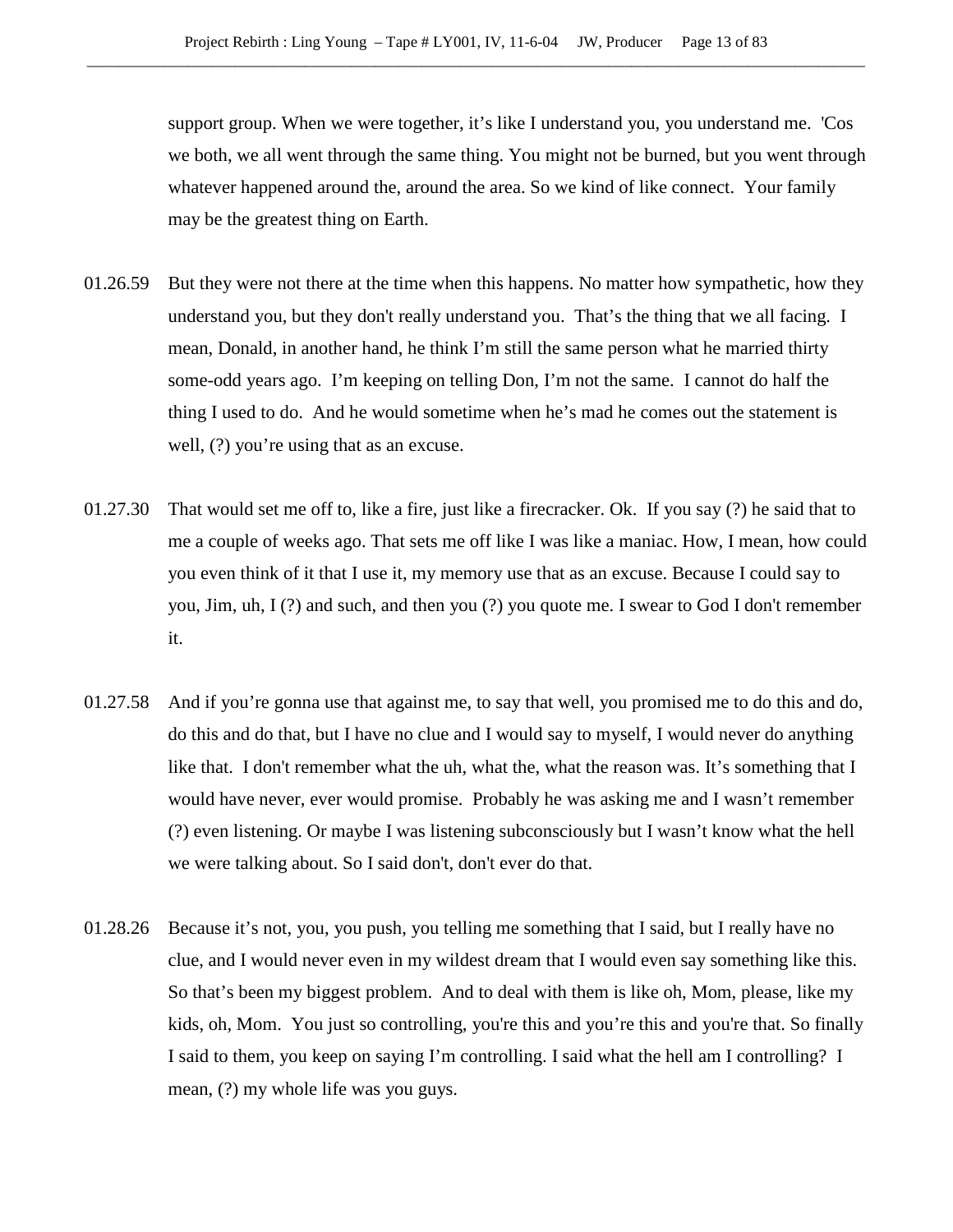support group. When we were together, it's like I understand you, you understand me. 'Cos we both, we all went through the same thing. You might not be burned, but you went through whatever happened around the, around the area. So we kind of like connect. Your family may be the greatest thing on Earth.

01.26.59 But they were not there at the time when this happens. No matter how sympathetic, how they understand you, but they don't really understand you. That's the thing that we all facing. I mean, Donald, in another hand, he think I'm still the same person what he married thirty some-odd years ago. I'm keeping on telling Don, I'm not the same. I cannot do half the thing I used to do. And he would sometime when he's mad he comes out the statement is well, (?) you're using that as an excuse.

01.27.30 That would set me off to, like a fire, just like a firecracker. Ok. If you say (?) he said that to me a couple of weeks ago. That sets me off like I was like a maniac. How, I mean, how could you even think of it that I use it, my memory use that as an excuse. Because I could say to you, Jim, uh, I (?) and such, and then you (?) you quote me. I swear to God I don't remember it.

01.27.58 And if you're gonna use that against me, to say that well, you promised me to do this and do, do this and do that, but I have no clue and I would say to myself, I would never do anything like that. I don't remember what the uh, what the, what the reason was. It's something that I would have never, ever would promise. Probably he was asking me and I wasn't remember (?) even listening. Or maybe I was listening subconsciously but I wasn't know what the hell we were talking about. So I said don't, don't ever do that.

01.28.26 Because it's not, you, you push, you telling me something that I said, but I really have no clue, and I would never even in my wildest dream that I would even say something like this. So that's been my biggest problem. And to deal with them is like oh, Mom, please, like my kids, oh, Mom. You just so controlling, you're this and you're this and you're that. So finally I said to them, you keep on saying I'm controlling. I said what the hell am I controlling? I mean, (?) my whole life was you guys.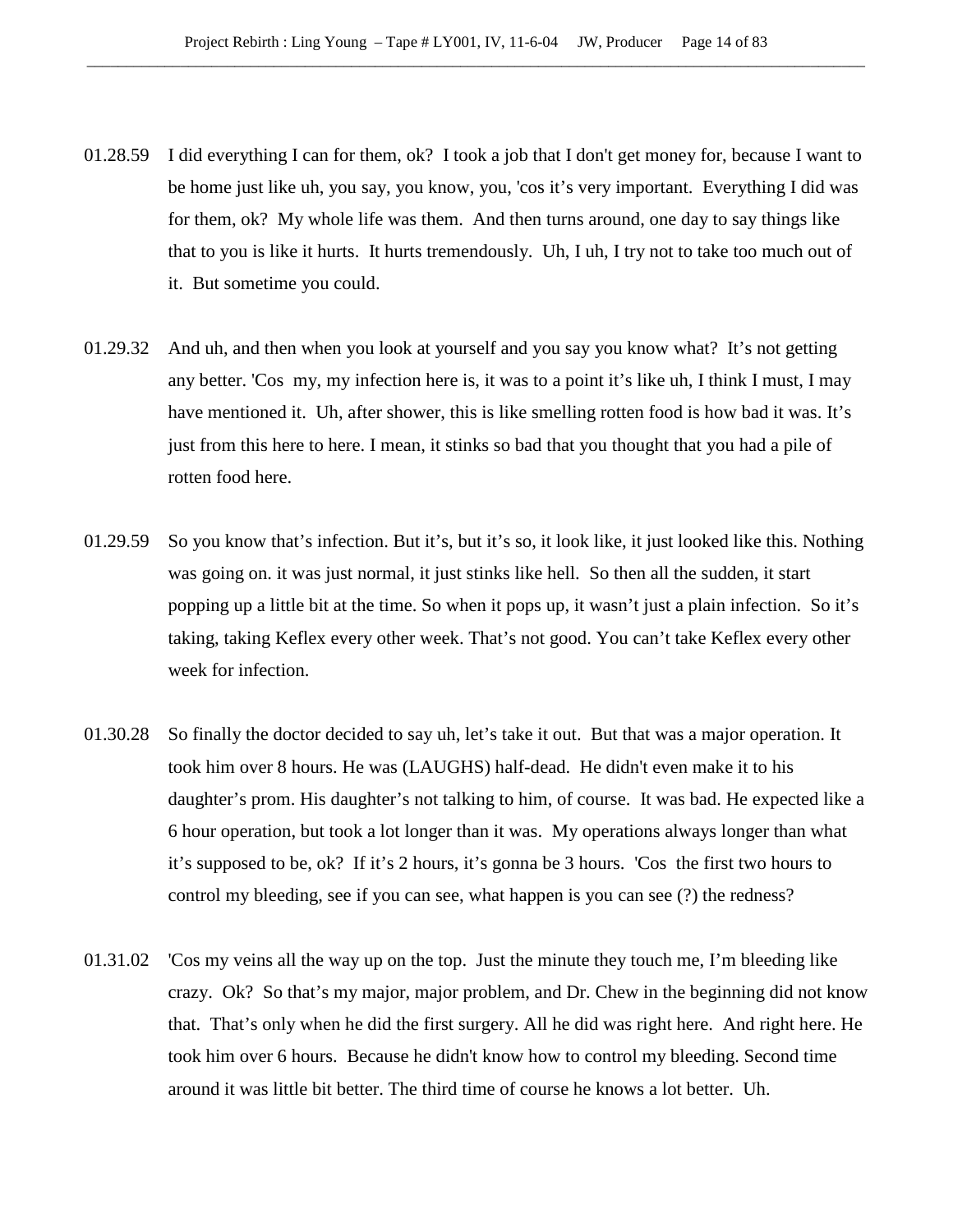01.28.59 I did everything I can for them, ok? I took a job that I don't get money for, because I want to be home just like uh, you say, you know, you, 'cos it’s very important. Everything I did was for them, ok? My whole life was them. And then turns around, one day to say things like that to you is like it hurts. It hurts tremendously. Uh, I uh, I try not to take too much out of it. But sometime you could.

01.29.32 And uh, and then when you look at yourself and you say you know what? It’s not getting any better. 'Cos my, my infection here is, it was to a point it’s like uh, I think I must, I may have mentioned it. Uh, after shower, this is like smelling rotten food is how bad it was. It’s just from this here to here. I mean, it stinks so bad that you thought that you had a pile of rotten food here.

01.29.59 So you know that’s infection. But it’s, but it’s so, it look like, it just looked like this. Nothing was going on. it was just normal, it just stinks like hell. So then all the sudden, it start popping up a little bit at the time. So when it pops up, it wasn’t just a plain infection. So it’s taking, taking Keflex every other week. That’s not good. You can’t take Keflex every other week for infection.

01.30.28 So finally the doctor decided to say uh, let’s take it out. But that was a major operation. It took him over 8 hours. He was (LAUGHS) half-dead. He didn't even make it to his daughter’s prom. His daughter’s not talking to him, of course. It was bad. He expected like a 6 hour operation, but took a lot longer than it was. My operations always longer than what it’s supposed to be, ok? If it’s 2 hours, it’s gonna be 3 hours. 'Cos the first two hours to control my bleeding, see if you can see, what happen is you can see (?) the redness?

01.31.02 'Cos my veins all the way up on the top. Just the minute they touch me, I’m bleeding like crazy. Ok? So that’s my major, major problem, and Dr. Chew in the beginning did not know that. That’s only when he did the first surgery. All he did was right here. And right here. He took him over 6 hours. Because he didn't know how to control my bleeding. Second time around it was little bit better. The third time of course he knows a lot better. Uh.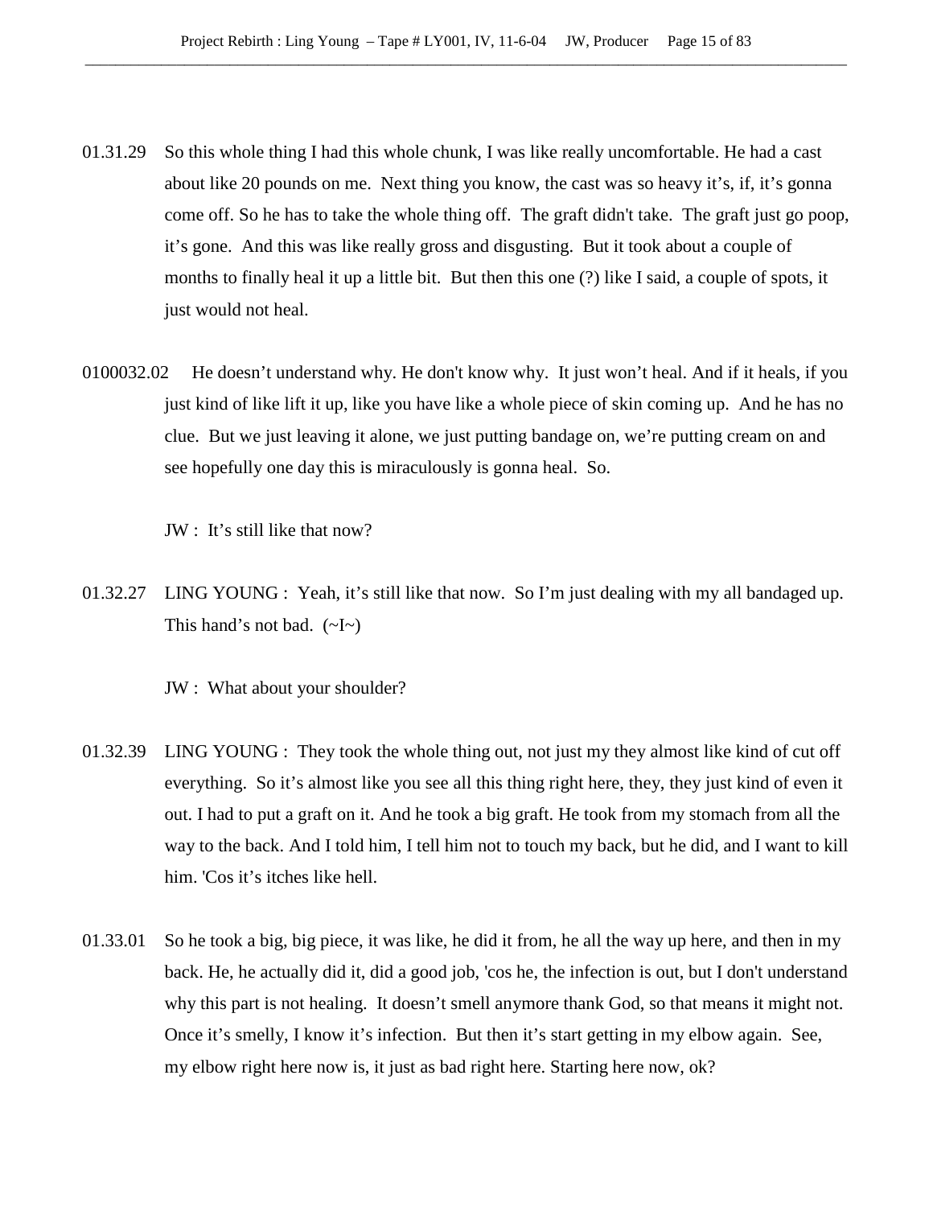01.31.29 So this whole thing I had this whole chunk, I was like really uncomfortable. He had a cast about like 20 pounds on me. Next thing you know, the cast was so heavy it's, if, it's gonna come off. So he has to take the whole thing off. The graft didn't take. The graft just go poop, it's gone. And this was like really gross and disgusting. But it took about a couple of months to finally heal it up a little bit. But then this one (?) like I said, a couple of spots, it just would not heal.

0100032.02 He doesn't understand why. He don't know why. It just won't heal. And if it heals, if you just kind of like lift it up, like you have like a whole piece of skin coming up. And he has no clue. But we just leaving it alone, we just putting bandage on, we're putting cream on and see hopefully one day this is miraculously is gonna heal. So.

JW : It's still like that now?

01.32.27 LING YOUNG : Yeah, it's still like that now. So I'm just dealing with my all bandaged up. This hand's not bad. (~I~)

JW : What about your shoulder?

01.32.39 LING YOUNG : They took the whole thing out, not just my they almost like kind of cut off everything. So it's almost like you see all this thing right here, they, they just kind of even it out. I had to put a graft on it. And he took a big graft. He took from my stomach from all the way to the back. And I told him, I tell him not to touch my back, but he did, and I want to kill him. 'Cos it's itches like hell.

01.33.01 So he took a big, big piece, it was like, he did it from, he all the way up here, and then in my back. He, he actually did it, did a good job, 'cos he, the infection is out, but I don't understand why this part is not healing. It doesn't smell anymore thank God, so that means it might not. Once it's smelly, I know it's infection. But then it's start getting in my elbow again. See, my elbow right here now is, it just as bad right here. Starting here now, ok?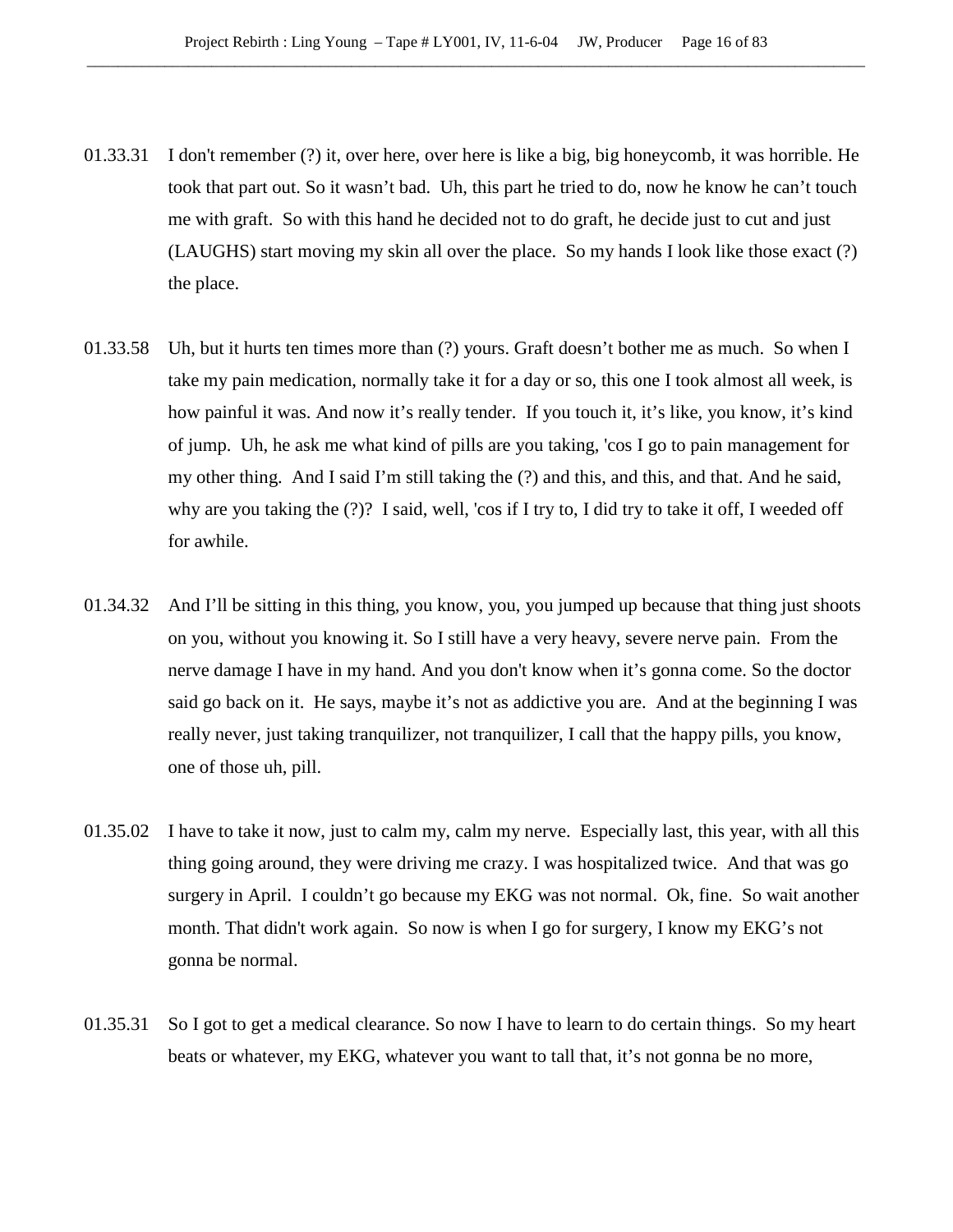01.33.31 I don't remember (?) it, over here, over here is like a big, big honeycomb, it was horrible. He took that part out. So it wasn't bad. Uh, this part he tried to do, now he know he can't touch me with graft. So with this hand he decided not to do graft, he decide just to cut and just (LAUGHS) start moving my skin all over the place. So my hands I look like those exact (?) the place.

01.33.58 Uh, but it hurts ten times more than (?) yours. Graft doesn't bother me as much. So when I take my pain medication, normally take it for a day or so, this one I took almost all week, is how painful it was. And now it's really tender. If you touch it, it's like, you know, it's kind of jump. Uh, he ask me what kind of pills are you taking, 'cos I go to pain management for my other thing. And I said I'm still taking the (?) and this, and this, and that. And he said, why are you taking the (?)? I said, well, 'cos if I try to, I did try to take it off, I weeded off for awhile.

01.34.32 And I'll be sitting in this thing, you know, you, you jumped up because that thing just shoots on you, without you knowing it. So I still have a very heavy, severe nerve pain. From the nerve damage I have in my hand. And you don't know when it's gonna come. So the doctor said go back on it. He says, maybe it's not as addictive you are. And at the beginning I was really never, just taking tranquilizer, not tranquilizer, I call that the happy pills, you know, one of those uh, pill.

01.35.02 I have to take it now, just to calm my, calm my nerve. Especially last, this year, with all this thing going around, they were driving me crazy. I was hospitalized twice. And that was go surgery in April. I couldn't go because my EKG was not normal. Ok, fine. So wait another month. That didn't work again. So now is when I go for surgery, I know my EKG's not gonna be normal.

01.35.31 So I got to get a medical clearance. So now I have to learn to do certain things. So my heart beats or whatever, my EKG, whatever you want to tall that, it's not gonna be no more,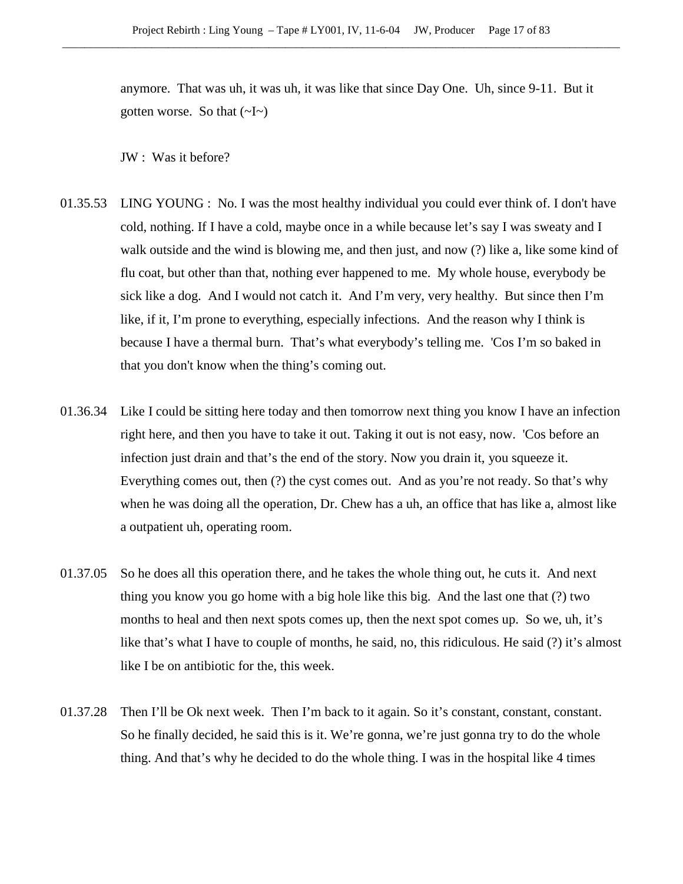anymore. That was uh, it was uh, it was like that since Day One. Uh, since 9-11. But it gotten worse. So that (~I~)

JW : Was it before?

01.35.53 LING YOUNG : No. I was the most healthy individual you could ever think of. I don't have cold, nothing. If I have a cold, maybe once in a while because let’s say I was sweaty and I walk outside and the wind is blowing me, and then just, and now (?) like a, like some kind of flu coat, but other than that, nothing ever happened to me. My whole house, everybody be sick like a dog. And I would not catch it. And I’m very, very healthy. But since then I’m like, if it, I’m prone to everything, especially infections. And the reason why I think is because I have a thermal burn. That’s what everybody’s telling me. 'Cos I’m so baked in that you don't know when the thing’s coming out.

01.36.34 Like I could be sitting here today and then tomorrow next thing you know I have an infection right here, and then you have to take it out. Taking it out is not easy, now. 'Cos before an infection just drain and that’s the end of the story. Now you drain it, you squeeze it. Everything comes out, then (?) the cyst comes out. And as you’re not ready. So that’s why when he was doing all the operation, Dr. Chew has a uh, an office that has like a, almost like a outpatient uh, operating room.

01.37.05 So he does all this operation there, and he takes the whole thing out, he cuts it. And next thing you know you go home with a big hole like this big. And the last one that (?) two months to heal and then next spots comes up, then the next spot comes up. So we, uh, it’s like that’s what I have to couple of months, he said, no, this ridiculous. He said (?) it’s almost like I be on antibiotic for the, this week.

01.37.28 Then I’ll be Ok next week. Then I’m back to it again. So it’s constant, constant, constant. So he finally decided, he said this is it. We’re gonna, we’re just gonna try to do the whole thing. And that’s why he decided to do the whole thing. I was in the hospital like 4 times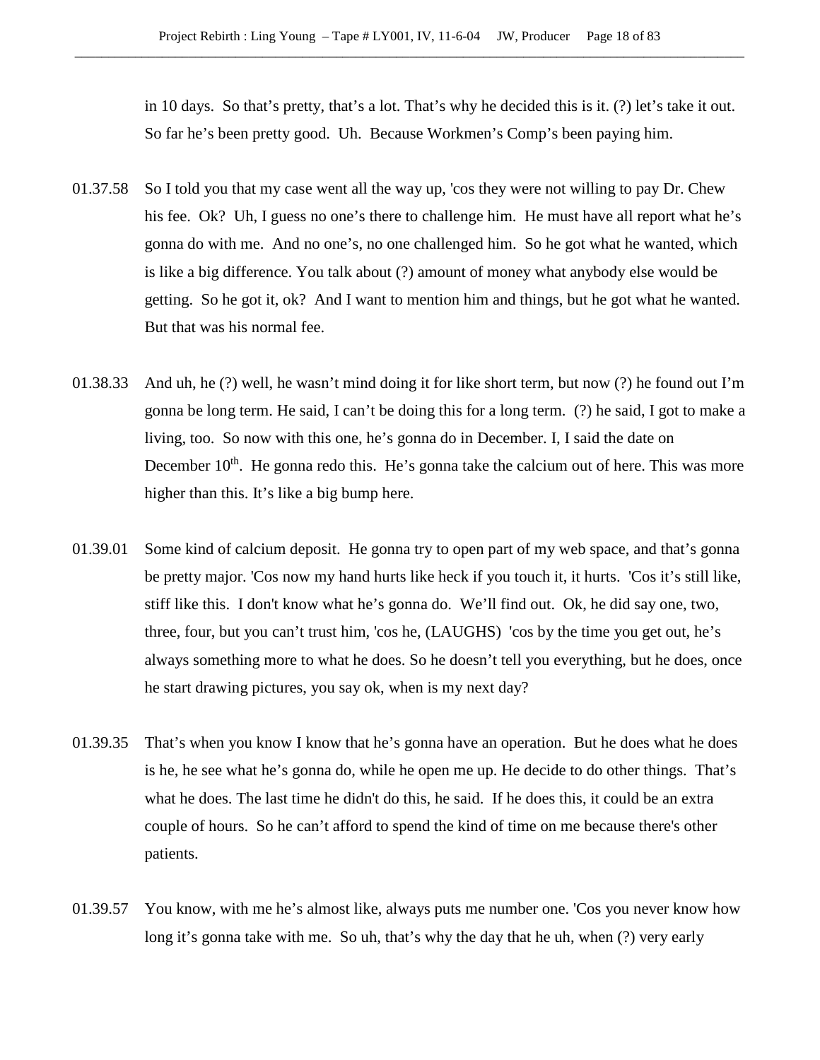in 10 days. So that's pretty, that's a lot. That's why he decided this is it. (?) let's take it out. So far he's been pretty good. Uh. Because Workmen's Comp's been paying him.

01.37.58 So I told you that my case went all the way up, 'cos they were not willing to pay Dr. Chew his fee. Ok? Uh, I guess no one's there to challenge him. He must have all report what he's gonna do with me. And no one's, no one challenged him. So he got what he wanted, which is like a big difference. You talk about (?) amount of money what anybody else would be getting. So he got it, ok? And I want to mention him and things, but he got what he wanted. But that was his normal fee.

01.38.33 And uh, he (?) well, he wasn't mind doing it for like short term, but now (?) he found out I'm gonna be long term. He said, I can't be doing this for a long term. (?) he said, I got to make a living, too. So now with this one, he's gonna do in December. I, I said the date on December 10th. He gonna redo this. He's gonna take the calcium out of here. This was more higher than this. It's like a big bump here.

01.39.01 Some kind of calcium deposit. He gonna try to open part of my web space, and that's gonna be pretty major. 'Cos now my hand hurts like heck if you touch it, it hurts. 'Cos it's still like, stiff like this. I don't know what he's gonna do. We'll find out. Ok, he did say one, two, three, four, but you can't trust him, 'cos he, (LAUGHS) 'cos by the time you get out, he's always something more to what he does. So he doesn't tell you everything, but he does, once he start drawing pictures, you say ok, when is my next day?

01.39.35 That's when you know I know that he's gonna have an operation. But he does what he does is he, he see what he's gonna do, while he open me up. He decide to do other things. That's what he does. The last time he didn't do this, he said. If he does this, it could be an extra couple of hours. So he can't afford to spend the kind of time on me because there's other patients.

01.39.57 You know, with me he's almost like, always puts me number one. 'Cos you never know how long it's gonna take with me. So uh, that's why the day that he uh, when (?) very early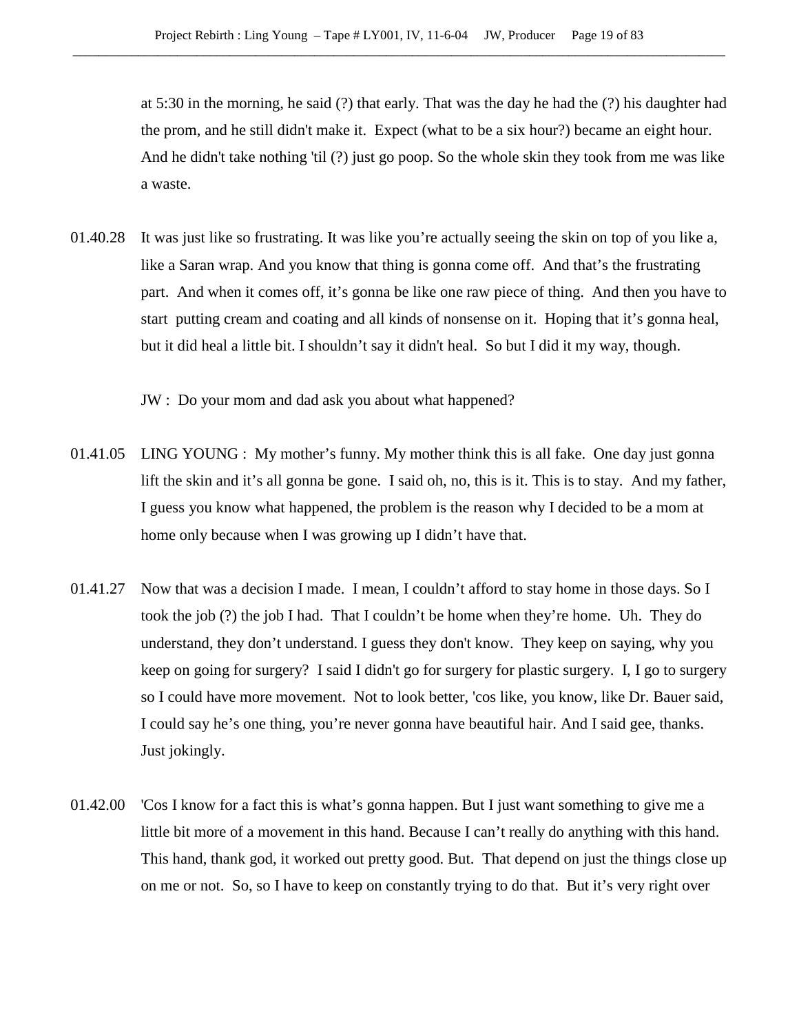at 5:30 in the morning, he said (?) that early. That was the day he had the (?) his daughter had the prom, and he still didn't make it. Expect (what to be a six hour?) became an eight hour. And he didn't take nothing 'til (?) just go poop. So the whole skin they took from me was like a waste.

01.40.28 It was just like so frustrating. It was like you're actually seeing the skin on top of you like a, like a Saran wrap. And you know that thing is gonna come off. And that's the frustrating part. And when it comes off, it's gonna be like one raw piece of thing. And then you have to start putting cream and coating and all kinds of nonsense on it. Hoping that it's gonna heal, but it did heal a little bit. I shouldn't say it didn't heal. So but I did it my way, though.

JW : Do your mom and dad ask you about what happened?

01.41.05 LING YOUNG : My mother's funny. My mother think this is all fake. One day just gonna lift the skin and it's all gonna be gone. I said oh, no, this is it. This is to stay. And my father, I guess you know what happened, the problem is the reason why I decided to be a mom at home only because when I was growing up I didn't have that.

01.41.27 Now that was a decision I made. I mean, I couldn't afford to stay home in those days. So I took the job (?) the job I had. That I couldn't be home when they're home. Uh. They do understand, they don't understand. I guess they don't know. They keep on saying, why you keep on going for surgery? I said I didn't go for surgery for plastic surgery. I, I go to surgery so I could have more movement. Not to look better, 'cos like, you know, like Dr. Bauer said, I could say he's one thing, you're never gonna have beautiful hair. And I said gee, thanks. Just jokingly.

01.42.00 'Cos I know for a fact this is what's gonna happen. But I just want something to give me a little bit more of a movement in this hand. Because I can't really do anything with this hand. This hand, thank god, it worked out pretty good. But. That depend on just the things close up on me or not. So, so I have to keep on constantly trying to do that. But it's very right over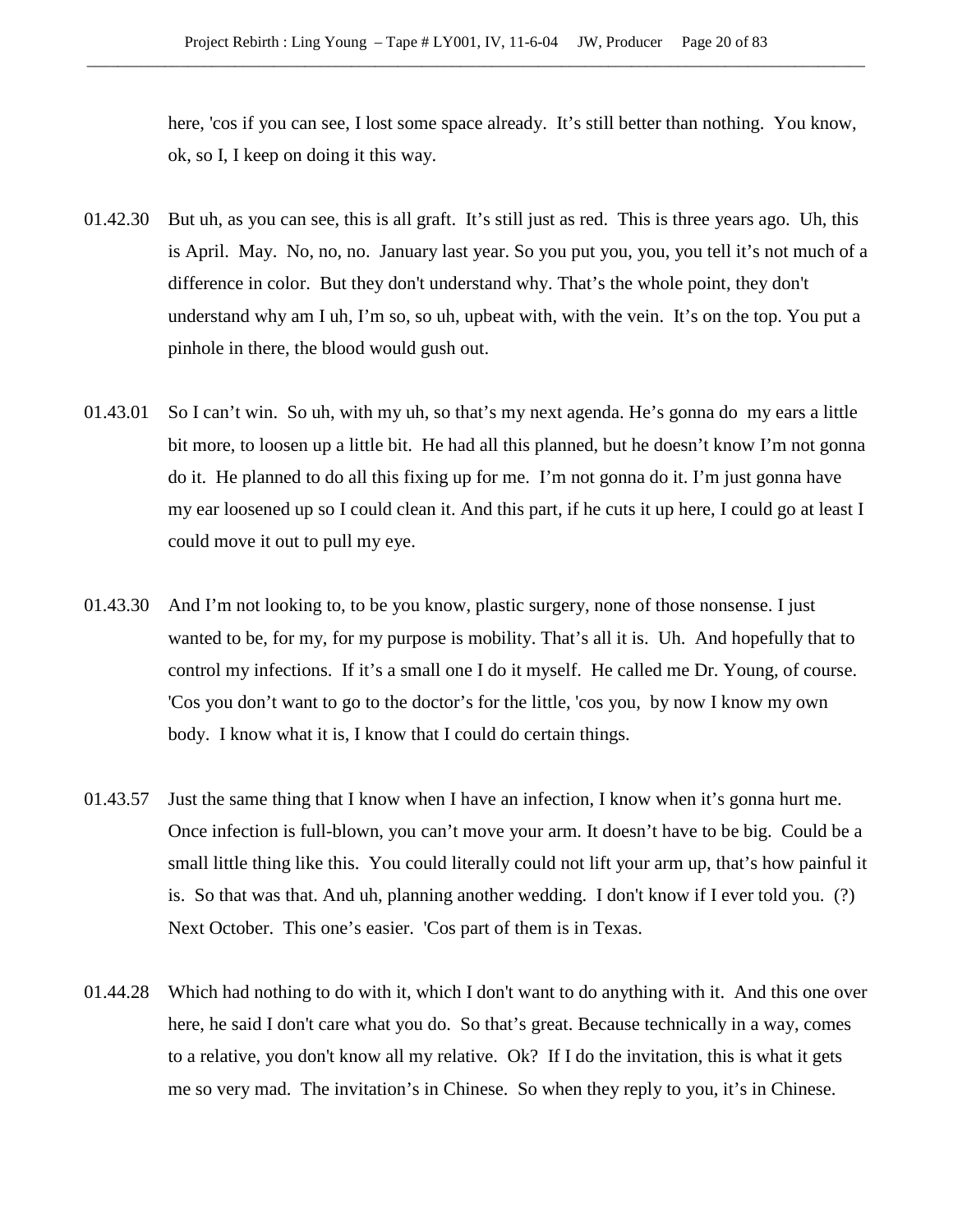here, 'cos if you can see, I lost some space already. It's still better than nothing. You know, ok, so I, I keep on doing it this way.

01.42.30 But uh, as you can see, this is all graft. It's still just as red. This is three years ago. Uh, this is April. May. No, no, no. January last year. So you put you, you, you tell it's not much of a difference in color. But they don't understand why. That's the whole point, they don't understand why am I uh, I'm so, so uh, upbeat with, with the vein. It's on the top. You put a pinhole in there, the blood would gush out.

01.43.01 So I can't win. So uh, with my uh, so that's my next agenda. He's gonna do my ears a little bit more, to loosen up a little bit. He had all this planned, but he doesn't know I'm not gonna do it. He planned to do all this fixing up for me. I'm not gonna do it. I'm just gonna have my ear loosened up so I could clean it. And this part, if he cuts it up here, I could go at least I could move it out to pull my eye.

01.43.30 And I'm not looking to, to be you know, plastic surgery, none of those nonsense. I just wanted to be, for my, for my purpose is mobility. That's all it is. Uh. And hopefully that to control my infections. If it's a small one I do it myself. He called me Dr. Young, of course. 'Cos you don't want to go to the doctor's for the little, 'cos you, by now I know my own body. I know what it is, I know that I could do certain things.

01.43.57 Just the same thing that I know when I have an infection, I know when it's gonna hurt me. Once infection is full-blown, you can't move your arm. It doesn't have to be big. Could be a small little thing like this. You could literally could not lift your arm up, that's how painful it is. So that was that. And uh, planning another wedding. I don't know if I ever told you. (?) Next October. This one's easier. 'Cos part of them is in Texas.

01.44.28 Which had nothing to do with it, which I don't want to do anything with it. And this one over here, he said I don't care what you do. So that's great. Because technically in a way, comes to a relative, you don't know all my relative. Ok? If I do the invitation, this is what it gets me so very mad. The invitation's in Chinese. So when they reply to you, it's in Chinese.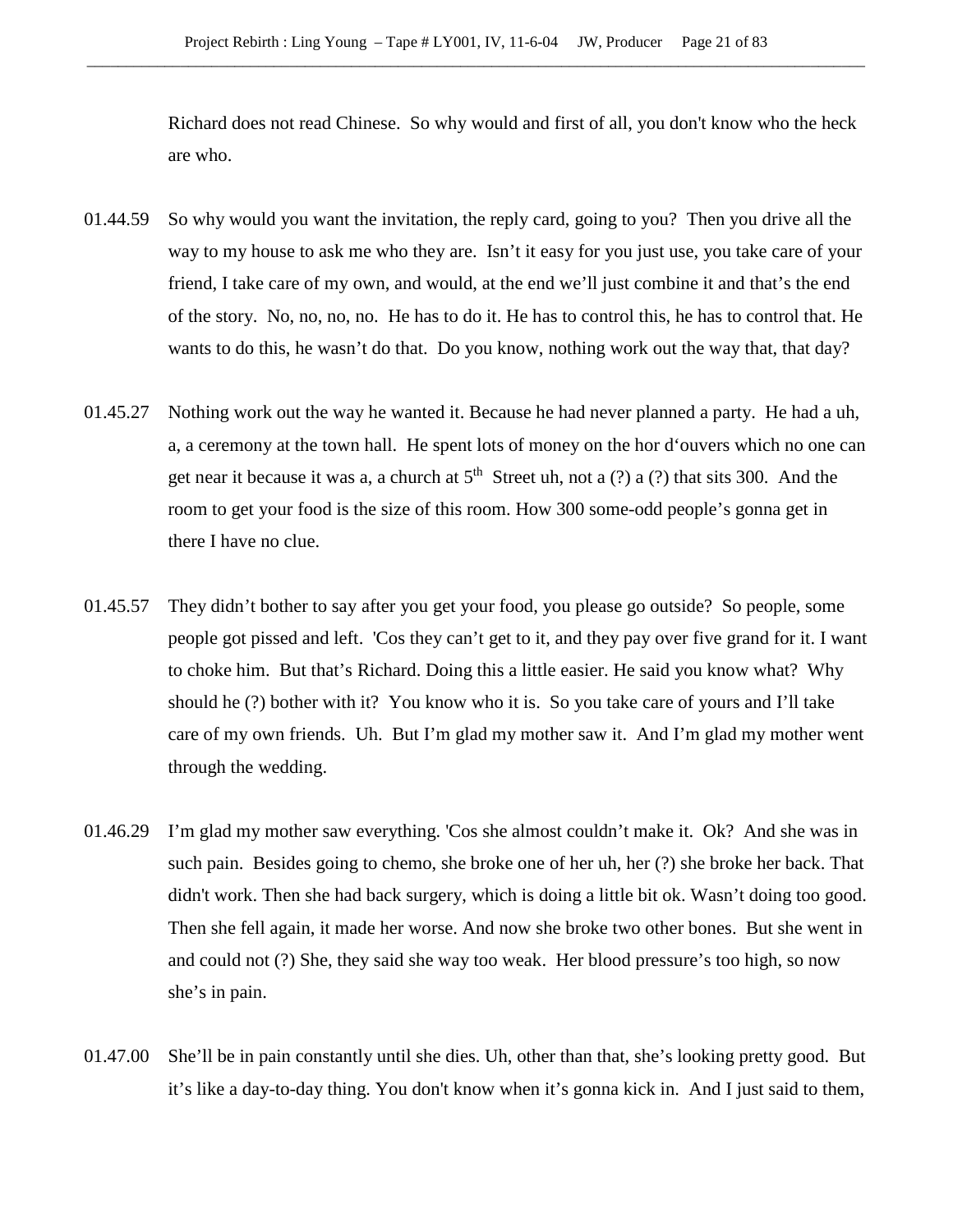Richard does not read Chinese. So why would and first of all, you don't know who the heck are who.

01.44.59 So why would you want the invitation, the reply card, going to you? Then you drive all the way to my house to ask me who they are. Isn’t it easy for you just use, you take care of your friend, I take care of my own, and would, at the end we’ll just combine it and that’s the end of the story. No, no, no, no. He has to do it. He has to control this, he has to control that. He wants to do this, he wasn’t do that. Do you know, nothing work out the way that, that day?

01.45.27 Nothing work out the way he wanted it. Because he had never planned a party. He had a uh, a, a ceremony at the town hall. He spent lots of money on the hor d‘ouvers which no one can get near it because it was a, a church at 5th Street uh, not a (?) a (?) that sits 300. And the room to get your food is the size of this room. How 300 some-odd people’s gonna get in there I have no clue.

01.45.57 They didn’t bother to say after you get your food, you please go outside? So people, some people got pissed and left. 'Cos they can’t get to it, and they pay over five grand for it. I want to choke him. But that’s Richard. Doing this a little easier. He said you know what? Why should he (?) bother with it? You know who it is. So you take care of yours and I’ll take care of my own friends. Uh. But I’m glad my mother saw it. And I’m glad my mother went through the wedding.

01.46.29 I’m glad my mother saw everything. 'Cos she almost couldn’t make it. Ok? And she was in such pain. Besides going to chemo, she broke one of her uh, her (?) she broke her back. That didn't work. Then she had back surgery, which is doing a little bit ok. Wasn’t doing too good. Then she fell again, it made her worse. And now she broke two other bones. But she went in and could not (?) She, they said she way too weak. Her blood pressure’s too high, so now she’s in pain.

01.47.00 She’ll be in pain constantly until she dies. Uh, other than that, she’s looking pretty good. But it’s like a day-to-day thing. You don't know when it’s gonna kick in. And I just said to them,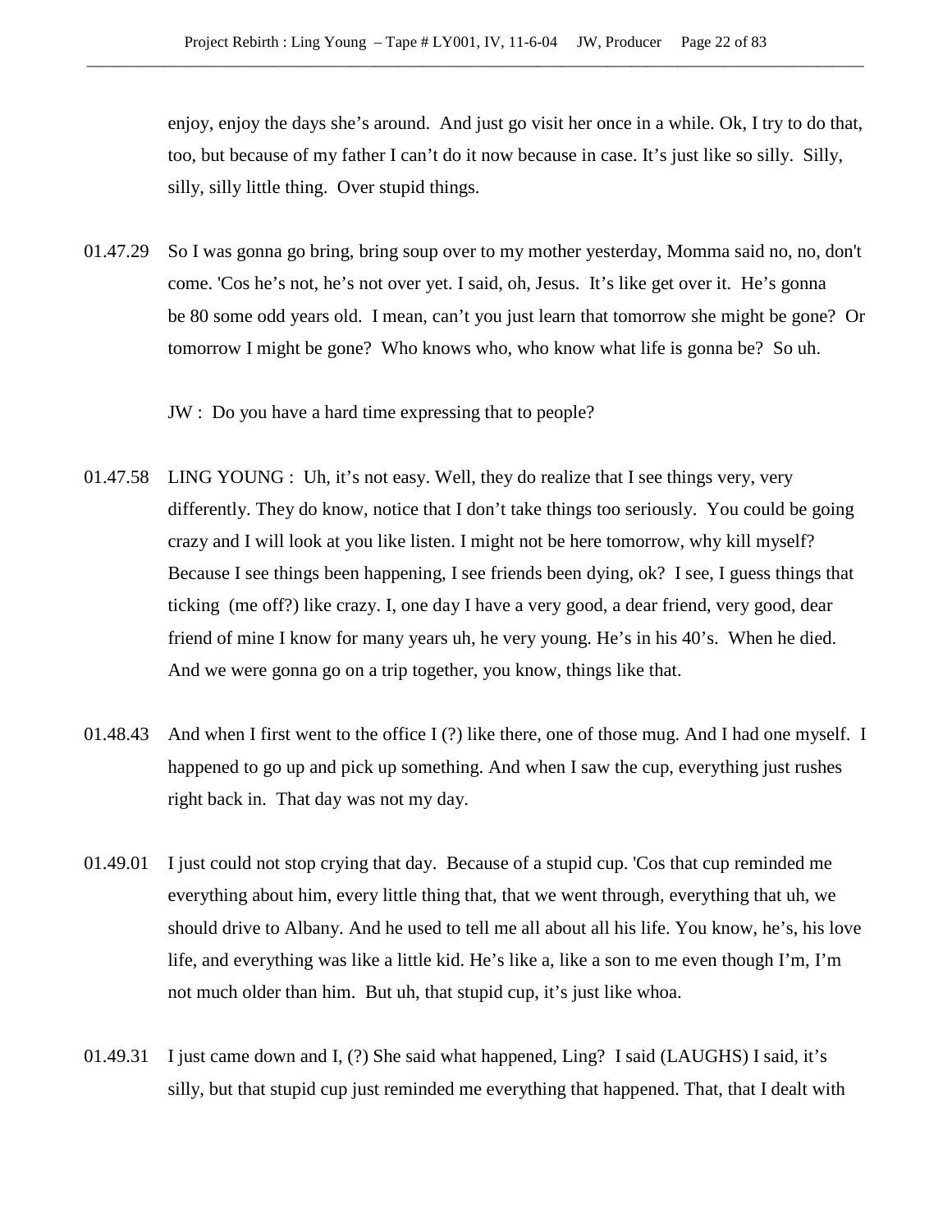enjoy, enjoy the days she's around. And just go visit her once in a while. Ok, I try to do that, too, but because of my father I can't do it now because in case. It's just like so silly. Silly, silly, silly little thing. Over stupid things.

01.47.29 So I was gonna go bring, bring soup over to my mother yesterday, Momma said no, no, don't come. 'Cos he's not, he's not over yet. I said, oh, Jesus. It's like get over it. He's gonna be 80 some odd years old. I mean, can't you just learn that tomorrow she might be gone? Or tomorrow I might be gone? Who knows who, who know what life is gonna be? So uh.

JW : Do you have a hard time expressing that to people?

01.47.58 LING YOUNG : Uh, it's not easy. Well, they do realize that I see things very, very differently. They do know, notice that I don't take things too seriously. You could be going crazy and I will look at you like listen. I might not be here tomorrow, why kill myself? Because I see things been happening, I see friends been dying, ok? I see, I guess things that ticking (me off?) like crazy. I, one day I have a very good, a dear friend, very good, dear friend of mine I know for many years uh, he very young. He's in his 40's. When he died. And we were gonna go on a trip together, you know, things like that.

01.48.43 And when I first went to the office I (?) like there, one of those mug. And I had one myself. I happened to go up and pick up something. And when I saw the cup, everything just rushes right back in. That day was not my day.

01.49.01 I just could not stop crying that day. Because of a stupid cup. 'Cos that cup reminded me everything about him, every little thing that, that we went through, everything that uh, we should drive to Albany. And he used to tell me all about all his life. You know, he's, his love life, and everything was like a little kid. He's like a, like a son to me even though I'm, I'm not much older than him. But uh, that stupid cup, it's just like whoa.

01.49.31 I just came down and I, (?) She said what happened, Ling? I said (LAUGHS) I said, it's silly, but that stupid cup just reminded me everything that happened. That, that I dealt with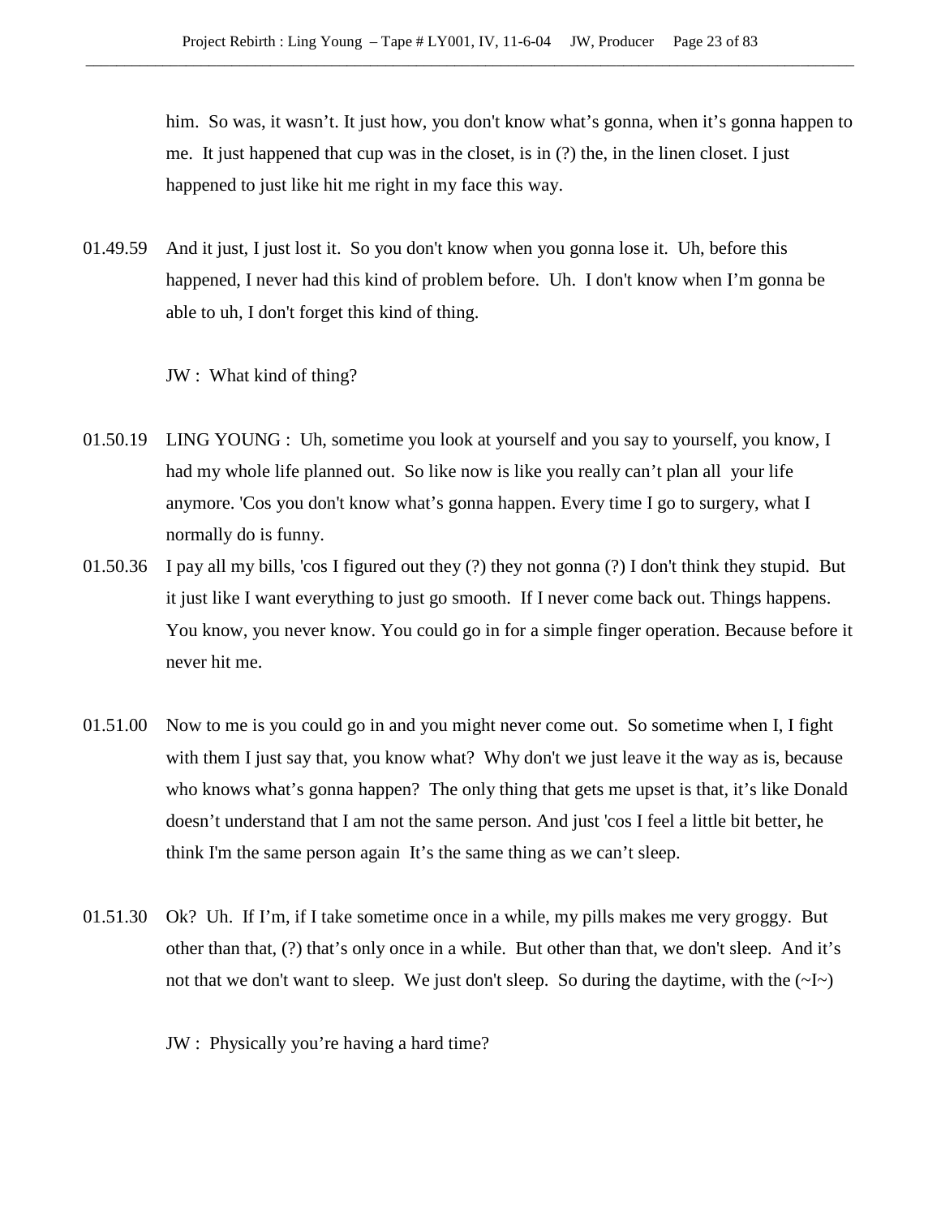him. So was, it wasn't. It just how, you don't know what's gonna, when it's gonna happen to me. It just happened that cup was in the closet, is in (?) the, in the linen closet. I just happened to just like hit me right in my face this way.

01.49.59 And it just, I just lost it. So you don't know when you gonna lose it. Uh, before this happened, I never had this kind of problem before. Uh. I don't know when I'm gonna be able to uh, I don't forget this kind of thing.

JW : What kind of thing?

01.50.19 LING YOUNG : Uh, sometime you look at yourself and you say to yourself, you know, I had my whole life planned out. So like now is like you really can't plan all your life anymore. 'Cos you don't know what's gonna happen. Every time I go to surgery, what I normally do is funny.

01.50.36 I pay all my bills, 'cos I figured out they (?) they not gonna (?) I don't think they stupid. But it just like I want everything to just go smooth. If I never come back out. Things happens. You know, you never know. You could go in for a simple finger operation. Because before it never hit me.

01.51.00 Now to me is you could go in and you might never come out. So sometime when I, I fight with them I just say that, you know what? Why don't we just leave it the way as is, because who knows what's gonna happen? The only thing that gets me upset is that, it's like Donald doesn't understand that I am not the same person. And just 'cos I feel a little bit better, he think I'm the same person again It's the same thing as we can't sleep.

01.51.30 Ok? Uh. If I'm, if I take sometime once in a while, my pills makes me very groggy. But other than that, (?) that's only once in a while. But other than that, we don't sleep. And it's not that we don't want to sleep. We just don't sleep. So during the daytime, with the (~I~)

JW : Physically you're having a hard time?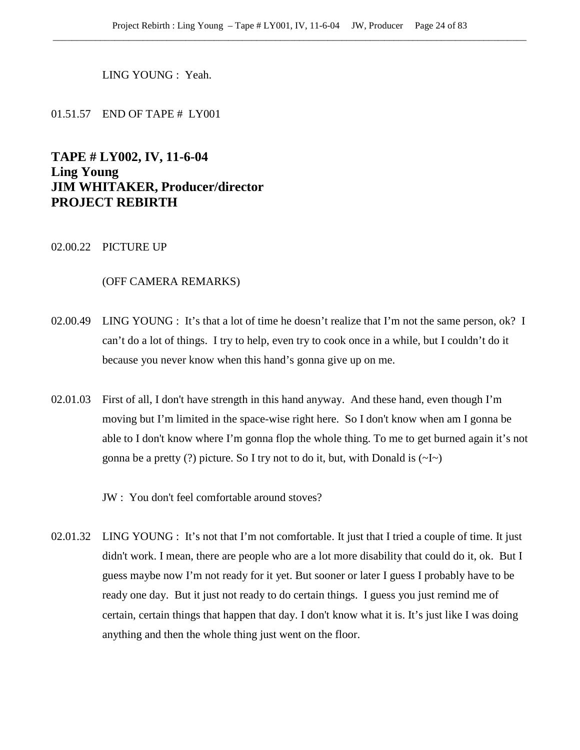LING YOUNG : Yeah.

01.51.57 END OF TAPE # LY001

**TAPE # LY002, IV, 11-6-04**
**Ling Young**
**JIM WHITAKER, Producer/director**
**PROJECT REBIRTH**

02.00.22 PICTURE UP

(OFF CAMERA REMARKS)

02.00.49 LING YOUNG : It's that a lot of time he doesn't realize that I'm not the same person, ok? I can't do a lot of things. I try to help, even try to cook once in a while, but I couldn't do it because you never know when this hand's gonna give up on me.

02.01.03 First of all, I don't have strength in this hand anyway. And these hand, even though I'm moving but I'm limited in the space-wise right here. So I don't know when am I gonna be able to I don't know where I'm gonna flop the whole thing. To me to get burned again it's not gonna be a pretty (?) picture. So I try not to do it, but, with Donald is (~I~)

JW : You don't feel comfortable around stoves?

02.01.32 LING YOUNG : It's not that I'm not comfortable. It just that I tried a couple of time. It just didn't work. I mean, there are people who are a lot more disability that could do it, ok. But I guess maybe now I'm not ready for it yet. But sooner or later I guess I probably have to be ready one day. But it just not ready to do certain things. I guess you just remind me of certain, certain things that happen that day. I don't know what it is. It's just like I was doing anything and then the whole thing just went on the floor.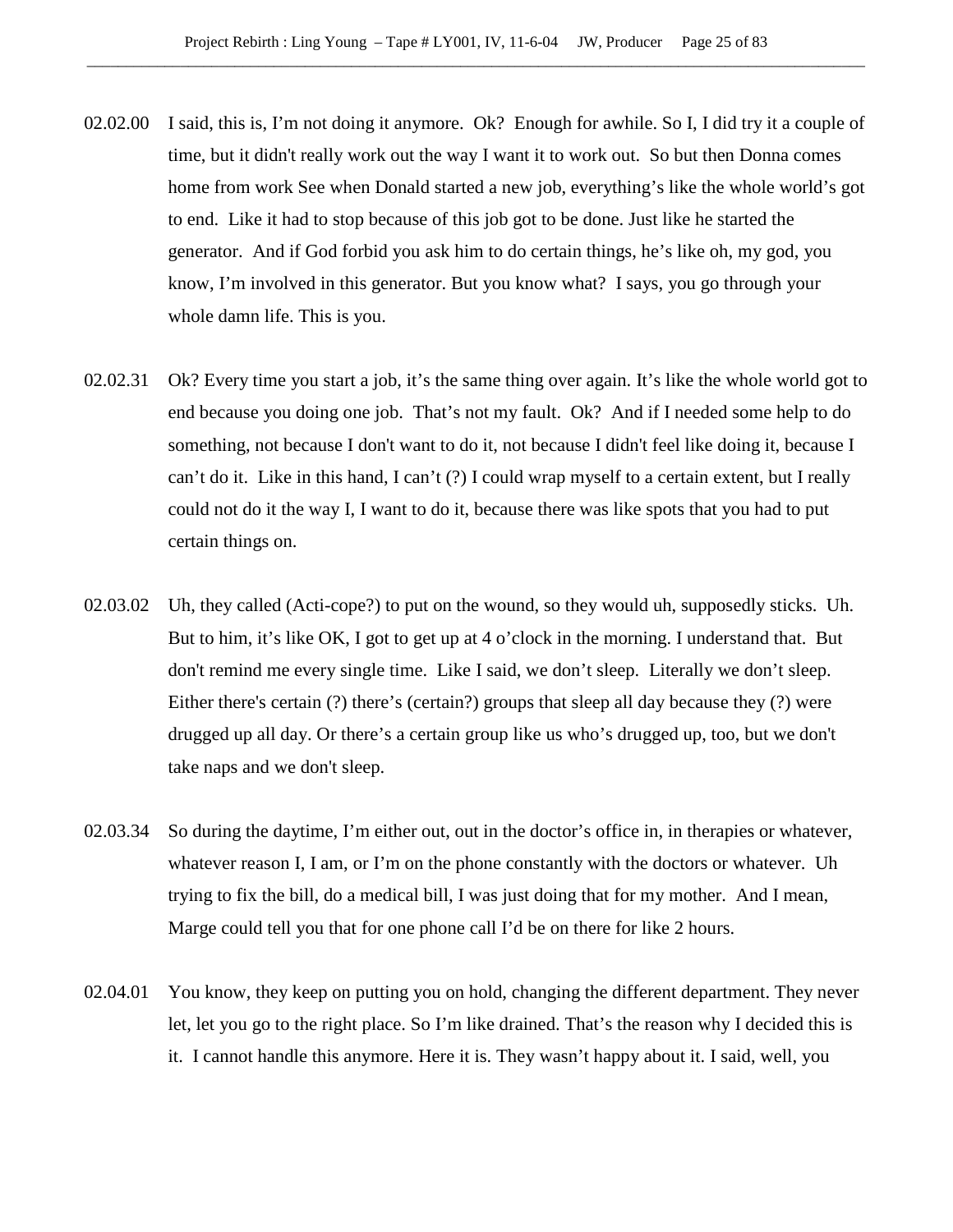02.02.00 I said, this is, I'm not doing it anymore. Ok? Enough for awhile. So I, I did try it a couple of time, but it didn't really work out the way I want it to work out. So but then Donna comes home from work See when Donald started a new job, everything's like the whole world's got to end. Like it had to stop because of this job got to be done. Just like he started the generator. And if God forbid you ask him to do certain things, he's like oh, my god, you know, I'm involved in this generator. But you know what? I says, you go through your whole damn life. This is you.

02.02.31 Ok? Every time you start a job, it's the same thing over again. It's like the whole world got to end because you doing one job. That's not my fault. Ok? And if I needed some help to do something, not because I don't want to do it, not because I didn't feel like doing it, because I can't do it. Like in this hand, I can't (?) I could wrap myself to a certain extent, but I really could not do it the way I, I want to do it, because there was like spots that you had to put certain things on.

02.03.02 Uh, they called (Acti-cope?) to put on the wound, so they would uh, supposedly sticks. Uh. But to him, it's like OK, I got to get up at 4 o'clock in the morning. I understand that. But don't remind me every single time. Like I said, we don't sleep. Literally we don't sleep. Either there's certain (?) there's (certain?) groups that sleep all day because they (?) were drugged up all day. Or there's a certain group like us who's drugged up, too, but we don't take naps and we don't sleep.

02.03.34 So during the daytime, I'm either out, out in the doctor's office in, in therapies or whatever, whatever reason I, I am, or I'm on the phone constantly with the doctors or whatever. Uh trying to fix the bill, do a medical bill, I was just doing that for my mother. And I mean, Marge could tell you that for one phone call I'd be on there for like 2 hours.

02.04.01 You know, they keep on putting you on hold, changing the different department. They never let, let you go to the right place. So I'm like drained. That's the reason why I decided this is it. I cannot handle this anymore. Here it is. They wasn't happy about it. I said, well, you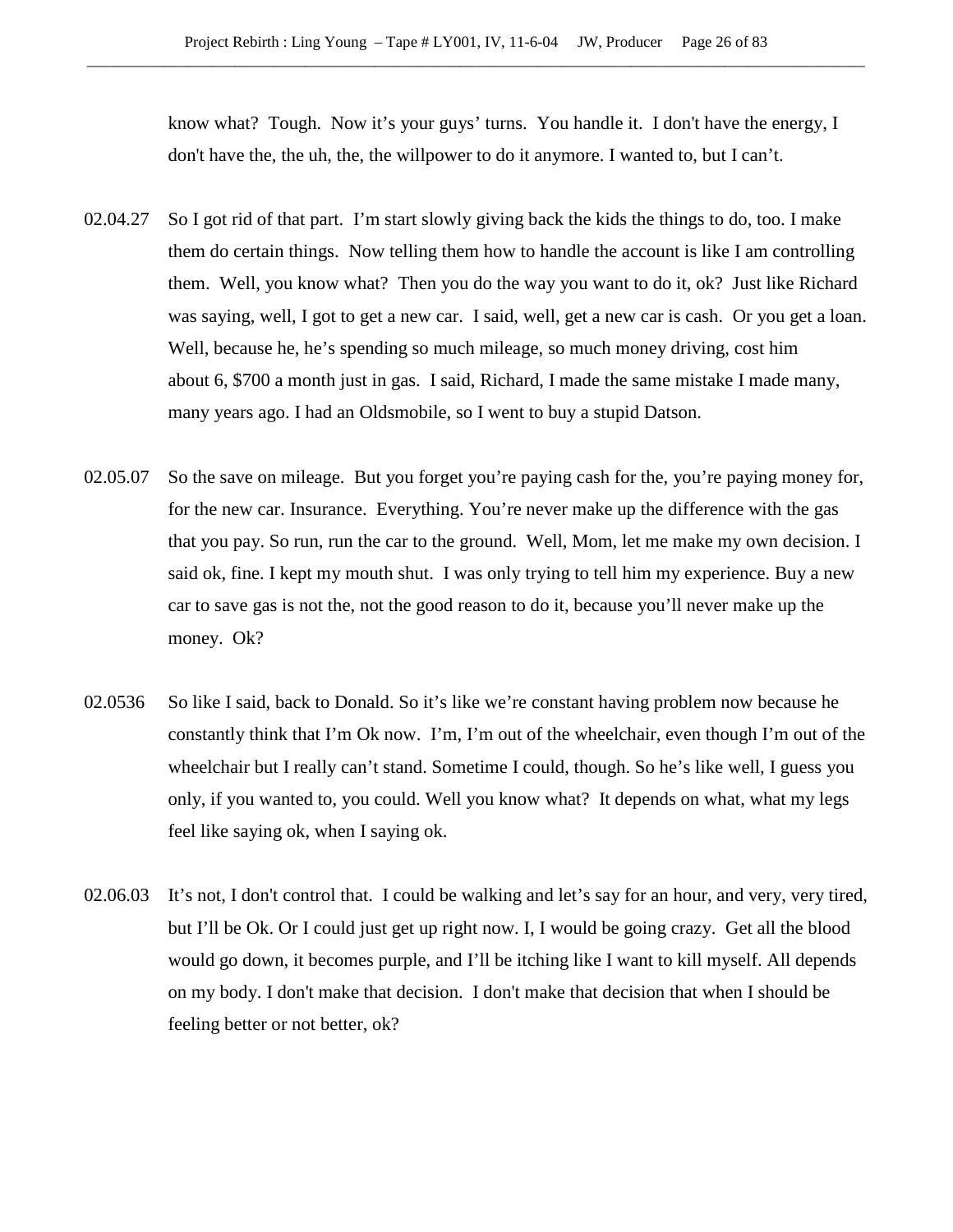know what? Tough. Now it's your guys' turns. You handle it. I don't have the energy, I don't have the, the uh, the, the willpower to do it anymore. I wanted to, but I can't.

02.04.27 So I got rid of that part. I'm start slowly giving back the kids the things to do, too. I make them do certain things. Now telling them how to handle the account is like I am controlling them. Well, you know what? Then you do the way you want to do it, ok? Just like Richard was saying, well, I got to get a new car. I said, well, get a new car is cash. Or you get a loan. Well, because he, he's spending so much mileage, so much money driving, cost him about 6, $700 a month just in gas. I said, Richard, I made the same mistake I made many, many years ago. I had an Oldsmobile, so I went to buy a stupid Datson.

02.05.07 So the save on mileage. But you forget you're paying cash for the, you're paying money for, for the new car. Insurance. Everything. You're never make up the difference with the gas that you pay. So run, run the car to the ground. Well, Mom, let me make my own decision. I said ok, fine. I kept my mouth shut. I was only trying to tell him my experience. Buy a new car to save gas is not the, not the good reason to do it, because you'll never make up the money. Ok?

02.0536 So like I said, back to Donald. So it's like we're constant having problem now because he constantly think that I'm Ok now. I'm, I'm out of the wheelchair, even though I'm out of the wheelchair but I really can't stand. Sometime I could, though. So he's like well, I guess you only, if you wanted to, you could. Well you know what? It depends on what, what my legs feel like saying ok, when I saying ok.

02.06.03 It's not, I don't control that. I could be walking and let's say for an hour, and very, very tired, but I'll be Ok. Or I could just get up right now. I, I would be going crazy. Get all the blood would go down, it becomes purple, and I'll be itching like I want to kill myself. All depends on my body. I don't make that decision. I don't make that decision that when I should be feeling better or not better, ok?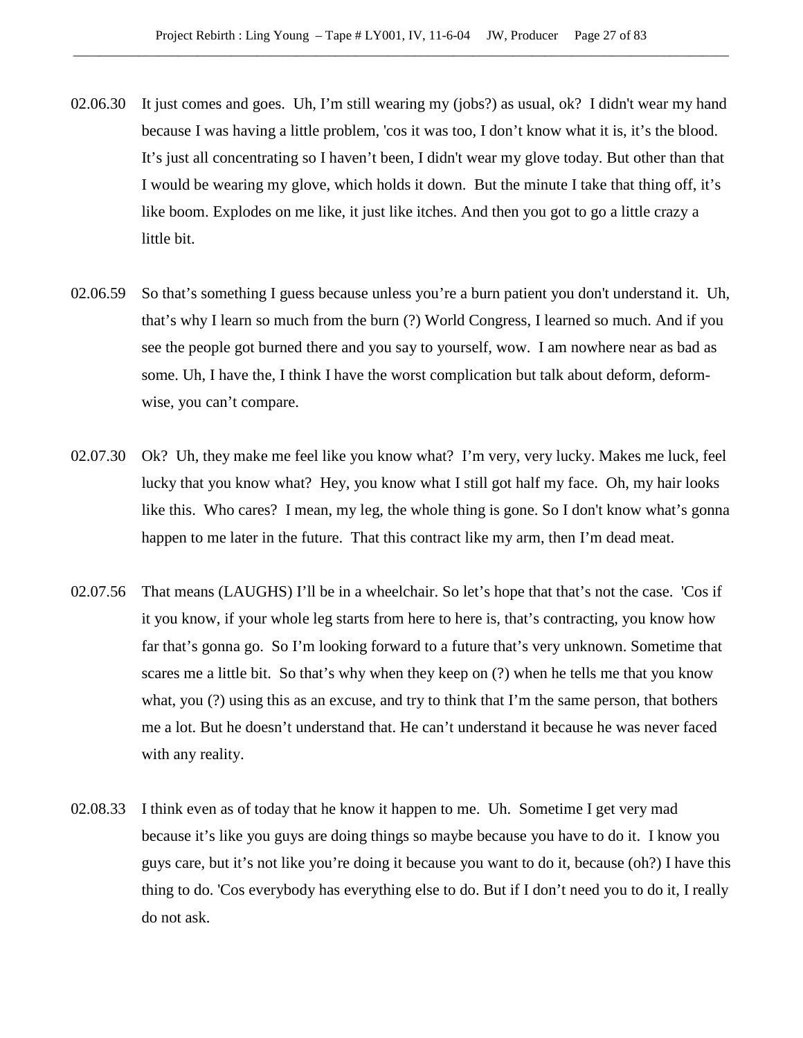02.06.30 It just comes and goes. Uh, I'm still wearing my (jobs?) as usual, ok? I didn't wear my hand because I was having a little problem, 'cos it was too, I don't know what it is, it's the blood. It's just all concentrating so I haven't been, I didn't wear my glove today. But other than that I would be wearing my glove, which holds it down. But the minute I take that thing off, it's like boom. Explodes on me like, it just like itches. And then you got to go a little crazy a little bit.

02.06.59 So that's something I guess because unless you're a burn patient you don't understand it. Uh, that's why I learn so much from the burn (?) World Congress, I learned so much. And if you see the people got burned there and you say to yourself, wow. I am nowhere near as bad as some. Uh, I have the, I think I have the worst complication but talk about deform, deform-wise, you can't compare.

02.07.30 Ok? Uh, they make me feel like you know what? I'm very, very lucky. Makes me luck, feel lucky that you know what? Hey, you know what I still got half my face. Oh, my hair looks like this. Who cares? I mean, my leg, the whole thing is gone. So I don't know what's gonna happen to me later in the future. That this contract like my arm, then I'm dead meat.

02.07.56 That means (LAUGHS) I'll be in a wheelchair. So let's hope that that's not the case. 'Cos if it you know, if your whole leg starts from here to here is, that's contracting, you know how far that's gonna go. So I'm looking forward to a future that's very unknown. Sometime that scares me a little bit. So that's why when they keep on (?) when he tells me that you know what, you (?) using this as an excuse, and try to think that I'm the same person, that bothers me a lot. But he doesn't understand that. He can't understand it because he was never faced with any reality.

02.08.33 I think even as of today that he know it happen to me. Uh. Sometime I get very mad because it's like you guys are doing things so maybe because you have to do it. I know you guys care, but it's not like you're doing it because you want to do it, because (oh?) I have this thing to do. 'Cos everybody has everything else to do. But if I don't need you to do it, I really do not ask.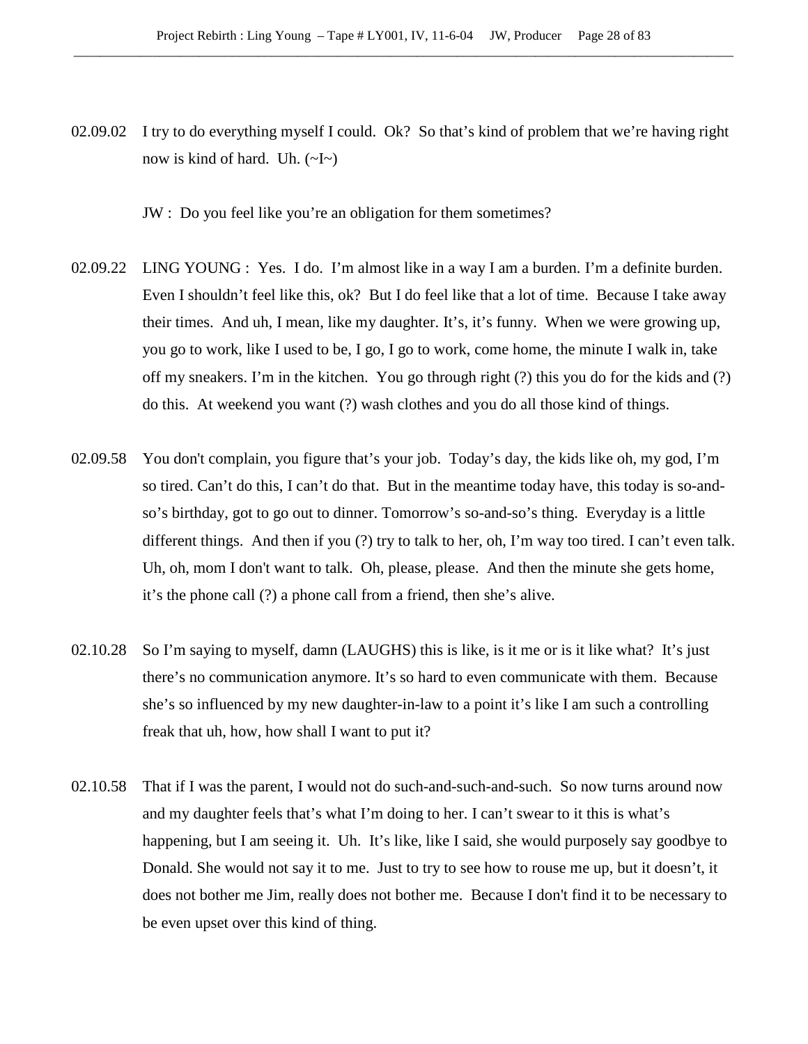02.09.02 I try to do everything myself I could. Ok? So that's kind of problem that we're having right now is kind of hard. Uh. (~I~)

JW : Do you feel like you're an obligation for them sometimes?

02.09.22 LING YOUNG : Yes. I do. I'm almost like in a way I am a burden. I'm a definite burden. Even I shouldn't feel like this, ok? But I do feel like that a lot of time. Because I take away their times. And uh, I mean, like my daughter. It's, it's funny. When we were growing up, you go to work, like I used to be, I go, I go to work, come home, the minute I walk in, take off my sneakers. I'm in the kitchen. You go through right (?) this you do for the kids and (?) do this. At weekend you want (?) wash clothes and you do all those kind of things.

02.09.58 You don't complain, you figure that's your job. Today's day, the kids like oh, my god, I'm so tired. Can't do this, I can't do that. But in the meantime today have, this today is so-and-so's birthday, got to go out to dinner. Tomorrow's so-and-so's thing. Everyday is a little different things. And then if you (?) try to talk to her, oh, I'm way too tired. I can't even talk. Uh, oh, mom I don't want to talk. Oh, please, please. And then the minute she gets home, it's the phone call (?) a phone call from a friend, then she's alive.

02.10.28 So I'm saying to myself, damn (LAUGHS) this is like, is it me or is it like what? It's just there's no communication anymore. It's so hard to even communicate with them. Because she's so influenced by my new daughter-in-law to a point it's like I am such a controlling freak that uh, how, how shall I want to put it?

02.10.58 That if I was the parent, I would not do such-and-such-and-such. So now turns around now and my daughter feels that's what I'm doing to her. I can't swear to it this is what's happening, but I am seeing it. Uh. It's like, like I said, she would purposely say goodbye to Donald. She would not say it to me. Just to try to see how to rouse me up, but it doesn't, it does not bother me Jim, really does not bother me. Because I don't find it to be necessary to be even upset over this kind of thing.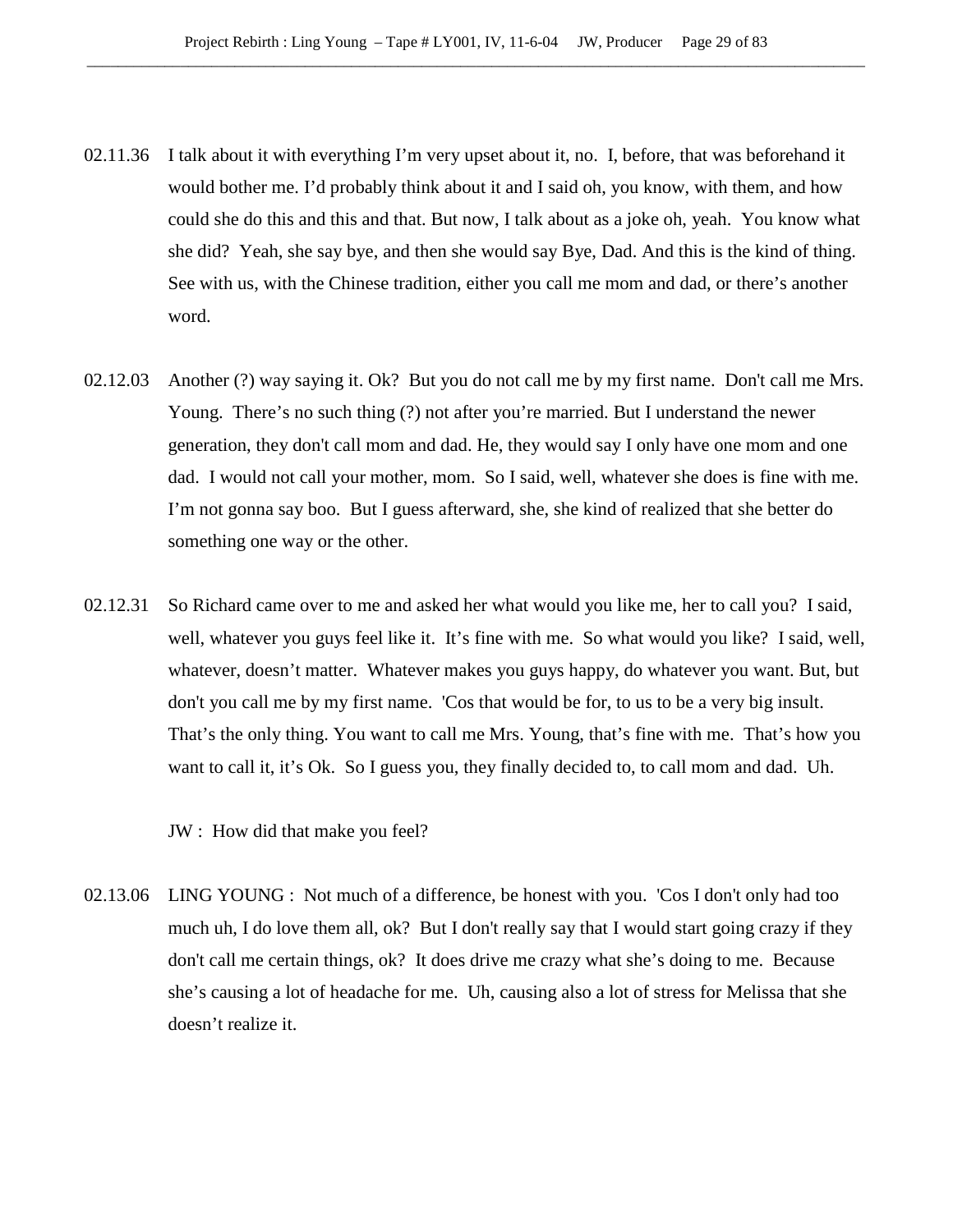02.11.36 I talk about it with everything I'm very upset about it, no. I, before, that was beforehand it would bother me. I'd probably think about it and I said oh, you know, with them, and how could she do this and this and that. But now, I talk about as a joke oh, yeah. You know what she did? Yeah, she say bye, and then she would say Bye, Dad. And this is the kind of thing. See with us, with the Chinese tradition, either you call me mom and dad, or there's another word.

02.12.03 Another (?) way saying it. Ok? But you do not call me by my first name. Don't call me Mrs. Young. There's no such thing (?) not after you're married. But I understand the newer generation, they don't call mom and dad. He, they would say I only have one mom and one dad. I would not call your mother, mom. So I said, well, whatever she does is fine with me. I'm not gonna say boo. But I guess afterward, she, she kind of realized that she better do something one way or the other.

02.12.31 So Richard came over to me and asked her what would you like me, her to call you? I said, well, whatever you guys feel like it. It's fine with me. So what would you like? I said, well, whatever, doesn't matter. Whatever makes you guys happy, do whatever you want. But, but don't you call me by my first name. 'Cos that would be for, to us to be a very big insult. That's the only thing. You want to call me Mrs. Young, that's fine with me. That's how you want to call it, it's Ok. So I guess you, they finally decided to, to call mom and dad. Uh.

JW : How did that make you feel?

02.13.06 LING YOUNG : Not much of a difference, be honest with you. 'Cos I don't only had too much uh, I do love them all, ok? But I don't really say that I would start going crazy if they don't call me certain things, ok? It does drive me crazy what she's doing to me. Because she's causing a lot of headache for me. Uh, causing also a lot of stress for Melissa that she doesn't realize it.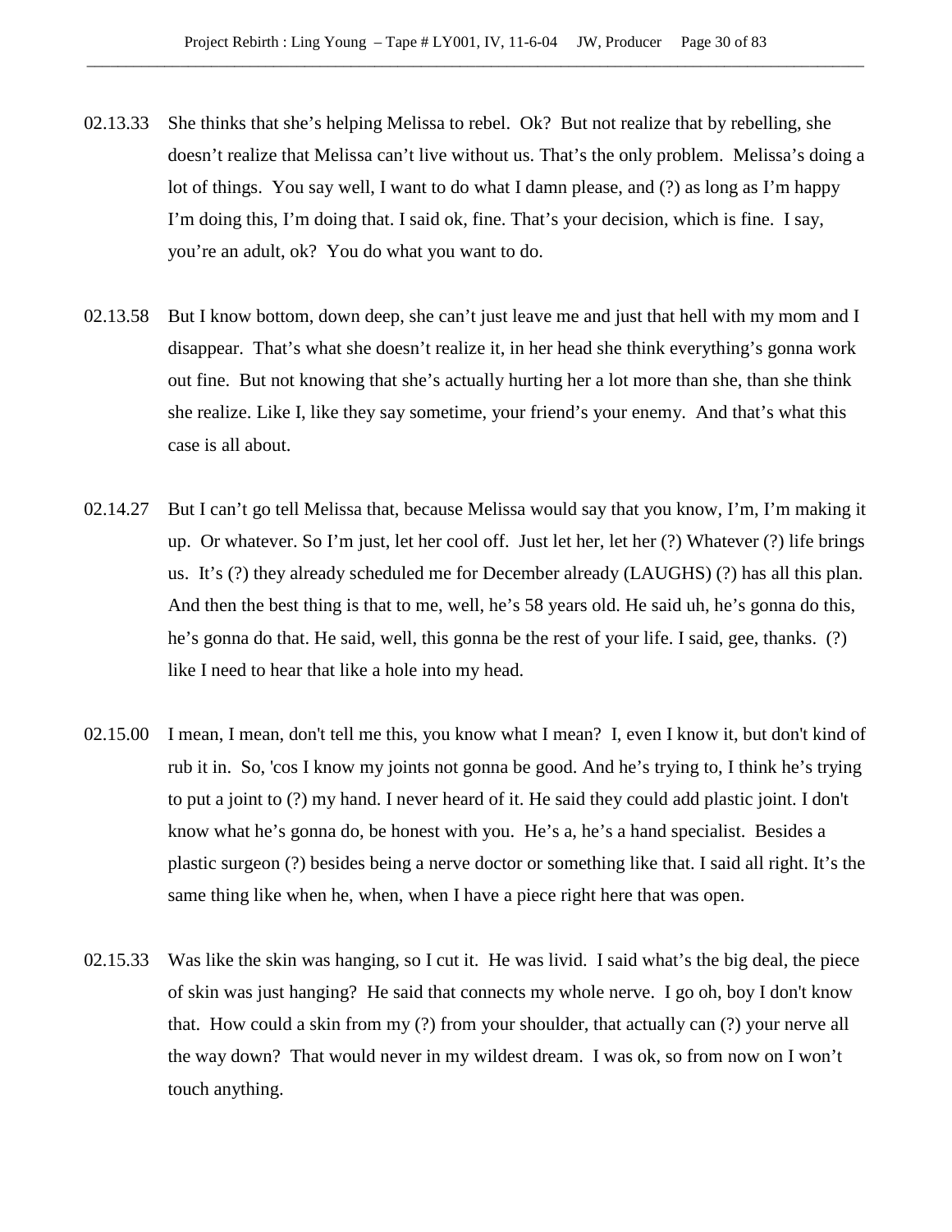02.13.33 She thinks that she's helping Melissa to rebel. Ok? But not realize that by rebelling, she doesn't realize that Melissa can't live without us. That's the only problem. Melissa's doing a lot of things. You say well, I want to do what I damn please, and (?) as long as I'm happy I'm doing this, I'm doing that. I said ok, fine. That's your decision, which is fine. I say, you're an adult, ok? You do what you want to do.

02.13.58 But I know bottom, down deep, she can't just leave me and just that hell with my mom and I disappear. That's what she doesn't realize it, in her head she think everything's gonna work out fine. But not knowing that she's actually hurting her a lot more than she, than she think she realize. Like I, like they say sometime, your friend's your enemy. And that's what this case is all about.

02.14.27 But I can't go tell Melissa that, because Melissa would say that you know, I'm, I'm making it up. Or whatever. So I'm just, let her cool off. Just let her, let her (?) Whatever (?) life brings us. It's (?) they already scheduled me for December already (LAUGHS) (?) has all this plan. And then the best thing is that to me, well, he's 58 years old. He said uh, he's gonna do this, he's gonna do that. He said, well, this gonna be the rest of your life. I said, gee, thanks. (?) like I need to hear that like a hole into my head.

02.15.00 I mean, I mean, don't tell me this, you know what I mean? I, even I know it, but don't kind of rub it in. So, 'cos I know my joints not gonna be good. And he's trying to, I think he's trying to put a joint to (?) my hand. I never heard of it. He said they could add plastic joint. I don't know what he's gonna do, be honest with you. He's a, he's a hand specialist. Besides a plastic surgeon (?) besides being a nerve doctor or something like that. I said all right. It's the same thing like when he, when, when I have a piece right here that was open.

02.15.33 Was like the skin was hanging, so I cut it. He was livid. I said what's the big deal, the piece of skin was just hanging? He said that connects my whole nerve. I go oh, boy I don't know that. How could a skin from my (?) from your shoulder, that actually can (?) your nerve all the way down? That would never in my wildest dream. I was ok, so from now on I won't touch anything.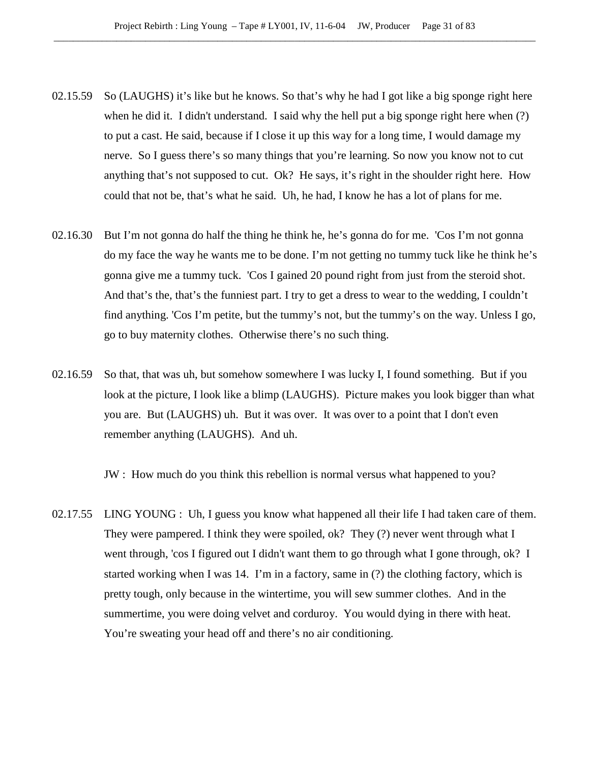02.15.59 So (LAUGHS) it's like but he knows. So that's why he had I got like a big sponge right here when he did it. I didn't understand. I said why the hell put a big sponge right here when (?) to put a cast. He said, because if I close it up this way for a long time, I would damage my nerve. So I guess there's so many things that you're learning. So now you know not to cut anything that's not supposed to cut. Ok? He says, it's right in the shoulder right here. How could that not be, that's what he said. Uh, he had, I know he has a lot of plans for me.

02.16.30 But I'm not gonna do half the thing he think he, he's gonna do for me. 'Cos I'm not gonna do my face the way he wants me to be done. I'm not getting no tummy tuck like he think he's gonna give me a tummy tuck. 'Cos I gained 20 pound right from just from the steroid shot. And that's the, that's the funniest part. I try to get a dress to wear to the wedding, I couldn't find anything. 'Cos I'm petite, but the tummy's not, but the tummy's on the way. Unless I go, go to buy maternity clothes. Otherwise there's no such thing.

02.16.59 So that, that was uh, but somehow somewhere I was lucky I, I found something. But if you look at the picture, I look like a blimp (LAUGHS). Picture makes you look bigger than what you are. But (LAUGHS) uh. But it was over. It was over to a point that I don't even remember anything (LAUGHS). And uh.

JW : How much do you think this rebellion is normal versus what happened to you?

02.17.55 LING YOUNG : Uh, I guess you know what happened all their life I had taken care of them. They were pampered. I think they were spoiled, ok? They (?) never went through what I went through, 'cos I figured out I didn't want them to go through what I gone through, ok? I started working when I was 14. I'm in a factory, same in (?) the clothing factory, which is pretty tough, only because in the wintertime, you will sew summer clothes. And in the summertime, you were doing velvet and corduroy. You would dying in there with heat. You're sweating your head off and there's no air conditioning.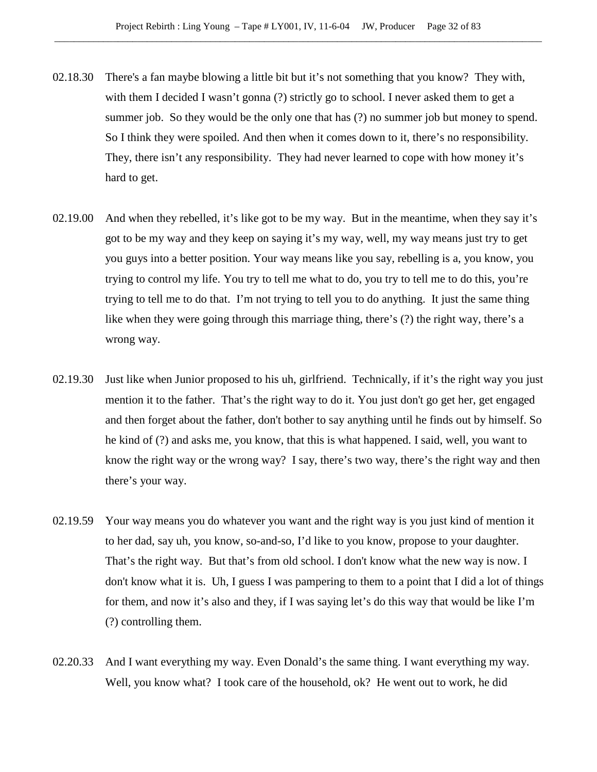02.18.30 There's a fan maybe blowing a little bit but it's not something that you know? They with, with them I decided I wasn't gonna (?) strictly go to school. I never asked them to get a summer job. So they would be the only one that has (?) no summer job but money to spend. So I think they were spoiled. And then when it comes down to it, there's no responsibility. They, there isn't any responsibility. They had never learned to cope with how money it's hard to get.

02.19.00 And when they rebelled, it's like got to be my way. But in the meantime, when they say it's got to be my way and they keep on saying it's my way, well, my way means just try to get you guys into a better position. Your way means like you say, rebelling is a, you know, you trying to control my life. You try to tell me what to do, you try to tell me to do this, you're trying to tell me to do that. I'm not trying to tell you to do anything. It just the same thing like when they were going through this marriage thing, there's (?) the right way, there's a wrong way.

02.19.30 Just like when Junior proposed to his uh, girlfriend. Technically, if it's the right way you just mention it to the father. That's the right way to do it. You just don't go get her, get engaged and then forget about the father, don't bother to say anything until he finds out by himself. So he kind of (?) and asks me, you know, that this is what happened. I said, well, you want to know the right way or the wrong way? I say, there's two way, there's the right way and then there's your way.

02.19.59 Your way means you do whatever you want and the right way is you just kind of mention it to her dad, say uh, you know, so-and-so, I'd like to you know, propose to your daughter. That's the right way. But that's from old school. I don't know what the new way is now. I don't know what it is. Uh, I guess I was pampering to them to a point that I did a lot of things for them, and now it's also and they, if I was saying let's do this way that would be like I'm (?) controlling them.

02.20.33 And I want everything my way. Even Donald's the same thing. I want everything my way. Well, you know what? I took care of the household, ok? He went out to work, he did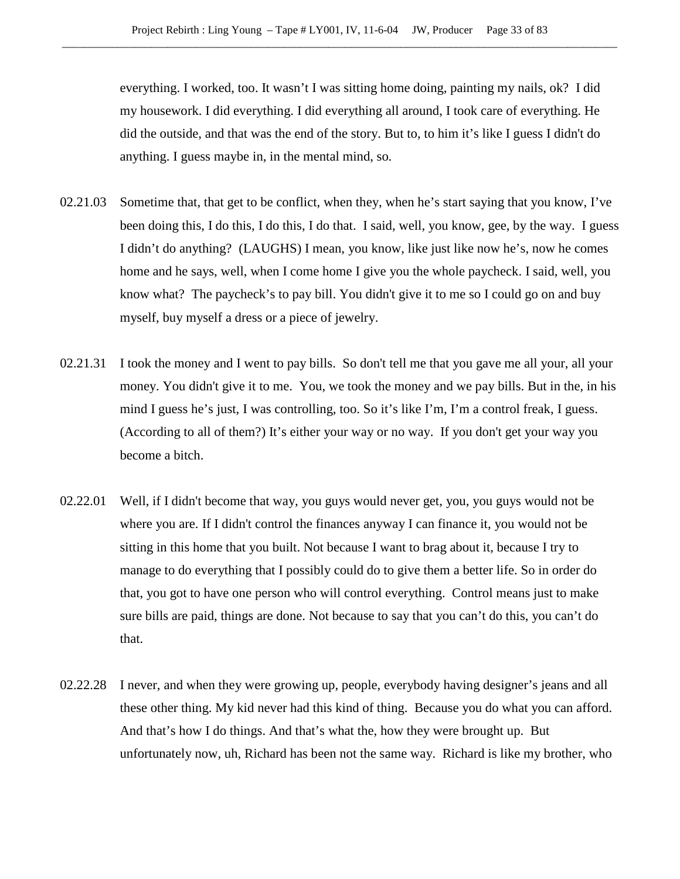everything. I worked, too. It wasn't I was sitting home doing, painting my nails, ok? I did my housework. I did everything. I did everything all around, I took care of everything. He did the outside, and that was the end of the story. But to, to him it's like I guess I didn't do anything. I guess maybe in, in the mental mind, so.

02.21.03 Sometime that, that get to be conflict, when they, when he's start saying that you know, I've been doing this, I do this, I do this, I do that. I said, well, you know, gee, by the way. I guess I didn't do anything? (LAUGHS) I mean, you know, like just like now he's, now he comes home and he says, well, when I come home I give you the whole paycheck. I said, well, you know what? The paycheck's to pay bill. You didn't give it to me so I could go on and buy myself, buy myself a dress or a piece of jewelry.

02.21.31 I took the money and I went to pay bills. So don't tell me that you gave me all your, all your money. You didn't give it to me. You, we took the money and we pay bills. But in the, in his mind I guess he's just, I was controlling, too. So it's like I'm, I'm a control freak, I guess. (According to all of them?) It's either your way or no way. If you don't get your way you become a bitch.

02.22.01 Well, if I didn't become that way, you guys would never get, you, you guys would not be where you are. If I didn't control the finances anyway I can finance it, you would not be sitting in this home that you built. Not because I want to brag about it, because I try to manage to do everything that I possibly could do to give them a better life. So in order do that, you got to have one person who will control everything. Control means just to make sure bills are paid, things are done. Not because to say that you can't do this, you can't do that.

02.22.28 I never, and when they were growing up, people, everybody having designer's jeans and all these other thing. My kid never had this kind of thing. Because you do what you can afford. And that's how I do things. And that's what the, how they were brought up. But unfortunately now, uh, Richard has been not the same way. Richard is like my brother, who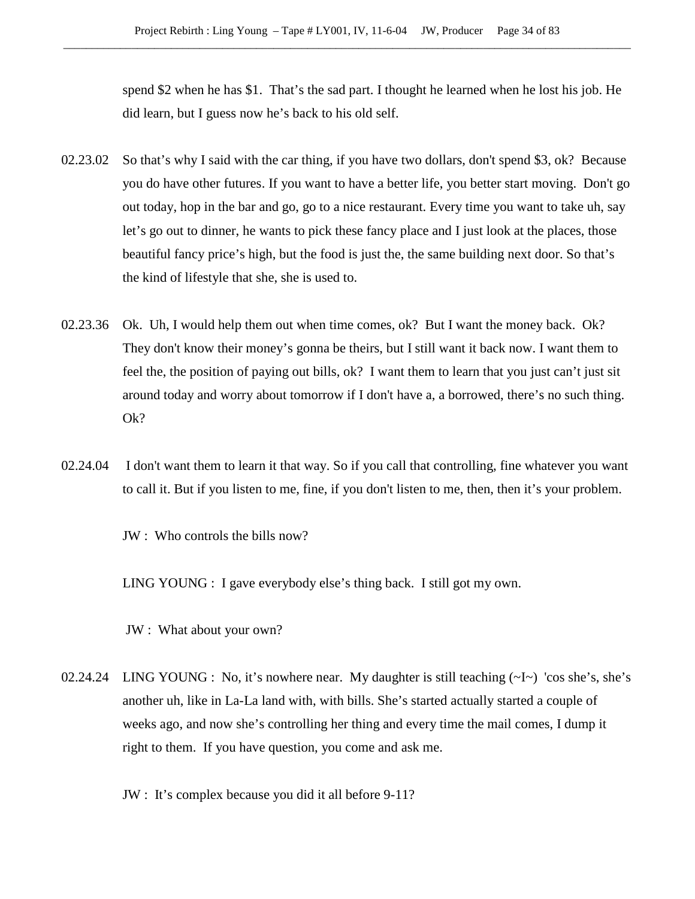spend $2 when he has $1.  That's the sad part. I thought he learned when he lost his job. He did learn, but I guess now he's back to his old self.

02.23.02 So that's why I said with the car thing, if you have two dollars, don't spend $3, ok?  Because you do have other futures. If you want to have a better life, you better start moving.  Don't go out today, hop in the bar and go, go to a nice restaurant. Every time you want to take uh, say let's go out to dinner, he wants to pick these fancy place and I just look at the places, those beautiful fancy price's high, but the food is just the, the same building next door. So that's the kind of lifestyle that she, she is used to.

02.23.36 Ok.  Uh, I would help them out when time comes, ok?  But I want the money back.  Ok? They don't know their money's gonna be theirs, but I still want it back now. I want them to feel the, the position of paying out bills, ok?  I want them to learn that you just can't just sit around today and worry about tomorrow if I don't have a, a borrowed, there's no such thing. Ok?

02.24.04 I don't want them to learn it that way. So if you call that controlling, fine whatever you want to call it. But if you listen to me, fine, if you don't listen to me, then, then it's your problem.

JW :  Who controls the bills now?

LING YOUNG :  I gave everybody else's thing back.  I still got my own.

JW :  What about your own?

02.24.24 LING YOUNG :  No, it's nowhere near.  My daughter is still teaching (~I~)  'cos she's, she's another uh, like in La-La land with, with bills. She's started actually started a couple of weeks ago, and now she's controlling her thing and every time the mail comes, I dump it right to them.  If you have question, you come and ask me.

JW :  It's complex because you did it all before 9-11?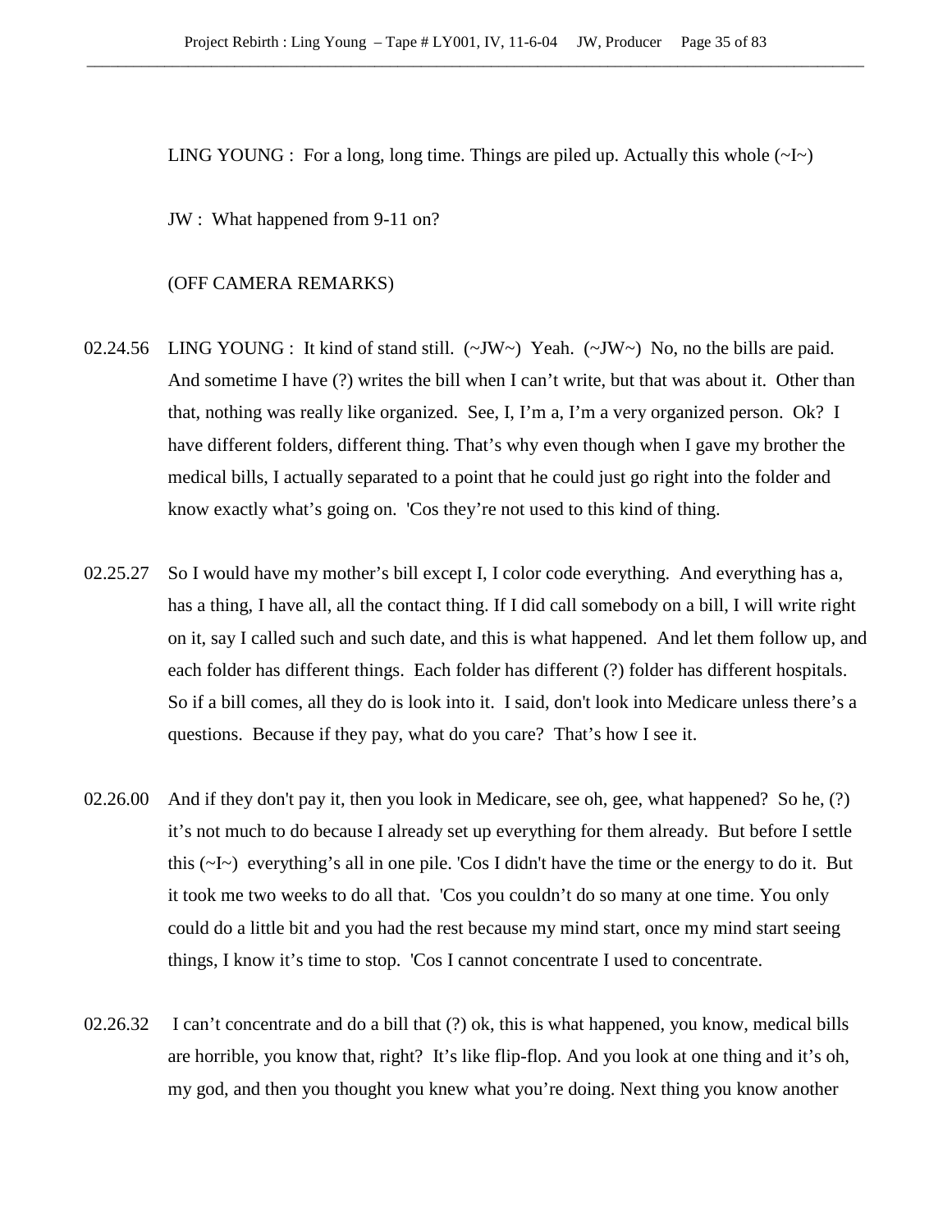LING YOUNG : For a long, long time. Things are piled up. Actually this whole (~I~)

JW : What happened from 9-11 on?

(OFF CAMERA REMARKS)

02.24.56 LING YOUNG : It kind of stand still. (~JW~) Yeah. (~JW~) No, no the bills are paid. And sometime I have (?) writes the bill when I can't write, but that was about it. Other than that, nothing was really like organized. See, I, I'm a, I'm a very organized person. Ok? I have different folders, different thing. That's why even though when I gave my brother the medical bills, I actually separated to a point that he could just go right into the folder and know exactly what's going on. 'Cos they're not used to this kind of thing.

02.25.27 So I would have my mother's bill except I, I color code everything. And everything has a, has a thing, I have all, all the contact thing. If I did call somebody on a bill, I will write right on it, say I called such and such date, and this is what happened. And let them follow up, and each folder has different things. Each folder has different (?) folder has different hospitals. So if a bill comes, all they do is look into it. I said, don't look into Medicare unless there's a questions. Because if they pay, what do you care? That's how I see it.

02.26.00 And if they don't pay it, then you look in Medicare, see oh, gee, what happened? So he, (?) it's not much to do because I already set up everything for them already. But before I settle this (~I~) everything's all in one pile. 'Cos I didn't have the time or the energy to do it. But it took me two weeks to do all that. 'Cos you couldn't do so many at one time. You only could do a little bit and you had the rest because my mind start, once my mind start seeing things, I know it's time to stop. 'Cos I cannot concentrate I used to concentrate.

02.26.32 I can't concentrate and do a bill that (?) ok, this is what happened, you know, medical bills are horrible, you know that, right? It's like flip-flop. And you look at one thing and it's oh, my god, and then you thought you knew what you're doing. Next thing you know another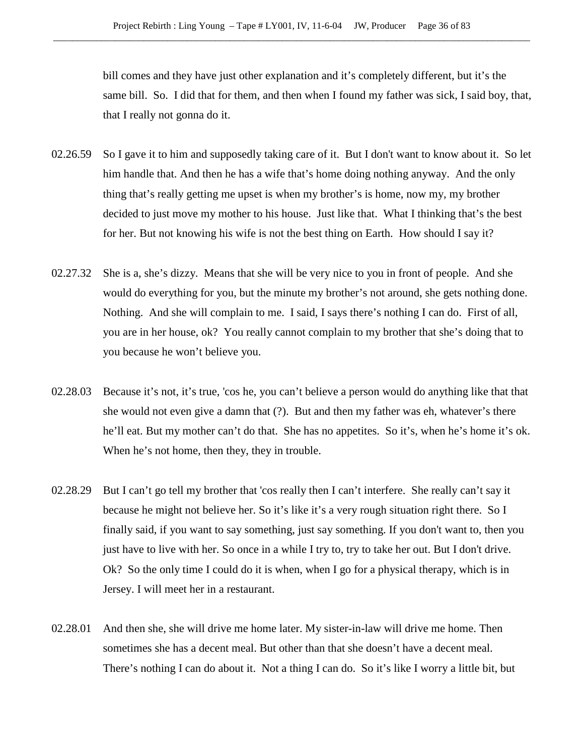bill comes and they have just other explanation and it's completely different, but it's the same bill. So. I did that for them, and then when I found my father was sick, I said boy, that, that I really not gonna do it.

02.26.59 So I gave it to him and supposedly taking care of it. But I don't want to know about it. So let him handle that. And then he has a wife that's home doing nothing anyway. And the only thing that's really getting me upset is when my brother's is home, now my, my brother decided to just move my mother to his house. Just like that. What I thinking that's the best for her. But not knowing his wife is not the best thing on Earth. How should I say it?

02.27.32 She is a, she's dizzy. Means that she will be very nice to you in front of people. And she would do everything for you, but the minute my brother's not around, she gets nothing done. Nothing. And she will complain to me. I said, I says there's nothing I can do. First of all, you are in her house, ok? You really cannot complain to my brother that she's doing that to you because he won't believe you.

02.28.03 Because it's not, it's true, 'cos he, you can't believe a person would do anything like that that she would not even give a damn that (?). But and then my father was eh, whatever's there he'll eat. But my mother can't do that. She has no appetites. So it's, when he's home it's ok. When he's not home, then they, they in trouble.

02.28.29 But I can't go tell my brother that 'cos really then I can't interfere. She really can't say it because he might not believe her. So it's like it's a very rough situation right there. So I finally said, if you want to say something, just say something. If you don't want to, then you just have to live with her. So once in a while I try to, try to take her out. But I don't drive. Ok? So the only time I could do it is when, when I go for a physical therapy, which is in Jersey. I will meet her in a restaurant.

02.28.01 And then she, she will drive me home later. My sister-in-law will drive me home. Then sometimes she has a decent meal. But other than that she doesn't have a decent meal. There's nothing I can do about it. Not a thing I can do. So it's like I worry a little bit, but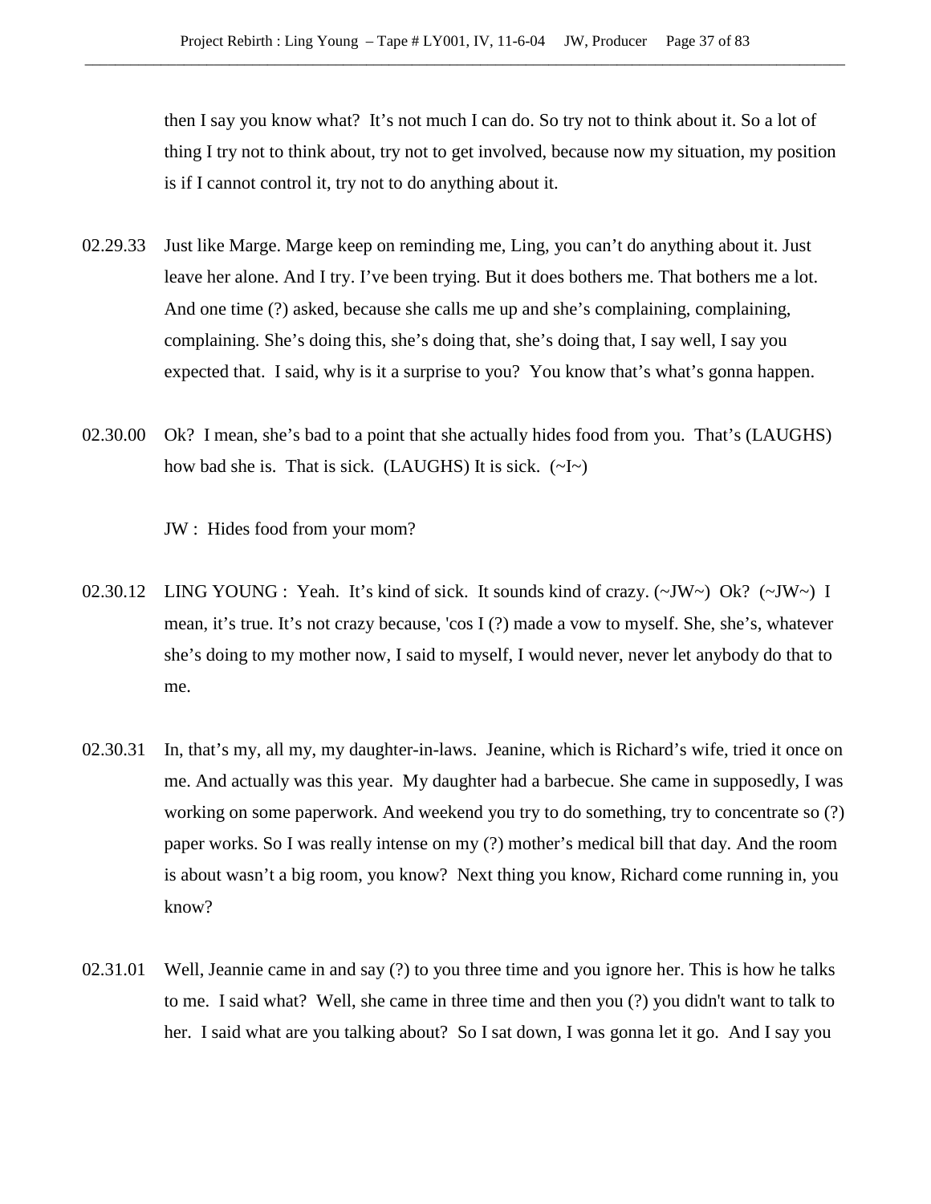then I say you know what? It's not much I can do. So try not to think about it. So a lot of thing I try not to think about, try not to get involved, because now my situation, my position is if I cannot control it, try not to do anything about it.

02.29.33 Just like Marge. Marge keep on reminding me, Ling, you can't do anything about it. Just leave her alone. And I try. I've been trying. But it does bothers me. That bothers me a lot. And one time (?) asked, because she calls me up and she's complaining, complaining, complaining. She's doing this, she's doing that, she's doing that, I say well, I say you expected that. I said, why is it a surprise to you? You know that's what's gonna happen.

02.30.00 Ok? I mean, she's bad to a point that she actually hides food from you. That's (LAUGHS) how bad she is. That is sick. (LAUGHS) It is sick. (~I~)

JW : Hides food from your mom?

02.30.12 LING YOUNG : Yeah. It's kind of sick. It sounds kind of crazy. (~JW~) Ok? (~JW~) I mean, it's true. It's not crazy because, 'cos I (?) made a vow to myself. She, she's, whatever she's doing to my mother now, I said to myself, I would never, never let anybody do that to me.

02.30.31 In, that's my, all my, my daughter-in-laws. Jeanine, which is Richard's wife, tried it once on me. And actually was this year. My daughter had a barbecue. She came in supposedly, I was working on some paperwork. And weekend you try to do something, try to concentrate so (?) paper works. So I was really intense on my (?) mother's medical bill that day. And the room is about wasn't a big room, you know? Next thing you know, Richard come running in, you know?

02.31.01 Well, Jeannie came in and say (?) to you three time and you ignore her. This is how he talks to me. I said what? Well, she came in three time and then you (?) you didn't want to talk to her. I said what are you talking about? So I sat down, I was gonna let it go. And I say you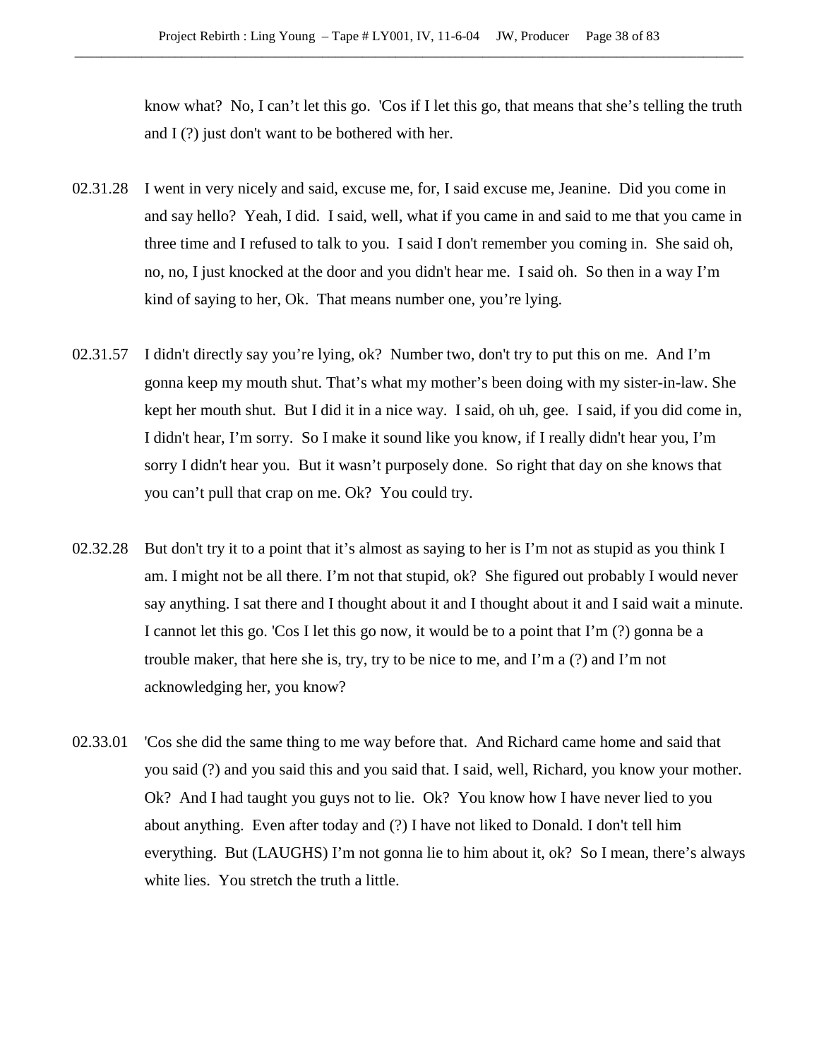know what? No, I can't let this go. 'Cos if I let this go, that means that she's telling the truth and I (?) just don't want to be bothered with her.

02.31.28 I went in very nicely and said, excuse me, for, I said excuse me, Jeanine. Did you come in and say hello? Yeah, I did. I said, well, what if you came in and said to me that you came in three time and I refused to talk to you. I said I don't remember you coming in. She said oh, no, no, I just knocked at the door and you didn't hear me. I said oh. So then in a way I'm kind of saying to her, Ok. That means number one, you're lying.

02.31.57 I didn't directly say you're lying, ok? Number two, don't try to put this on me. And I'm gonna keep my mouth shut. That's what my mother's been doing with my sister-in-law. She kept her mouth shut. But I did it in a nice way. I said, oh uh, gee. I said, if you did come in, I didn't hear, I'm sorry. So I make it sound like you know, if I really didn't hear you, I'm sorry I didn't hear you. But it wasn't purposely done. So right that day on she knows that you can't pull that crap on me. Ok? You could try.

02.32.28 But don't try it to a point that it's almost as saying to her is I'm not as stupid as you think I am. I might not be all there. I'm not that stupid, ok? She figured out probably I would never say anything. I sat there and I thought about it and I thought about it and I said wait a minute. I cannot let this go. 'Cos I let this go now, it would be to a point that I'm (?) gonna be a trouble maker, that here she is, try, try to be nice to me, and I'm a (?) and I'm not acknowledging her, you know?

02.33.01 'Cos she did the same thing to me way before that. And Richard came home and said that you said (?) and you said this and you said that. I said, well, Richard, you know your mother. Ok? And I had taught you guys not to lie. Ok? You know how I have never lied to you about anything. Even after today and (?) I have not liked to Donald. I don't tell him everything. But (LAUGHS) I'm not gonna lie to him about it, ok? So I mean, there's always white lies. You stretch the truth a little.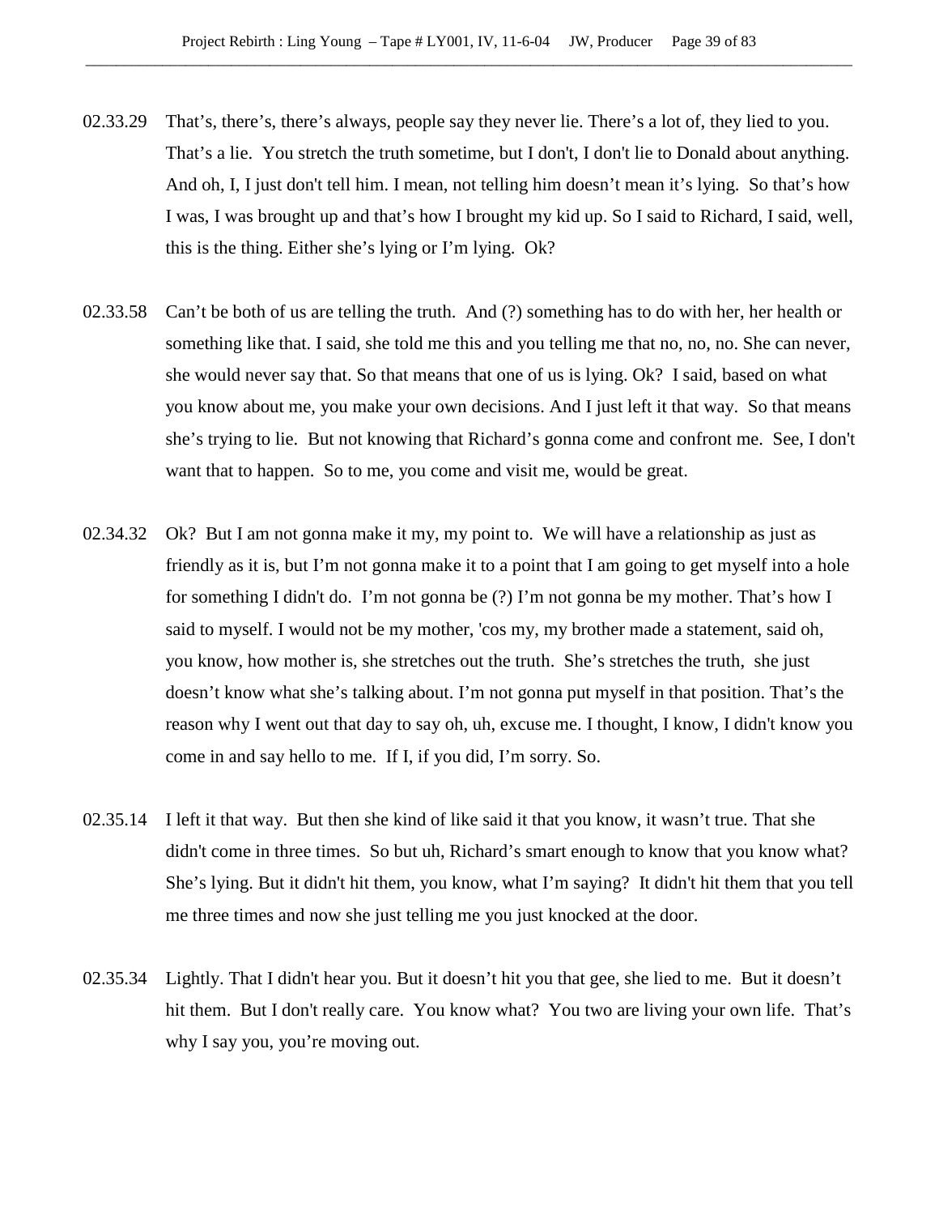02.33.29 That's, there's, there's always, people say they never lie. There's a lot of, they lied to you. That's a lie. You stretch the truth sometime, but I don't, I don't lie to Donald about anything. And oh, I, I just don't tell him. I mean, not telling him doesn't mean it's lying. So that's how I was, I was brought up and that's how I brought my kid up. So I said to Richard, I said, well, this is the thing. Either she's lying or I'm lying. Ok?

02.33.58 Can't be both of us are telling the truth. And (?) something has to do with her, her health or something like that. I said, she told me this and you telling me that no, no, no. She can never, she would never say that. So that means that one of us is lying. Ok? I said, based on what you know about me, you make your own decisions. And I just left it that way. So that means she's trying to lie. But not knowing that Richard's gonna come and confront me. See, I don't want that to happen. So to me, you come and visit me, would be great.

02.34.32 Ok? But I am not gonna make it my, my point to. We will have a relationship as just as friendly as it is, but I'm not gonna make it to a point that I am going to get myself into a hole for something I didn't do. I'm not gonna be (?) I'm not gonna be my mother. That's how I said to myself. I would not be my mother, 'cos my, my brother made a statement, said oh, you know, how mother is, she stretches out the truth. She's stretches the truth, she just doesn't know what she's talking about. I'm not gonna put myself in that position. That's the reason why I went out that day to say oh, uh, excuse me. I thought, I know, I didn't know you come in and say hello to me. If I, if you did, I'm sorry. So.

02.35.14 I left it that way. But then she kind of like said it that you know, it wasn't true. That she didn't come in three times. So but uh, Richard's smart enough to know that you know what? She's lying. But it didn't hit them, you know, what I'm saying? It didn't hit them that you tell me three times and now she just telling me you just knocked at the door.

02.35.34 Lightly. That I didn't hear you. But it doesn't hit you that gee, she lied to me. But it doesn't hit them. But I don't really care. You know what? You two are living your own life. That's why I say you, you're moving out.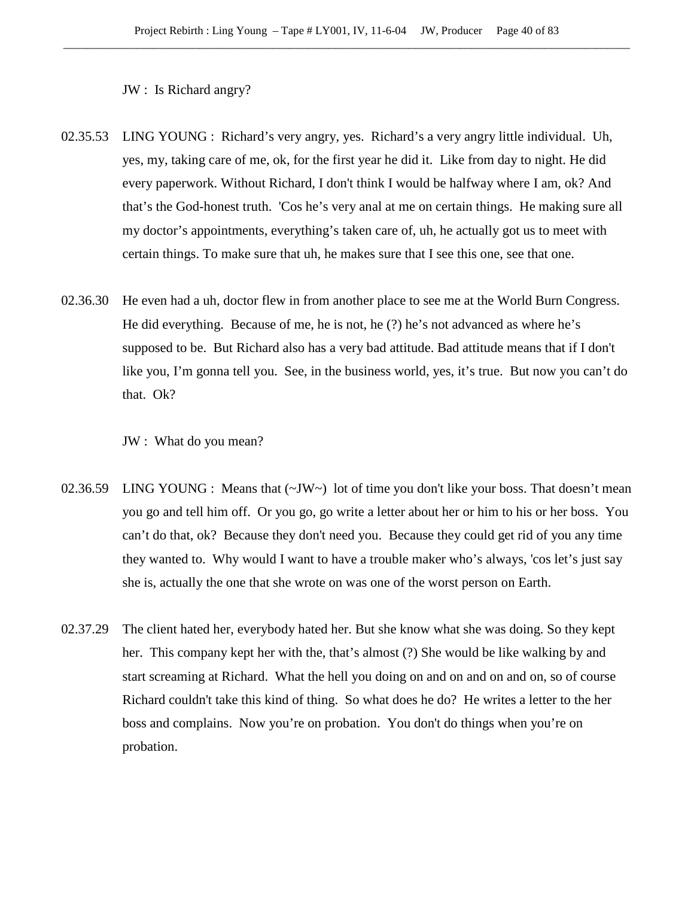JW : Is Richard angry?

02.35.53 LING YOUNG : Richard's very angry, yes. Richard's a very angry little individual. Uh, yes, my, taking care of me, ok, for the first year he did it. Like from day to night. He did every paperwork. Without Richard, I don't think I would be halfway where I am, ok? And that's the God-honest truth. 'Cos he's very anal at me on certain things. He making sure all my doctor's appointments, everything's taken care of, uh, he actually got us to meet with certain things. To make sure that uh, he makes sure that I see this one, see that one.

02.36.30 He even had a uh, doctor flew in from another place to see me at the World Burn Congress. He did everything. Because of me, he is not, he (?) he's not advanced as where he's supposed to be. But Richard also has a very bad attitude. Bad attitude means that if I don't like you, I'm gonna tell you. See, in the business world, yes, it's true. But now you can't do that. Ok?

JW : What do you mean?

02.36.59 LING YOUNG : Means that (~JW~) lot of time you don't like your boss. That doesn't mean you go and tell him off. Or you go, go write a letter about her or him to his or her boss. You can't do that, ok? Because they don't need you. Because they could get rid of you any time they wanted to. Why would I want to have a trouble maker who's always, 'cos let's just say she is, actually the one that she wrote on was one of the worst person on Earth.

02.37.29 The client hated her, everybody hated her. But she know what she was doing. So they kept her. This company kept her with the, that's almost (?) She would be like walking by and start screaming at Richard. What the hell you doing on and on and on and on, so of course Richard couldn't take this kind of thing. So what does he do? He writes a letter to the her boss and complains. Now you're on probation. You don't do things when you're on probation.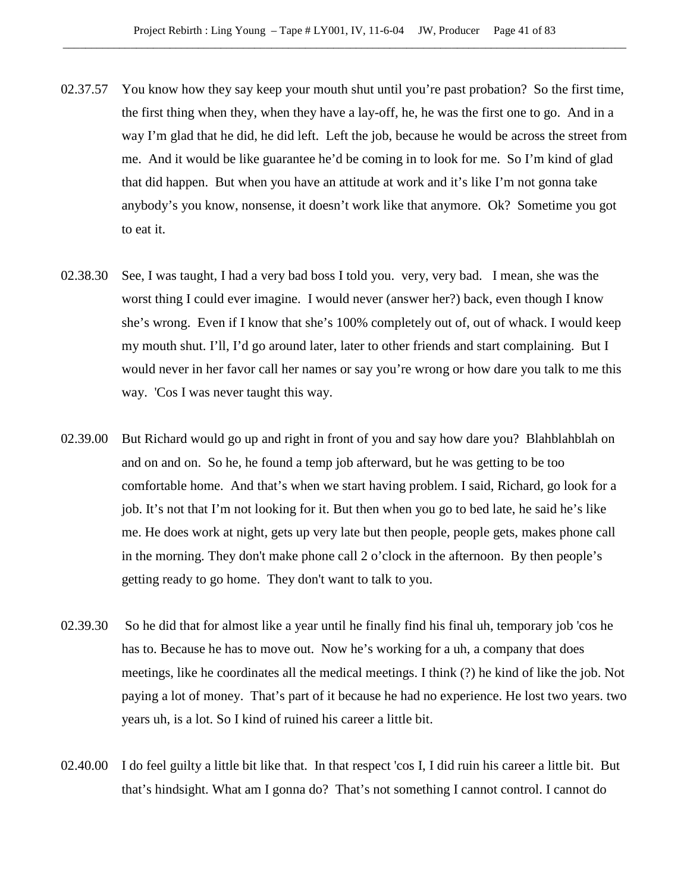02.37.57 You know how they say keep your mouth shut until you're past probation? So the first time, the first thing when they, when they have a lay-off, he, he was the first one to go. And in a way I'm glad that he did, he did left. Left the job, because he would be across the street from me. And it would be like guarantee he'd be coming in to look for me. So I'm kind of glad that did happen. But when you have an attitude at work and it's like I'm not gonna take anybody's you know, nonsense, it doesn't work like that anymore. Ok? Sometime you got to eat it.

02.38.30 See, I was taught, I had a very bad boss I told you. very, very bad. I mean, she was the worst thing I could ever imagine. I would never (answer her?) back, even though I know she's wrong. Even if I know that she's 100% completely out of, out of whack. I would keep my mouth shut. I'll, I'd go around later, later to other friends and start complaining. But I would never in her favor call her names or say you're wrong or how dare you talk to me this way. 'Cos I was never taught this way.

02.39.00 But Richard would go up and right in front of you and say how dare you? Blahblahblah on and on and on. So he, he found a temp job afterward, but he was getting to be too comfortable home. And that's when we start having problem. I said, Richard, go look for a job. It's not that I'm not looking for it. But then when you go to bed late, he said he's like me. He does work at night, gets up very late but then people, people gets, makes phone call in the morning. They don't make phone call 2 o'clock in the afternoon. By then people's getting ready to go home. They don't want to talk to you.

02.39.30 So he did that for almost like a year until he finally find his final uh, temporary job 'cos he has to. Because he has to move out. Now he's working for a uh, a company that does meetings, like he coordinates all the medical meetings. I think (?) he kind of like the job. Not paying a lot of money. That's part of it because he had no experience. He lost two years. two years uh, is a lot. So I kind of ruined his career a little bit.

02.40.00 I do feel guilty a little bit like that. In that respect 'cos I, I did ruin his career a little bit. But that's hindsight. What am I gonna do? That's not something I cannot control. I cannot do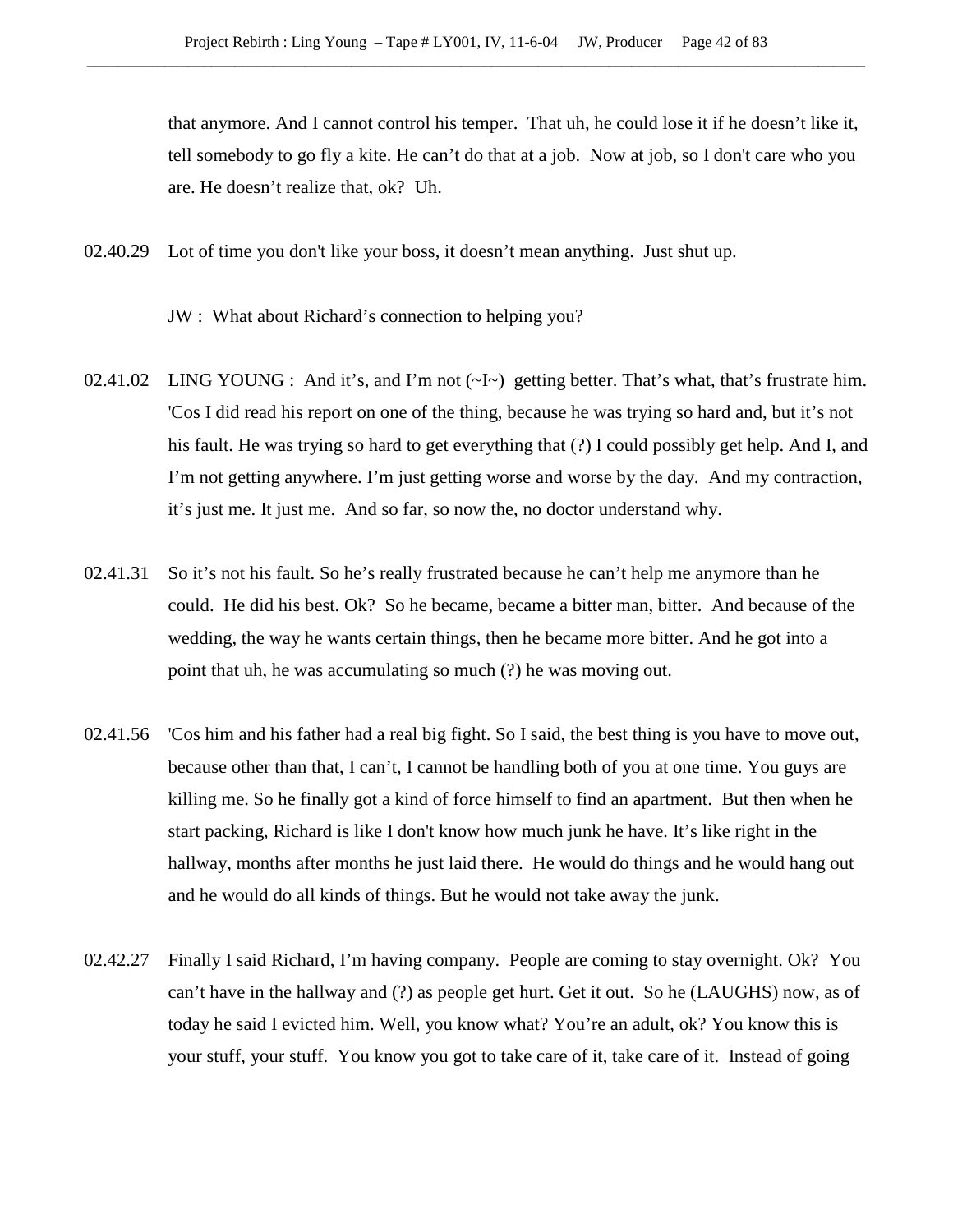that anymore. And I cannot control his temper. That uh, he could lose it if he doesn't like it, tell somebody to go fly a kite. He can't do that at a job. Now at job, so I don't care who you are. He doesn't realize that, ok? Uh.

02.40.29 Lot of time you don't like your boss, it doesn't mean anything. Just shut up.

JW : What about Richard's connection to helping you?

02.41.02 LING YOUNG : And it's, and I'm not (~I~) getting better. That's what, that's frustrate him. 'Cos I did read his report on one of the thing, because he was trying so hard and, but it's not his fault. He was trying so hard to get everything that (?) I could possibly get help. And I, and I'm not getting anywhere. I'm just getting worse and worse by the day. And my contraction, it's just me. It just me. And so far, so now the, no doctor understand why.

02.41.31 So it's not his fault. So he's really frustrated because he can't help me anymore than he could. He did his best. Ok? So he became, became a bitter man, bitter. And because of the wedding, the way he wants certain things, then he became more bitter. And he got into a point that uh, he was accumulating so much (?) he was moving out.

02.41.56 'Cos him and his father had a real big fight. So I said, the best thing is you have to move out, because other than that, I can't, I cannot be handling both of you at one time. You guys are killing me. So he finally got a kind of force himself to find an apartment. But then when he start packing, Richard is like I don't know how much junk he have. It's like right in the hallway, months after months he just laid there. He would do things and he would hang out and he would do all kinds of things. But he would not take away the junk.

02.42.27 Finally I said Richard, I'm having company. People are coming to stay overnight. Ok? You can't have in the hallway and (?) as people get hurt. Get it out. So he (LAUGHS) now, as of today he said I evicted him. Well, you know what? You're an adult, ok? You know this is your stuff, your stuff. You know you got to take care of it, take care of it. Instead of going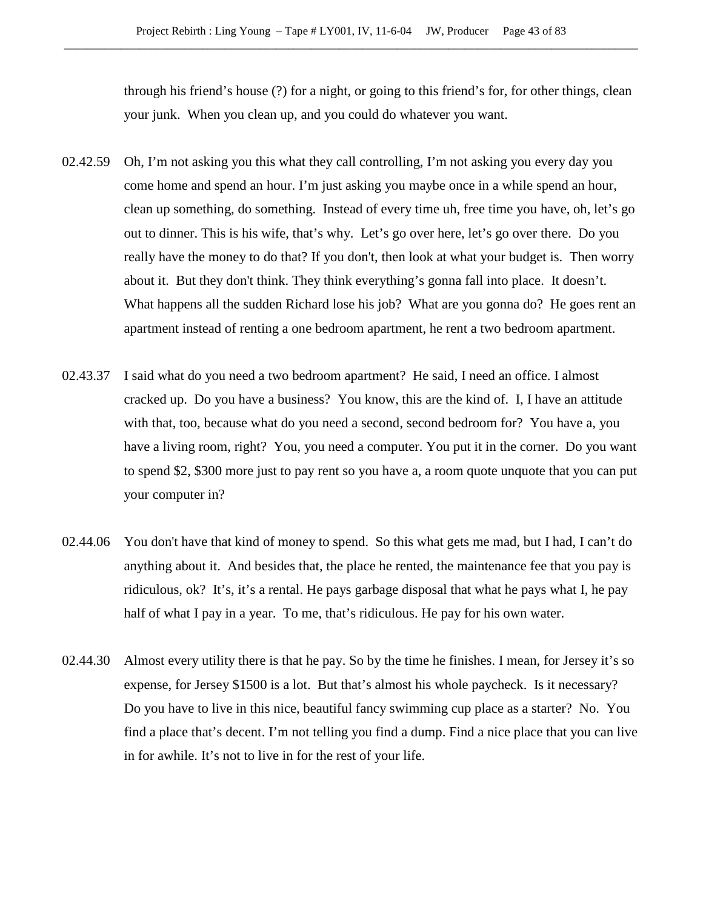through his friend's house (?) for a night, or going to this friend's for, for other things, clean your junk.  When you clean up, and you could do whatever you want.

02.42.59 Oh, I'm not asking you this what they call controlling, I'm not asking you every day you come home and spend an hour. I'm just asking you maybe once in a while spend an hour, clean up something, do something.  Instead of every time uh, free time you have, oh, let's go out to dinner. This is his wife, that's why.  Let's go over here, let's go over there.  Do you really have the money to do that? If you don't, then look at what your budget is.  Then worry about it.  But they don't think. They think everything's gonna fall into place.  It doesn't. What happens all the sudden Richard lose his job?  What are you gonna do?  He goes rent an apartment instead of renting a one bedroom apartment, he rent a two bedroom apartment.

02.43.37 I said what do you need a two bedroom apartment?  He said, I need an office. I almost cracked up.  Do you have a business?  You know, this are the kind of.  I, I have an attitude with that, too, because what do you need a second, second bedroom for?  You have a, you have a living room, right?  You, you need a computer. You put it in the corner.  Do you want to spend $2, $300 more just to pay rent so you have a, a room quote unquote that you can put your computer in?

02.44.06 You don't have that kind of money to spend.  So this what gets me mad, but I had, I can't do anything about it.  And besides that, the place he rented, the maintenance fee that you pay is ridiculous, ok?  It's, it's a rental. He pays garbage disposal that what he pays what I, he pay half of what I pay in a year.  To me, that's ridiculous. He pay for his own water.

02.44.30 Almost every utility there is that he pay. So by the time he finishes. I mean, for Jersey it's so expense, for Jersey $1500 is a lot.  But that's almost his whole paycheck.  Is it necessary? Do you have to live in this nice, beautiful fancy swimming cup place as a starter?  No.  You find a place that's decent. I'm not telling you find a dump. Find a nice place that you can live in for awhile. It's not to live in for the rest of your life.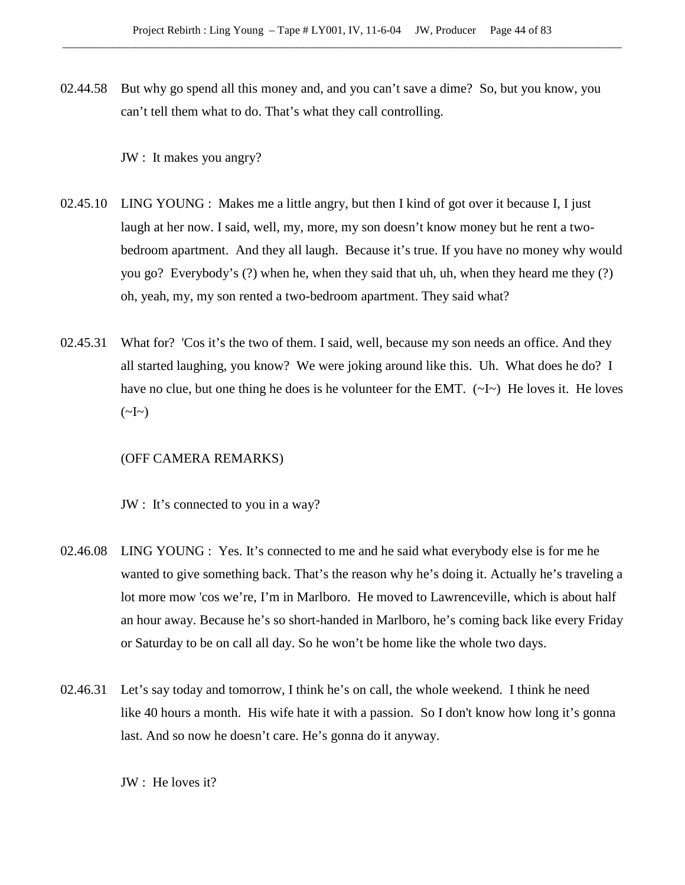02.44.58 But why go spend all this money and, and you can't save a dime? So, but you know, you can't tell them what to do. That's what they call controlling.

JW : It makes you angry?

02.45.10 LING YOUNG : Makes me a little angry, but then I kind of got over it because I, I just laugh at her now. I said, well, my, more, my son doesn't know money but he rent a two-bedroom apartment. And they all laugh. Because it's true. If you have no money why would you go? Everybody's (?) when he, when they said that uh, uh, when they heard me they (?) oh, yeah, my, my son rented a two-bedroom apartment. They said what?

02.45.31 What for? 'Cos it's the two of them. I said, well, because my son needs an office. And they all started laughing, you know? We were joking around like this. Uh. What does he do? I have no clue, but one thing he does is he volunteer for the EMT. (~I~) He loves it. He loves (~I~)

(OFF CAMERA REMARKS)

JW : It's connected to you in a way?

02.46.08 LING YOUNG : Yes. It's connected to me and he said what everybody else is for me he wanted to give something back. That's the reason why he's doing it. Actually he's traveling a lot more mow 'cos we're, I'm in Marlboro. He moved to Lawrenceville, which is about half an hour away. Because he's so short-handed in Marlboro, he's coming back like every Friday or Saturday to be on call all day. So he won't be home like the whole two days.

02.46.31 Let's say today and tomorrow, I think he's on call, the whole weekend. I think he need like 40 hours a month. His wife hate it with a passion. So I don't know how long it's gonna last. And so now he doesn't care. He's gonna do it anyway.

JW : He loves it?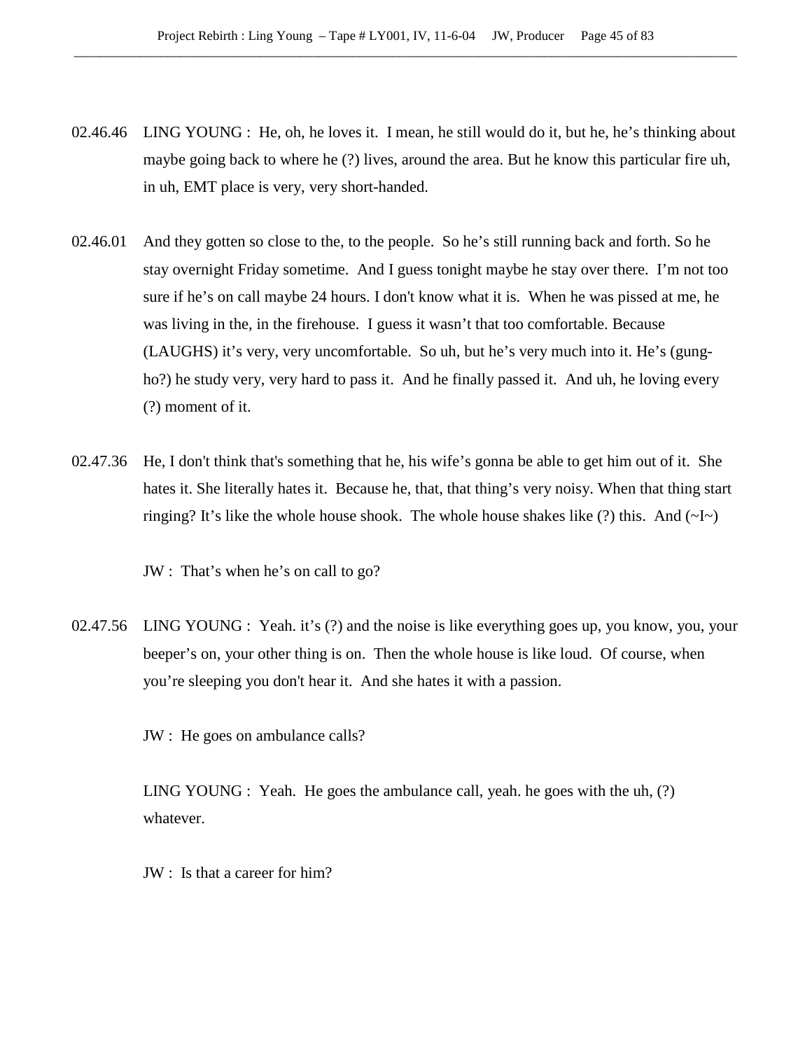02.46.46 LING YOUNG : He, oh, he loves it. I mean, he still would do it, but he, he's thinking about maybe going back to where he (?) lives, around the area. But he know this particular fire uh, in uh, EMT place is very, very short-handed.

02.46.01 And they gotten so close to the, to the people. So he's still running back and forth. So he stay overnight Friday sometime. And I guess tonight maybe he stay over there. I'm not too sure if he's on call maybe 24 hours. I don't know what it is. When he was pissed at me, he was living in the, in the firehouse. I guess it wasn't that too comfortable. Because (LAUGHS) it's very, very uncomfortable. So uh, but he's very much into it. He's (gung-ho?) he study very, very hard to pass it. And he finally passed it. And uh, he loving every (?) moment of it.

02.47.36 He, I don't think that's something that he, his wife's gonna be able to get him out of it. She hates it. She literally hates it. Because he, that, that thing's very noisy. When that thing start ringing? It's like the whole house shook. The whole house shakes like (?) this. And (~I~)

JW : That's when he's on call to go?

02.47.56 LING YOUNG : Yeah. it's (?) and the noise is like everything goes up, you know, you, your beeper's on, your other thing is on. Then the whole house is like loud. Of course, when you're sleeping you don't hear it. And she hates it with a passion.

JW : He goes on ambulance calls?

LING YOUNG : Yeah. He goes the ambulance call, yeah. he goes with the uh, (?) whatever.

JW : Is that a career for him?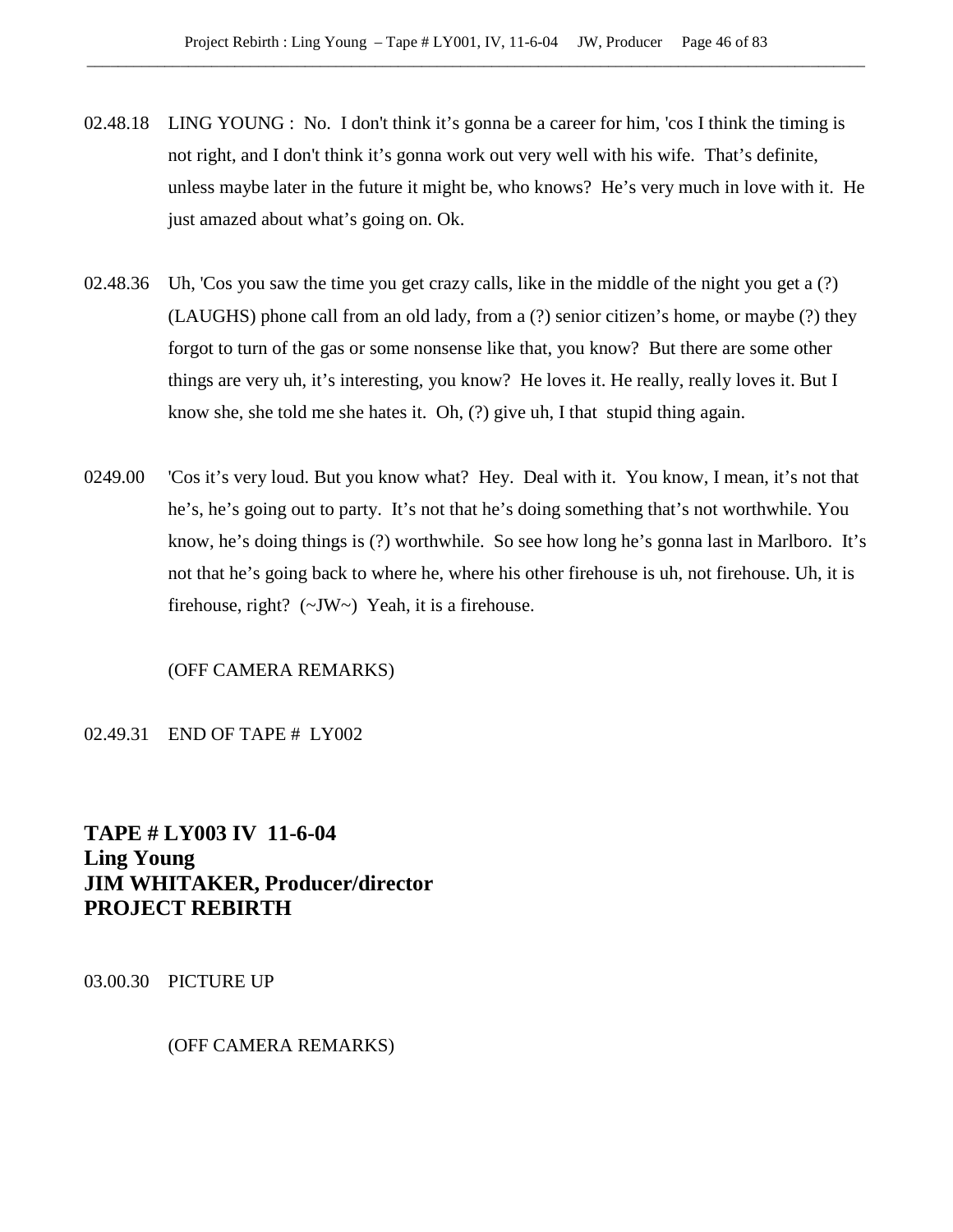02.48.18 LING YOUNG : No. I don't think it's gonna be a career for him, 'cos I think the timing is not right, and I don't think it's gonna work out very well with his wife. That's definite, unless maybe later in the future it might be, who knows? He's very much in love with it. He just amazed about what's going on. Ok.

02.48.36 Uh, 'Cos you saw the time you get crazy calls, like in the middle of the night you get a (?) (LAUGHS) phone call from an old lady, from a (?) senior citizen's home, or maybe (?) they forgot to turn of the gas or some nonsense like that, you know? But there are some other things are very uh, it's interesting, you know? He loves it. He really, really loves it. But I know she, she told me she hates it. Oh, (?) give uh, I that stupid thing again.

0249.00 'Cos it's very loud. But you know what? Hey. Deal with it. You know, I mean, it's not that he's, he's going out to party. It's not that he's doing something that's not worthwhile. You know, he's doing things is (?) worthwhile. So see how long he's gonna last in Marlboro. It's not that he's going back to where he, where his other firehouse is uh, not firehouse. Uh, it is firehouse, right? (~JW~) Yeah, it is a firehouse.

(OFF CAMERA REMARKS)

02.49.31 END OF TAPE # LY002

**TAPE # LY003 IV 11-6-04**
**Ling Young**
**JIM WHITAKER, Producer/director**
**PROJECT REBIRTH**

03.00.30 PICTURE UP

(OFF CAMERA REMARKS)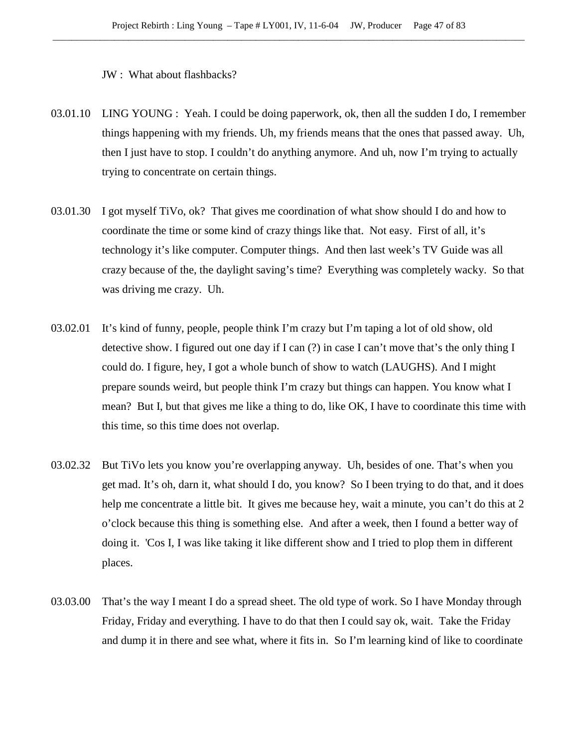JW : What about flashbacks?

03.01.10 LING YOUNG : Yeah. I could be doing paperwork, ok, then all the sudden I do, I remember things happening with my friends. Uh, my friends means that the ones that passed away. Uh, then I just have to stop. I couldn't do anything anymore. And uh, now I'm trying to actually trying to concentrate on certain things.

03.01.30 I got myself TiVo, ok? That gives me coordination of what show should I do and how to coordinate the time or some kind of crazy things like that. Not easy. First of all, it's technology it's like computer. Computer things. And then last week's TV Guide was all crazy because of the, the daylight saving's time? Everything was completely wacky. So that was driving me crazy. Uh.

03.02.01 It's kind of funny, people, people think I'm crazy but I'm taping a lot of old show, old detective show. I figured out one day if I can (?) in case I can't move that's the only thing I could do. I figure, hey, I got a whole bunch of show to watch (LAUGHS). And I might prepare sounds weird, but people think I'm crazy but things can happen. You know what I mean? But I, but that gives me like a thing to do, like OK, I have to coordinate this time with this time, so this time does not overlap.

03.02.32 But TiVo lets you know you're overlapping anyway. Uh, besides of one. That's when you get mad. It's oh, darn it, what should I do, you know? So I been trying to do that, and it does help me concentrate a little bit. It gives me because hey, wait a minute, you can't do this at 2 o'clock because this thing is something else. And after a week, then I found a better way of doing it. 'Cos I, I was like taking it like different show and I tried to plop them in different places.

03.03.00 That's the way I meant I do a spread sheet. The old type of work. So I have Monday through Friday, Friday and everything. I have to do that then I could say ok, wait. Take the Friday and dump it in there and see what, where it fits in. So I'm learning kind of like to coordinate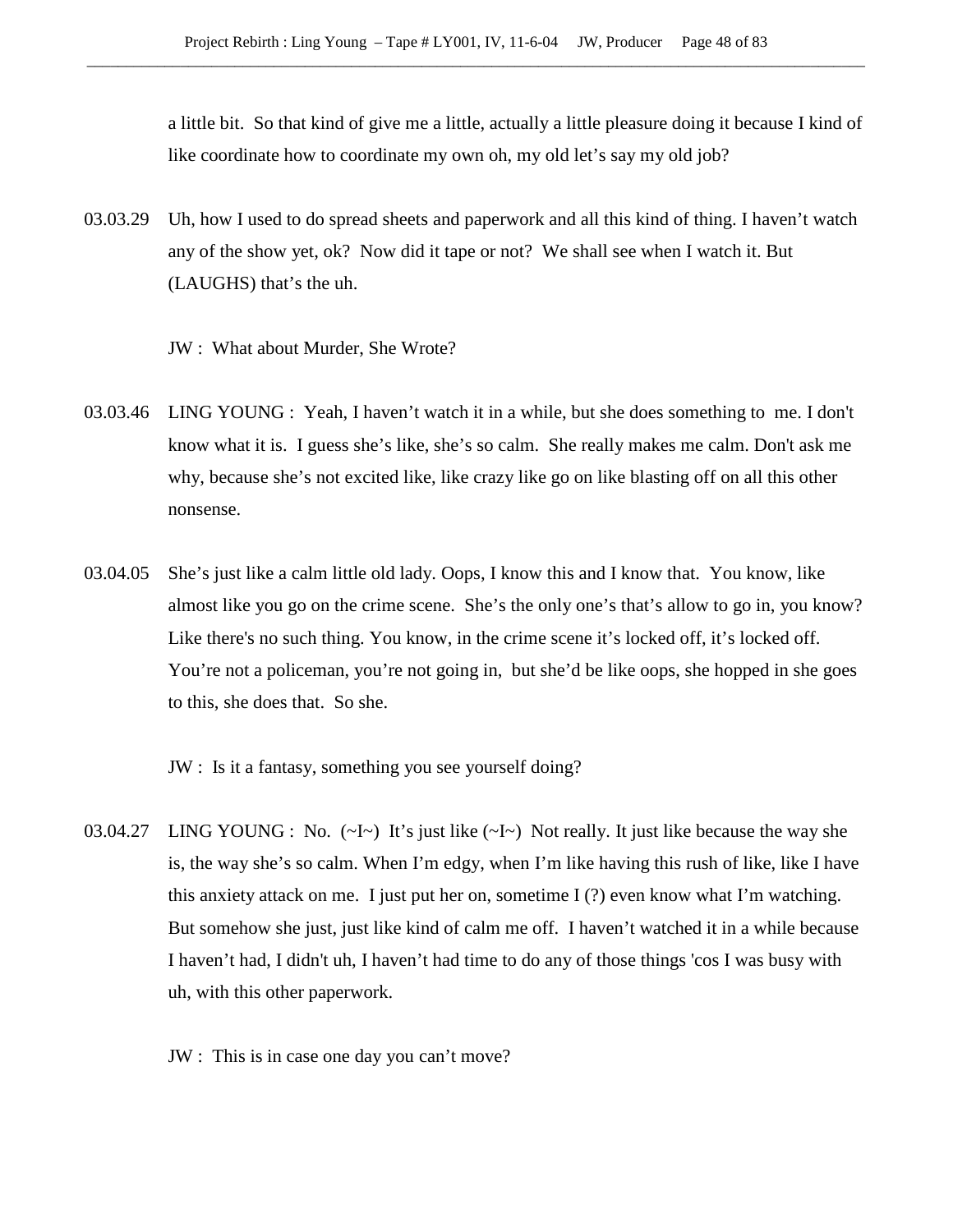a little bit. So that kind of give me a little, actually a little pleasure doing it because I kind of like coordinate how to coordinate my own oh, my old let's say my old job?

03.03.29 Uh, how I used to do spread sheets and paperwork and all this kind of thing. I haven't watch any of the show yet, ok? Now did it tape or not? We shall see when I watch it. But (LAUGHS) that's the uh.

JW : What about Murder, She Wrote?

03.03.46 LING YOUNG : Yeah, I haven't watch it in a while, but she does something to me. I don't know what it is. I guess she's like, she's so calm. She really makes me calm. Don't ask me why, because she's not excited like, like crazy like go on like blasting off on all this other nonsense.

03.04.05 She's just like a calm little old lady. Oops, I know this and I know that. You know, like almost like you go on the crime scene. She's the only one's that's allow to go in, you know? Like there's no such thing. You know, in the crime scene it's locked off, it's locked off. You're not a policeman, you're not going in, but she'd be like oops, she hopped in she goes to this, she does that. So she.

JW : Is it a fantasy, something you see yourself doing?

03.04.27 LING YOUNG : No. (~I~) It's just like (~I~) Not really. It just like because the way she is, the way she's so calm. When I'm edgy, when I'm like having this rush of like, like I have this anxiety attack on me. I just put her on, sometime I (?) even know what I'm watching. But somehow she just, just like kind of calm me off. I haven't watched it in a while because I haven't had, I didn't uh, I haven't had time to do any of those things 'cos I was busy with uh, with this other paperwork.

JW : This is in case one day you can't move?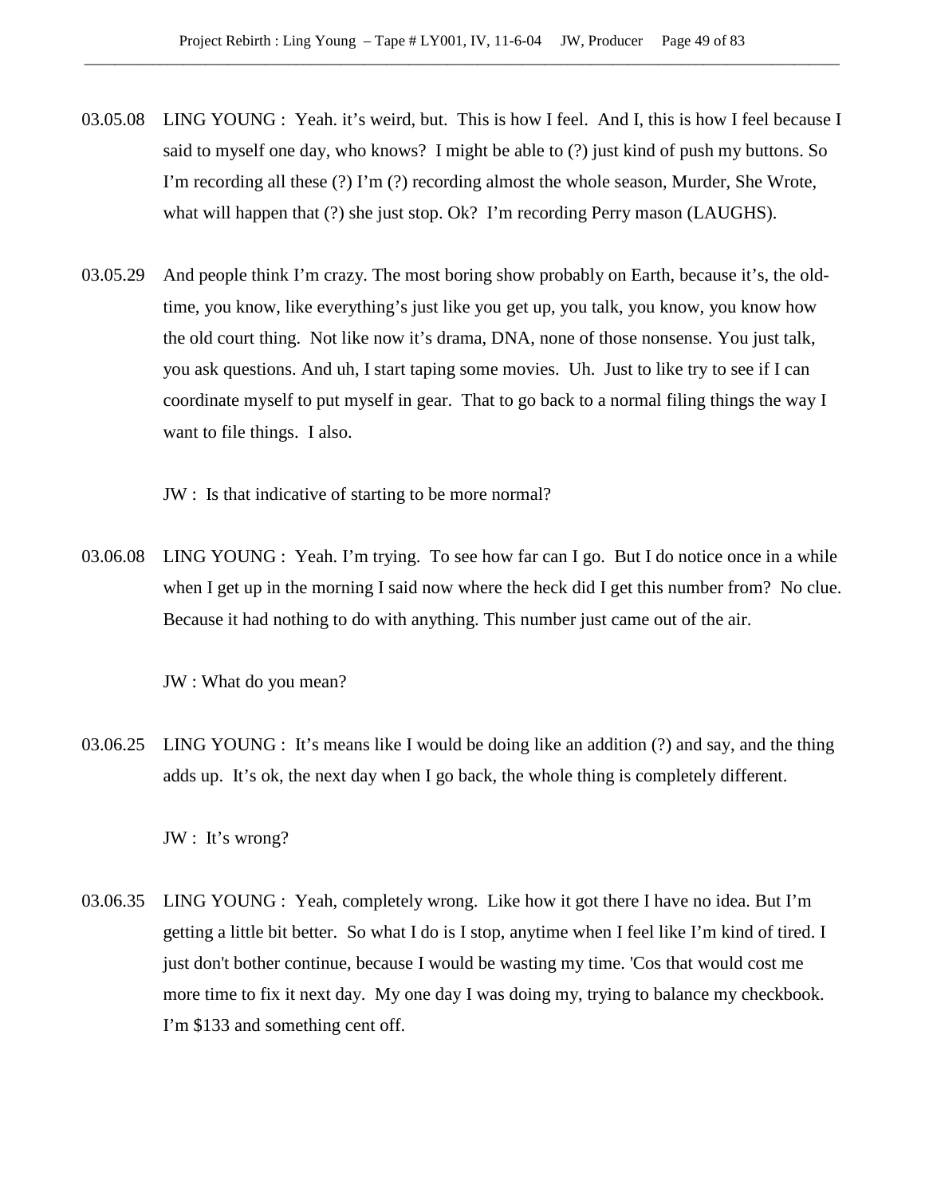03.05.08 LING YOUNG : Yeah. it's weird, but. This is how I feel. And I, this is how I feel because I said to myself one day, who knows? I might be able to (?) just kind of push my buttons. So I'm recording all these (?) I'm (?) recording almost the whole season, Murder, She Wrote, what will happen that (?) she just stop. Ok? I'm recording Perry mason (LAUGHS).

03.05.29 And people think I'm crazy. The most boring show probably on Earth, because it's, the old-time, you know, like everything's just like you get up, you talk, you know, you know how the old court thing. Not like now it's drama, DNA, none of those nonsense. You just talk, you ask questions. And uh, I start taping some movies. Uh. Just to like try to see if I can coordinate myself to put myself in gear. That to go back to a normal filing things the way I want to file things. I also.

JW : Is that indicative of starting to be more normal?

03.06.08 LING YOUNG : Yeah. I'm trying. To see how far can I go. But I do notice once in a while when I get up in the morning I said now where the heck did I get this number from? No clue. Because it had nothing to do with anything. This number just came out of the air.

JW : What do you mean?

03.06.25 LING YOUNG : It's means like I would be doing like an addition (?) and say, and the thing adds up. It's ok, the next day when I go back, the whole thing is completely different.

JW : It's wrong?

03.06.35 LING YOUNG : Yeah, completely wrong. Like how it got there I have no idea. But I'm getting a little bit better. So what I do is I stop, anytime when I feel like I'm kind of tired. I just don't bother continue, because I would be wasting my time. 'Cos that would cost me more time to fix it next day. My one day I was doing my, trying to balance my checkbook. I'm $133 and something cent off.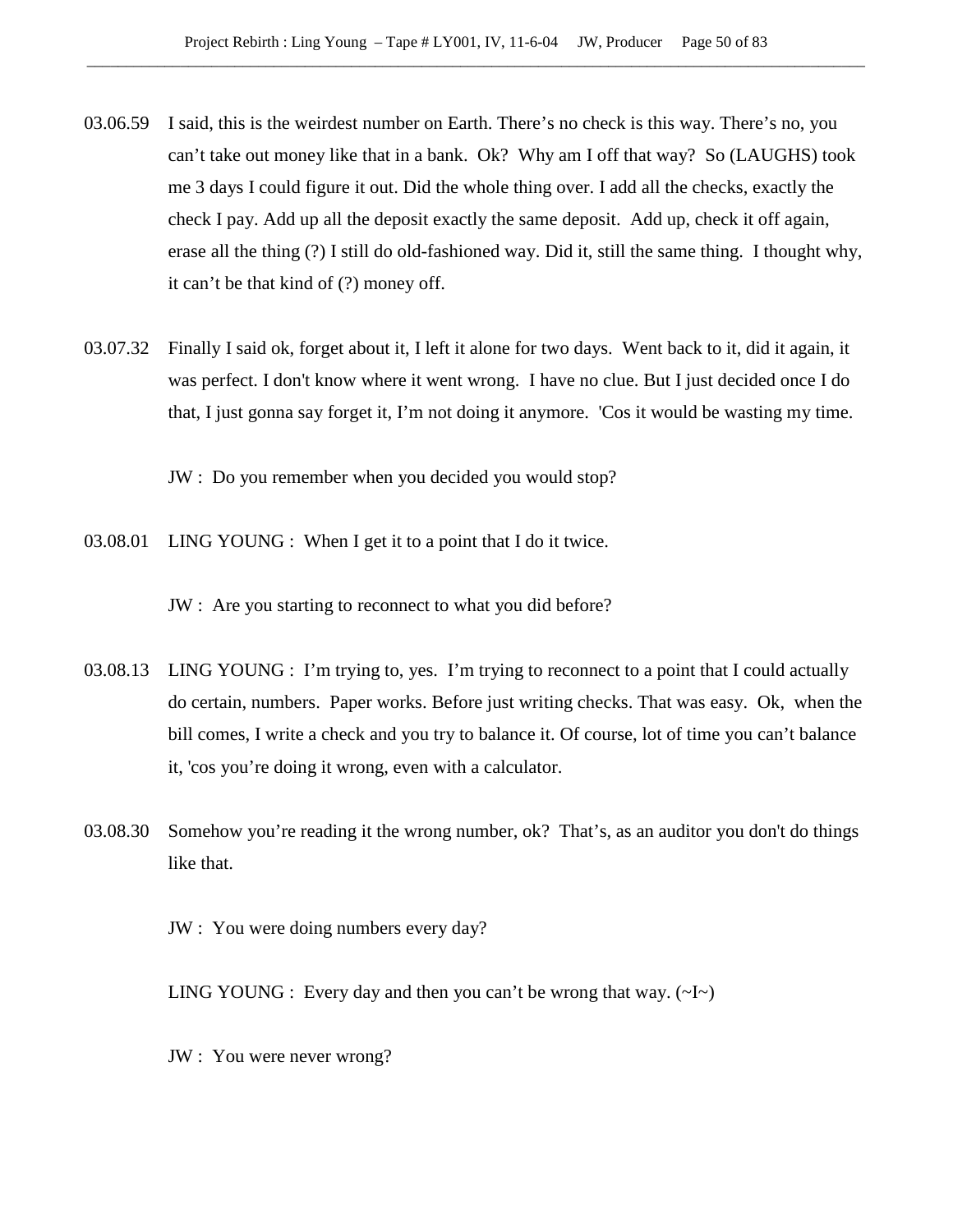03.06.59 I said, this is the weirdest number on Earth. There's no check is this way. There's no, you can't take out money like that in a bank. Ok? Why am I off that way? So (LAUGHS) took me 3 days I could figure it out. Did the whole thing over. I add all the checks, exactly the check I pay. Add up all the deposit exactly the same deposit. Add up, check it off again, erase all the thing (?) I still do old-fashioned way. Did it, still the same thing. I thought why, it can't be that kind of (?) money off.

03.07.32 Finally I said ok, forget about it, I left it alone for two days. Went back to it, did it again, it was perfect. I don't know where it went wrong. I have no clue. But I just decided once I do that, I just gonna say forget it, I'm not doing it anymore. 'Cos it would be wasting my time.

JW : Do you remember when you decided you would stop?

03.08.01 LING YOUNG : When I get it to a point that I do it twice.

JW : Are you starting to reconnect to what you did before?

03.08.13 LING YOUNG : I'm trying to, yes. I'm trying to reconnect to a point that I could actually do certain, numbers. Paper works. Before just writing checks. That was easy. Ok, when the bill comes, I write a check and you try to balance it. Of course, lot of time you can't balance it, 'cos you're doing it wrong, even with a calculator.

03.08.30 Somehow you're reading it the wrong number, ok? That's, as an auditor you don't do things like that.

JW : You were doing numbers every day?

LING YOUNG : Every day and then you can't be wrong that way. (~I~)

JW : You were never wrong?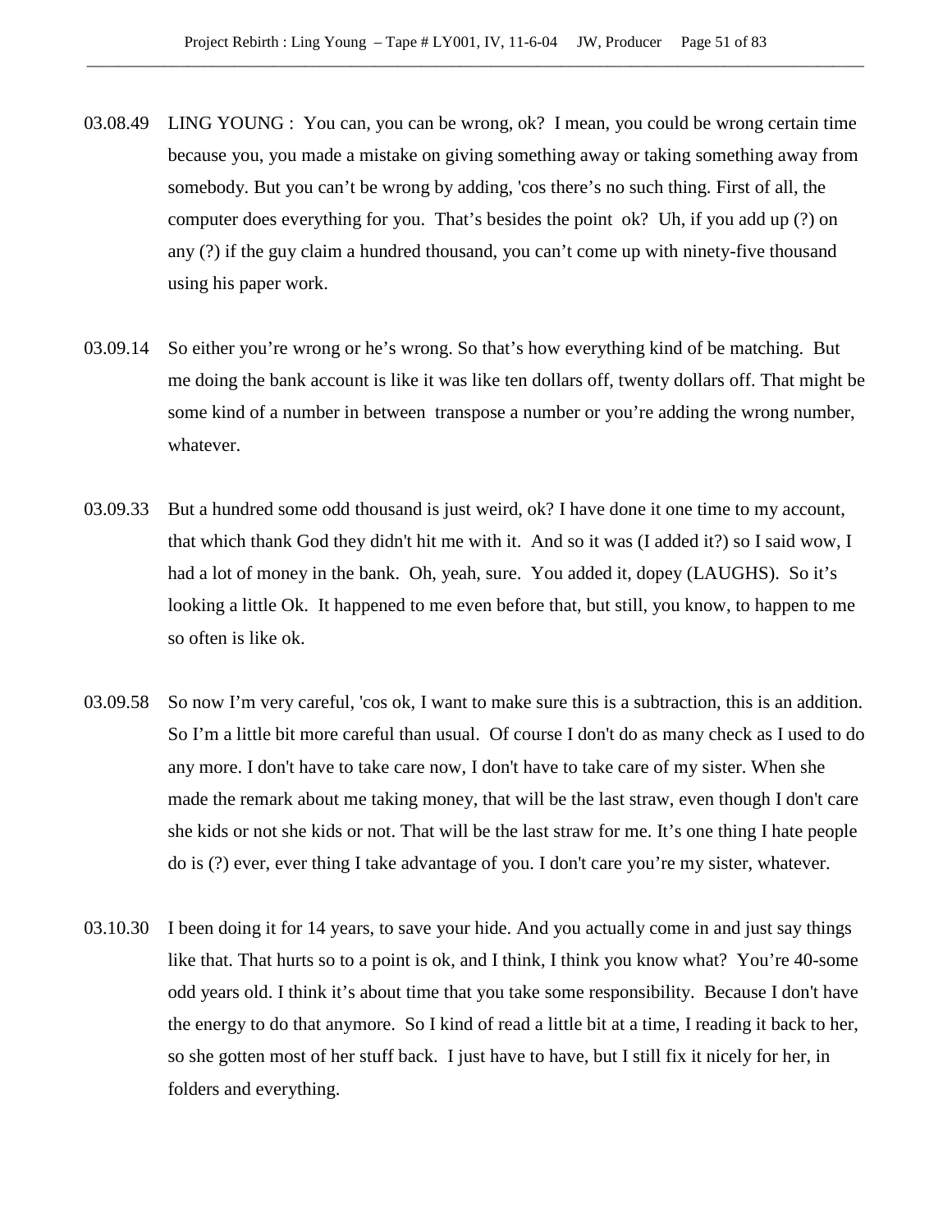03.08.49 LING YOUNG : You can, you can be wrong, ok? I mean, you could be wrong certain time because you, you made a mistake on giving something away or taking something away from somebody. But you can't be wrong by adding, 'cos there's no such thing. First of all, the computer does everything for you. That's besides the point ok? Uh, if you add up (?) on any (?) if the guy claim a hundred thousand, you can't come up with ninety-five thousand using his paper work.

03.09.14 So either you're wrong or he's wrong. So that's how everything kind of be matching. But me doing the bank account is like it was like ten dollars off, twenty dollars off. That might be some kind of a number in between transpose a number or you're adding the wrong number, whatever.

03.09.33 But a hundred some odd thousand is just weird, ok? I have done it one time to my account, that which thank God they didn't hit me with it. And so it was (I added it?) so I said wow, I had a lot of money in the bank. Oh, yeah, sure. You added it, dopey (LAUGHS). So it's looking a little Ok. It happened to me even before that, but still, you know, to happen to me so often is like ok.

03.09.58 So now I'm very careful, 'cos ok, I want to make sure this is a subtraction, this is an addition. So I'm a little bit more careful than usual. Of course I don't do as many check as I used to do any more. I don't have to take care now, I don't have to take care of my sister. When she made the remark about me taking money, that will be the last straw, even though I don't care she kids or not she kids or not. That will be the last straw for me. It's one thing I hate people do is (?) ever, ever thing I take advantage of you. I don't care you're my sister, whatever.

03.10.30 I been doing it for 14 years, to save your hide. And you actually come in and just say things like that. That hurts so to a point is ok, and I think, I think you know what? You're 40-some odd years old. I think it's about time that you take some responsibility. Because I don't have the energy to do that anymore. So I kind of read a little bit at a time, I reading it back to her, so she gotten most of her stuff back. I just have to have, but I still fix it nicely for her, in folders and everything.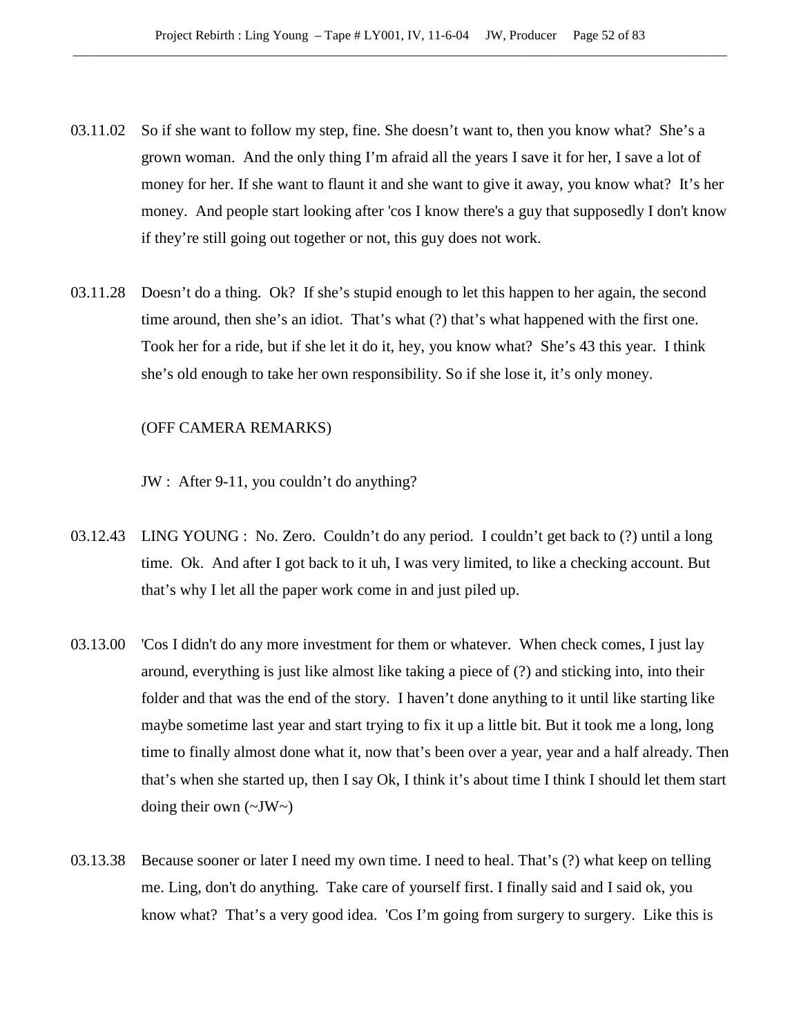03.11.02 So if she want to follow my step, fine. She doesn't want to, then you know what? She's a grown woman. And the only thing I'm afraid all the years I save it for her, I save a lot of money for her. If she want to flaunt it and she want to give it away, you know what? It's her money. And people start looking after 'cos I know there's a guy that supposedly I don't know if they're still going out together or not, this guy does not work.

03.11.28 Doesn't do a thing. Ok? If she's stupid enough to let this happen to her again, the second time around, then she's an idiot. That's what (?) that's what happened with the first one. Took her for a ride, but if she let it do it, hey, you know what? She's 43 this year. I think she's old enough to take her own responsibility. So if she lose it, it's only money.

(OFF CAMERA REMARKS)

JW : After 9-11, you couldn't do anything?

03.12.43 LING YOUNG : No. Zero. Couldn't do any period. I couldn't get back to (?) until a long time. Ok. And after I got back to it uh, I was very limited, to like a checking account. But that's why I let all the paper work come in and just piled up.

03.13.00 'Cos I didn't do any more investment for them or whatever. When check comes, I just lay around, everything is just like almost like taking a piece of (?) and sticking into, into their folder and that was the end of the story. I haven't done anything to it until like starting like maybe sometime last year and start trying to fix it up a little bit. But it took me a long, long time to finally almost done what it, now that's been over a year, year and a half already. Then that's when she started up, then I say Ok, I think it's about time I think I should let them start doing their own (~JW~)

03.13.38 Because sooner or later I need my own time. I need to heal. That's (?) what keep on telling me. Ling, don't do anything. Take care of yourself first. I finally said and I said ok, you know what? That's a very good idea. 'Cos I'm going from surgery to surgery. Like this is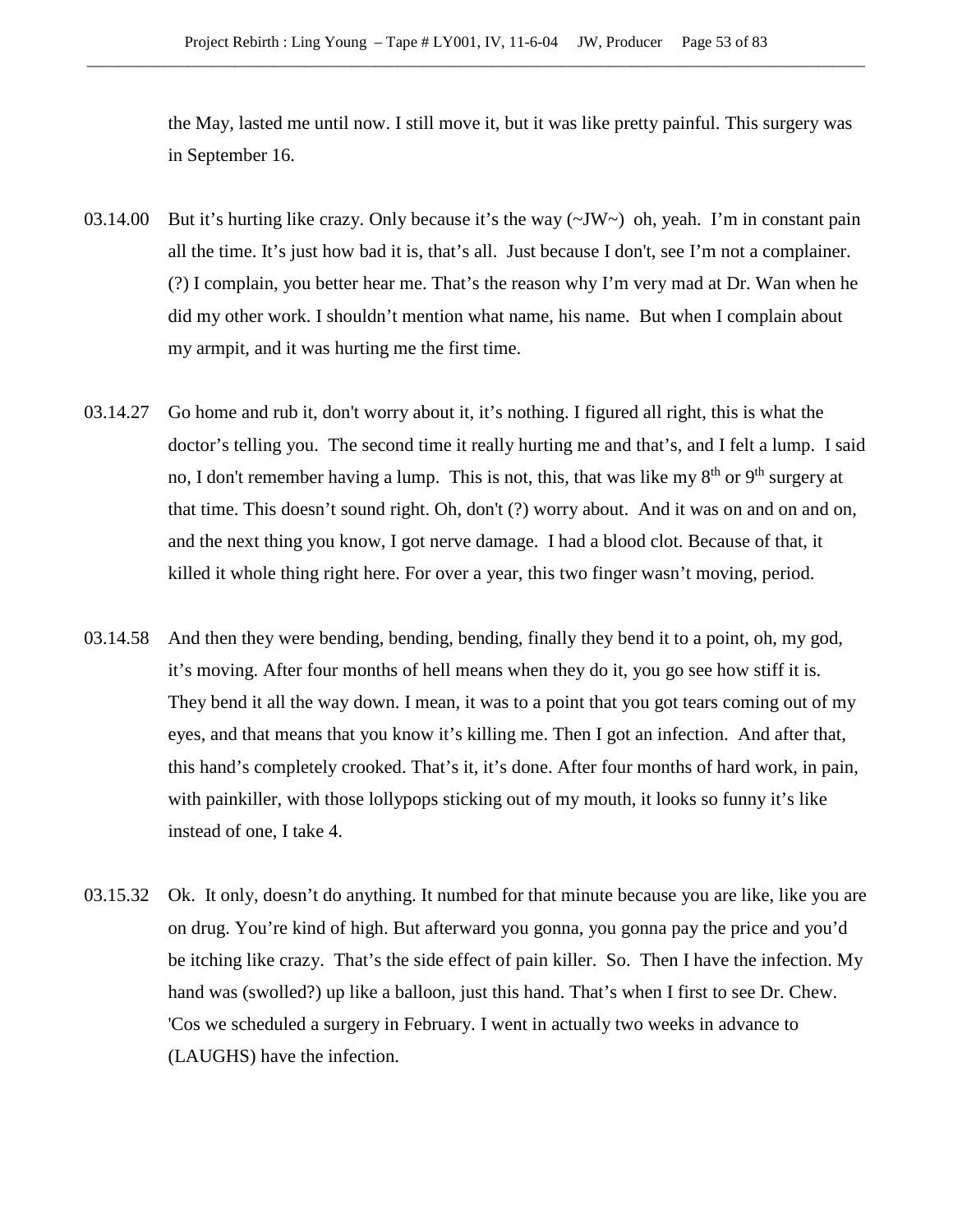the May, lasted me until now. I still move it, but it was like pretty painful. This surgery was in September 16.

03.14.00 But it's hurting like crazy. Only because it's the way (~JW~) oh, yeah. I'm in constant pain all the time. It's just how bad it is, that's all. Just because I don't, see I'm not a complainer. (?) I complain, you better hear me. That's the reason why I'm very mad at Dr. Wan when he did my other work. I shouldn't mention what name, his name. But when I complain about my armpit, and it was hurting me the first time.

03.14.27 Go home and rub it, don't worry about it, it's nothing. I figured all right, this is what the doctor's telling you. The second time it really hurting me and that's, and I felt a lump. I said no, I don't remember having a lump. This is not, this, that was like my 8th or 9th surgery at that time. This doesn't sound right. Oh, don't (?) worry about. And it was on and on and on, and the next thing you know, I got nerve damage. I had a blood clot. Because of that, it killed it whole thing right here. For over a year, this two finger wasn't moving, period.

03.14.58 And then they were bending, bending, bending, finally they bend it to a point, oh, my god, it's moving. After four months of hell means when they do it, you go see how stiff it is. They bend it all the way down. I mean, it was to a point that you got tears coming out of my eyes, and that means that you know it's killing me. Then I got an infection. And after that, this hand's completely crooked. That's it, it's done. After four months of hard work, in pain, with painkiller, with those lollypops sticking out of my mouth, it looks so funny it's like instead of one, I take 4.

03.15.32 Ok. It only, doesn't do anything. It numbed for that minute because you are like, like you are on drug. You're kind of high. But afterward you gonna, you gonna pay the price and you'd be itching like crazy. That's the side effect of pain killer. So. Then I have the infection. My hand was (swolled?) up like a balloon, just this hand. That's when I first to see Dr. Chew. 'Cos we scheduled a surgery in February. I went in actually two weeks in advance to (LAUGHS) have the infection.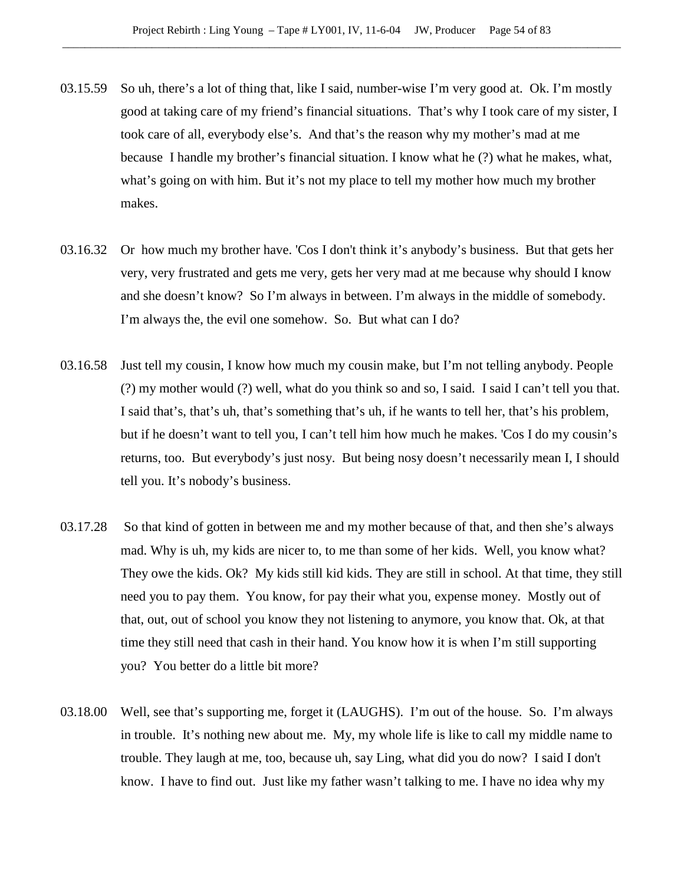03.15.59 So uh, there's a lot of thing that, like I said, number-wise I'm very good at. Ok. I'm mostly good at taking care of my friend's financial situations. That's why I took care of my sister, I took care of all, everybody else's. And that's the reason why my mother's mad at me because I handle my brother's financial situation. I know what he (?) what he makes, what, what's going on with him. But it's not my place to tell my mother how much my brother makes.

03.16.32 Or how much my brother have. 'Cos I don't think it's anybody's business. But that gets her very, very frustrated and gets me very, gets her very mad at me because why should I know and she doesn't know? So I'm always in between. I'm always in the middle of somebody. I'm always the, the evil one somehow. So. But what can I do?

03.16.58 Just tell my cousin, I know how much my cousin make, but I'm not telling anybody. People (?) my mother would (?) well, what do you think so and so, I said. I said I can't tell you that. I said that's, that's uh, that's something that's uh, if he wants to tell her, that's his problem, but if he doesn't want to tell you, I can't tell him how much he makes. 'Cos I do my cousin's returns, too. But everybody's just nosy. But being nosy doesn't necessarily mean I, I should tell you. It's nobody's business.

03.17.28 So that kind of gotten in between me and my mother because of that, and then she's always mad. Why is uh, my kids are nicer to, to me than some of her kids. Well, you know what? They owe the kids. Ok? My kids still kid kids. They are still in school. At that time, they still need you to pay them. You know, for pay their what you, expense money. Mostly out of that, out, out of school you know they not listening to anymore, you know that. Ok, at that time they still need that cash in their hand. You know how it is when I'm still supporting you? You better do a little bit more?

03.18.00 Well, see that's supporting me, forget it (LAUGHS). I'm out of the house. So. I'm always in trouble. It's nothing new about me. My, my whole life is like to call my middle name to trouble. They laugh at me, too, because uh, say Ling, what did you do now? I said I don't know. I have to find out. Just like my father wasn't talking to me. I have no idea why my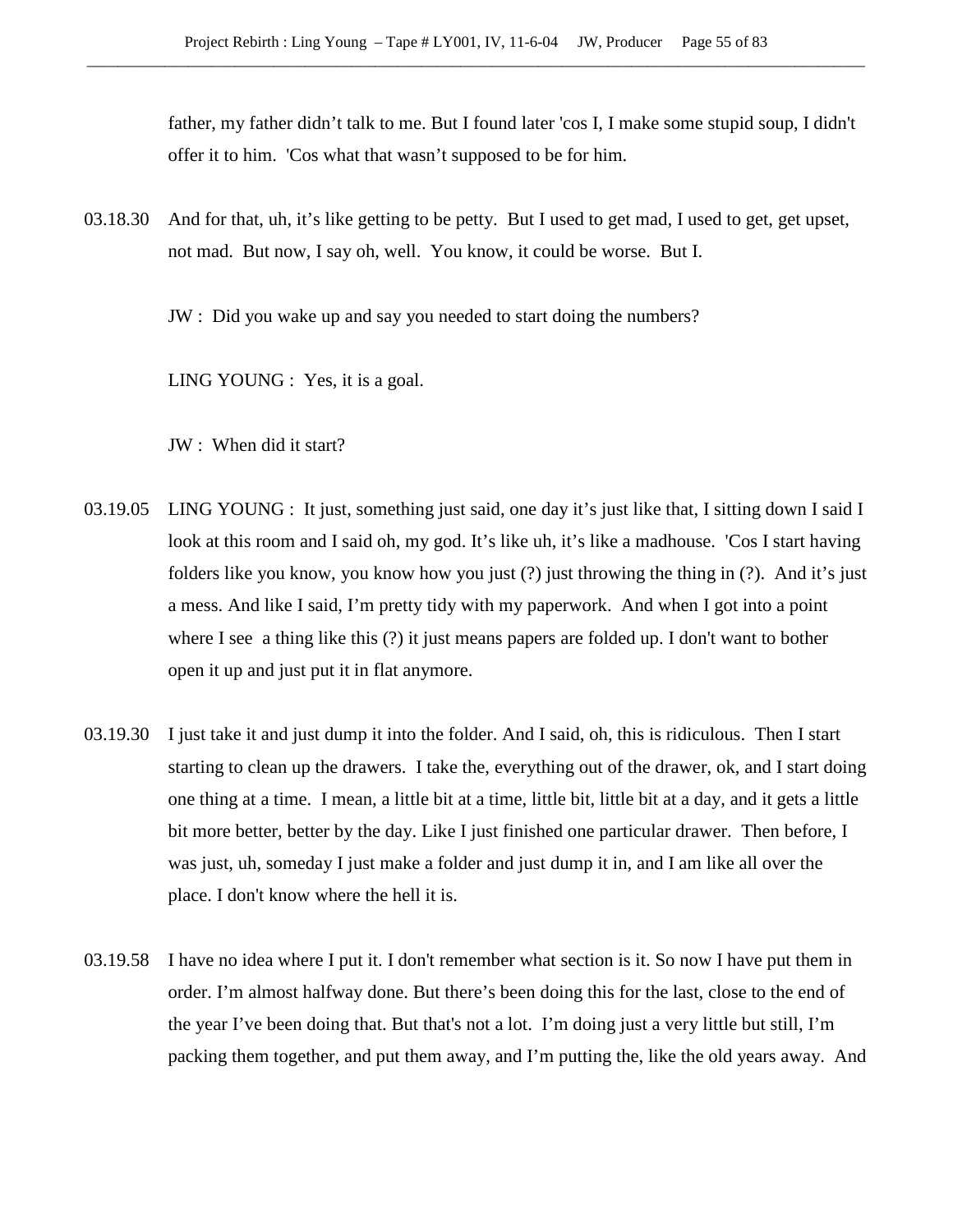father, my father didn't talk to me. But I found later 'cos I, I make some stupid soup, I didn't offer it to him. 'Cos what that wasn't supposed to be for him.

03.18.30 And for that, uh, it's like getting to be petty. But I used to get mad, I used to get, get upset, not mad. But now, I say oh, well. You know, it could be worse. But I.

JW : Did you wake up and say you needed to start doing the numbers?

LING YOUNG : Yes, it is a goal.

JW : When did it start?

03.19.05 LING YOUNG : It just, something just said, one day it's just like that, I sitting down I said I look at this room and I said oh, my god. It's like uh, it's like a madhouse. 'Cos I start having folders like you know, you know how you just (?) just throwing the thing in (?). And it's just a mess. And like I said, I'm pretty tidy with my paperwork. And when I got into a point where I see a thing like this (?) it just means papers are folded up. I don't want to bother open it up and just put it in flat anymore.

03.19.30 I just take it and just dump it into the folder. And I said, oh, this is ridiculous. Then I start starting to clean up the drawers. I take the, everything out of the drawer, ok, and I start doing one thing at a time. I mean, a little bit at a time, little bit, little bit at a day, and it gets a little bit more better, better by the day. Like I just finished one particular drawer. Then before, I was just, uh, someday I just make a folder and just dump it in, and I am like all over the place. I don't know where the hell it is.

03.19.58 I have no idea where I put it. I don't remember what section is it. So now I have put them in order. I'm almost halfway done. But there's been doing this for the last, close to the end of the year I've been doing that. But that's not a lot. I'm doing just a very little but still, I'm packing them together, and put them away, and I'm putting the, like the old years away. And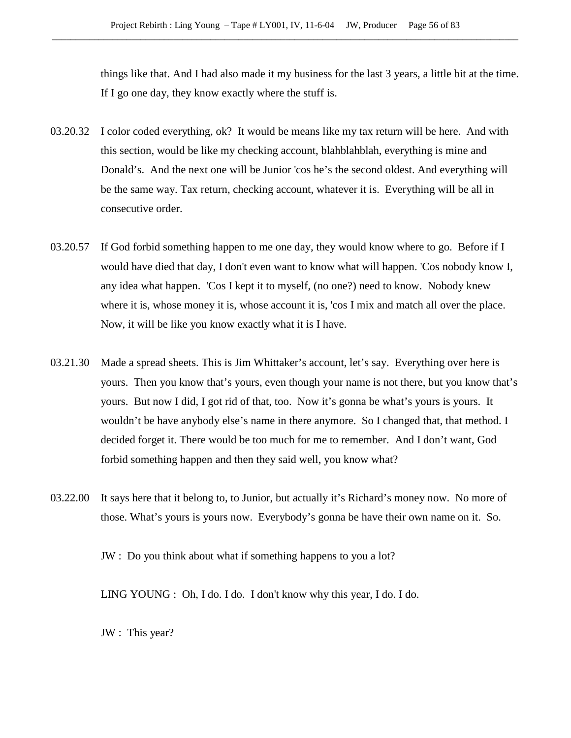things like that. And I had also made it my business for the last 3 years, a little bit at the time. If I go one day, they know exactly where the stuff is.

03.20.32 I color coded everything, ok? It would be means like my tax return will be here. And with this section, would be like my checking account, blahblahblah, everything is mine and Donald's. And the next one will be Junior 'cos he's the second oldest. And everything will be the same way. Tax return, checking account, whatever it is. Everything will be all in consecutive order.

03.20.57 If God forbid something happen to me one day, they would know where to go. Before if I would have died that day, I don't even want to know what will happen. 'Cos nobody know I, any idea what happen. 'Cos I kept it to myself, (no one?) need to know. Nobody knew where it is, whose money it is, whose account it is, 'cos I mix and match all over the place. Now, it will be like you know exactly what it is I have.

03.21.30 Made a spread sheets. This is Jim Whittaker's account, let's say. Everything over here is yours. Then you know that's yours, even though your name is not there, but you know that's yours. But now I did, I got rid of that, too. Now it's gonna be what's yours is yours. It wouldn't be have anybody else's name in there anymore. So I changed that, that method. I decided forget it. There would be too much for me to remember. And I don't want, God forbid something happen and then they said well, you know what?

03.22.00 It says here that it belong to, to Junior, but actually it's Richard's money now. No more of those. What's yours is yours now. Everybody's gonna be have their own name on it. So.

JW : Do you think about what if something happens to you a lot?

LING YOUNG : Oh, I do. I do. I don't know why this year, I do. I do.

JW : This year?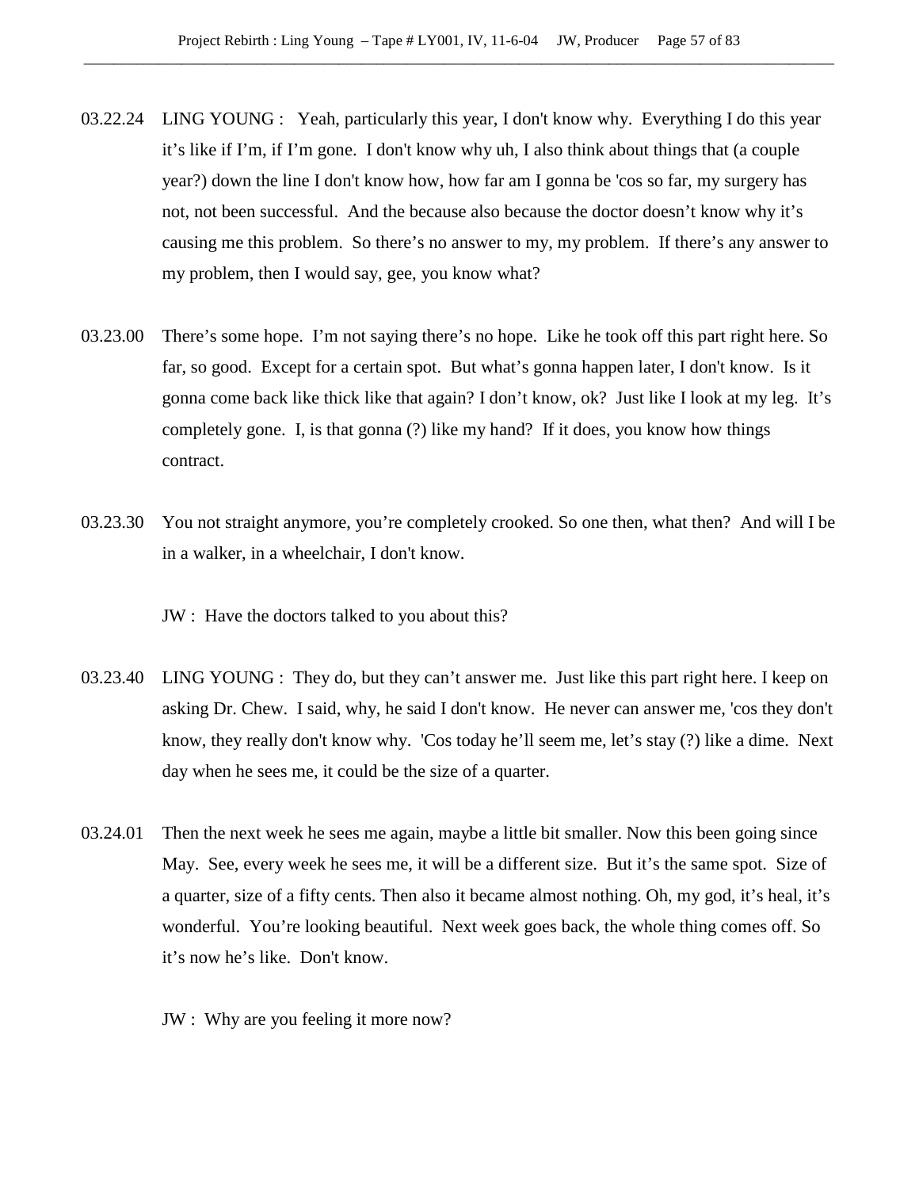03.22.24 LING YOUNG : Yeah, particularly this year, I don't know why. Everything I do this year it's like if I'm, if I'm gone. I don't know why uh, I also think about things that (a couple year?) down the line I don't know how, how far am I gonna be 'cos so far, my surgery has not, not been successful. And the because also because the doctor doesn't know why it's causing me this problem. So there's no answer to my, my problem. If there's any answer to my problem, then I would say, gee, you know what?

03.23.00 There's some hope. I'm not saying there's no hope. Like he took off this part right here. So far, so good. Except for a certain spot. But what's gonna happen later, I don't know. Is it gonna come back like thick like that again? I don't know, ok? Just like I look at my leg. It's completely gone. I, is that gonna (?) like my hand? If it does, you know how things contract.

03.23.30 You not straight anymore, you're completely crooked. So one then, what then? And will I be in a walker, in a wheelchair, I don't know.

JW : Have the doctors talked to you about this?

03.23.40 LING YOUNG : They do, but they can't answer me. Just like this part right here. I keep on asking Dr. Chew. I said, why, he said I don't know. He never can answer me, 'cos they don't know, they really don't know why. 'Cos today he'll seem me, let's stay (?) like a dime. Next day when he sees me, it could be the size of a quarter.

03.24.01 Then the next week he sees me again, maybe a little bit smaller. Now this been going since May. See, every week he sees me, it will be a different size. But it's the same spot. Size of a quarter, size of a fifty cents. Then also it became almost nothing. Oh, my god, it's heal, it's wonderful. You're looking beautiful. Next week goes back, the whole thing comes off. So it's now he's like. Don't know.

JW : Why are you feeling it more now?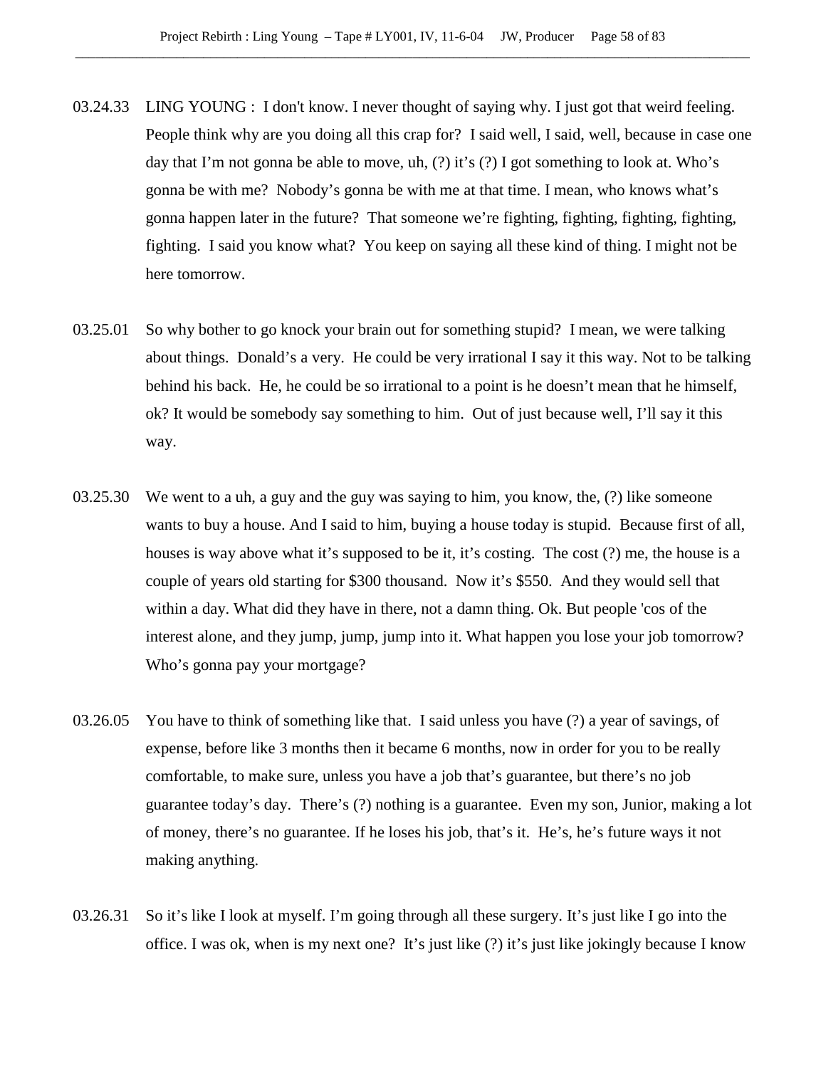03.24.33 LING YOUNG : I don't know. I never thought of saying why. I just got that weird feeling. People think why are you doing all this crap for? I said well, I said, well, because in case one day that I'm not gonna be able to move, uh, (?) it's (?) I got something to look at. Who's gonna be with me? Nobody's gonna be with me at that time. I mean, who knows what's gonna happen later in the future? That someone we're fighting, fighting, fighting, fighting, fighting. I said you know what? You keep on saying all these kind of thing. I might not be here tomorrow.

03.25.01 So why bother to go knock your brain out for something stupid? I mean, we were talking about things. Donald's a very. He could be very irrational I say it this way. Not to be talking behind his back. He, he could be so irrational to a point is he doesn't mean that he himself, ok? It would be somebody say something to him. Out of just because well, I'll say it this way.

03.25.30 We went to a uh, a guy and the guy was saying to him, you know, the, (?) like someone wants to buy a house. And I said to him, buying a house today is stupid. Because first of all, houses is way above what it's supposed to be it, it's costing. The cost (?) me, the house is a couple of years old starting for $300 thousand. Now it's $550. And they would sell that within a day. What did they have in there, not a damn thing. Ok. But people 'cos of the interest alone, and they jump, jump, jump into it. What happen you lose your job tomorrow? Who's gonna pay your mortgage?

03.26.05 You have to think of something like that. I said unless you have (?) a year of savings, of expense, before like 3 months then it became 6 months, now in order for you to be really comfortable, to make sure, unless you have a job that's guarantee, but there's no job guarantee today's day. There's (?) nothing is a guarantee. Even my son, Junior, making a lot of money, there's no guarantee. If he loses his job, that's it. He's, he's future ways it not making anything.

03.26.31 So it's like I look at myself. I'm going through all these surgery. It's just like I go into the office. I was ok, when is my next one? It's just like (?) it's just like jokingly because I know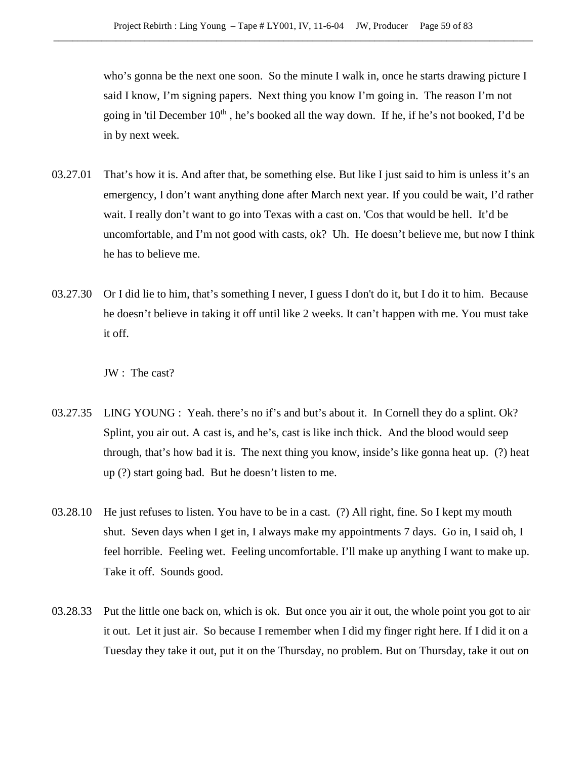who's gonna be the next one soon. So the minute I walk in, once he starts drawing picture I said I know, I'm signing papers. Next thing you know I'm going in. The reason I'm not going in 'til December 10th , he's booked all the way down. If he, if he's not booked, I'd be in by next week.

03.27.01 That's how it is. And after that, be something else. But like I just said to him is unless it's an emergency, I don't want anything done after March next year. If you could be wait, I'd rather wait. I really don't want to go into Texas with a cast on. 'Cos that would be hell. It'd be uncomfortable, and I'm not good with casts, ok? Uh. He doesn't believe me, but now I think he has to believe me.

03.27.30 Or I did lie to him, that's something I never, I guess I don't do it, but I do it to him. Because he doesn't believe in taking it off until like 2 weeks. It can't happen with me. You must take it off.

JW : The cast?

03.27.35 LING YOUNG : Yeah. there's no if's and but's about it. In Cornell they do a splint. Ok? Splint, you air out. A cast is, and he's, cast is like inch thick. And the blood would seep through, that's how bad it is. The next thing you know, inside's like gonna heat up. (?) heat up (?) start going bad. But he doesn't listen to me.

03.28.10 He just refuses to listen. You have to be in a cast. (?) All right, fine. So I kept my mouth shut. Seven days when I get in, I always make my appointments 7 days. Go in, I said oh, I feel horrible. Feeling wet. Feeling uncomfortable. I'll make up anything I want to make up. Take it off. Sounds good.

03.28.33 Put the little one back on, which is ok. But once you air it out, the whole point you got to air it out. Let it just air. So because I remember when I did my finger right here. If I did it on a Tuesday they take it out, put it on the Thursday, no problem. But on Thursday, take it out on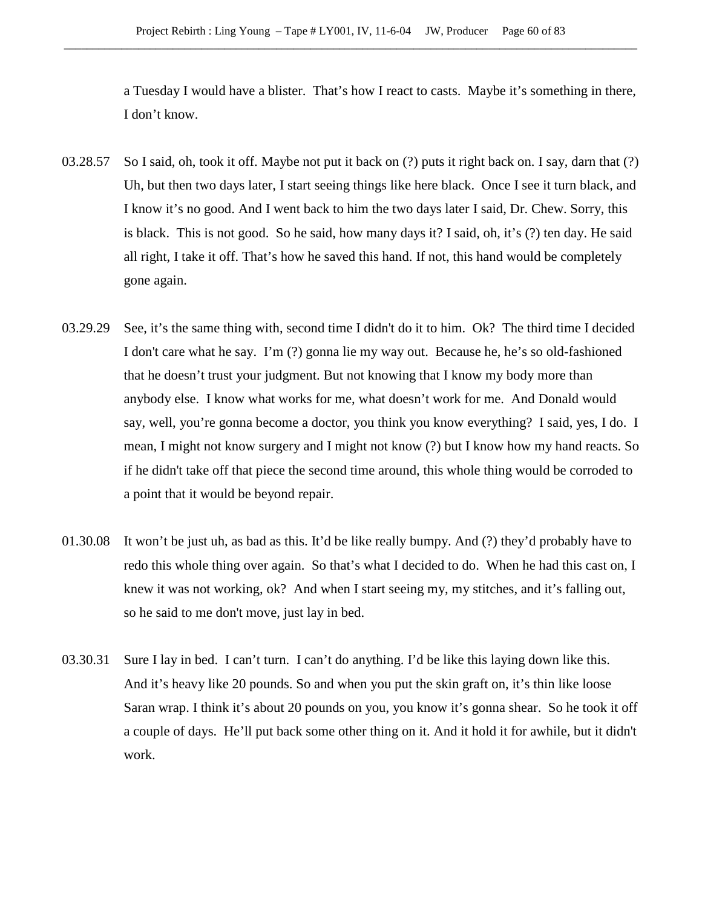a Tuesday I would have a blister. That's how I react to casts. Maybe it's something in there, I don't know.

03.28.57 So I said, oh, took it off. Maybe not put it back on (?) puts it right back on. I say, darn that (?) Uh, but then two days later, I start seeing things like here black. Once I see it turn black, and I know it's no good. And I went back to him the two days later I said, Dr. Chew. Sorry, this is black. This is not good. So he said, how many days it? I said, oh, it's (?) ten day. He said all right, I take it off. That's how he saved this hand. If not, this hand would be completely gone again.

03.29.29 See, it's the same thing with, second time I didn't do it to him. Ok? The third time I decided I don't care what he say. I'm (?) gonna lie my way out. Because he, he's so old-fashioned that he doesn't trust your judgment. But not knowing that I know my body more than anybody else. I know what works for me, what doesn't work for me. And Donald would say, well, you're gonna become a doctor, you think you know everything? I said, yes, I do. I mean, I might not know surgery and I might not know (?) but I know how my hand reacts. So if he didn't take off that piece the second time around, this whole thing would be corroded to a point that it would be beyond repair.

01.30.08 It won't be just uh, as bad as this. It'd be like really bumpy. And (?) they'd probably have to redo this whole thing over again. So that's what I decided to do. When he had this cast on, I knew it was not working, ok? And when I start seeing my, my stitches, and it's falling out, so he said to me don't move, just lay in bed.

03.30.31 Sure I lay in bed. I can't turn. I can't do anything. I'd be like this laying down like this. And it's heavy like 20 pounds. So and when you put the skin graft on, it's thin like loose Saran wrap. I think it's about 20 pounds on you, you know it's gonna shear. So he took it off a couple of days. He'll put back some other thing on it. And it hold it for awhile, but it didn't work.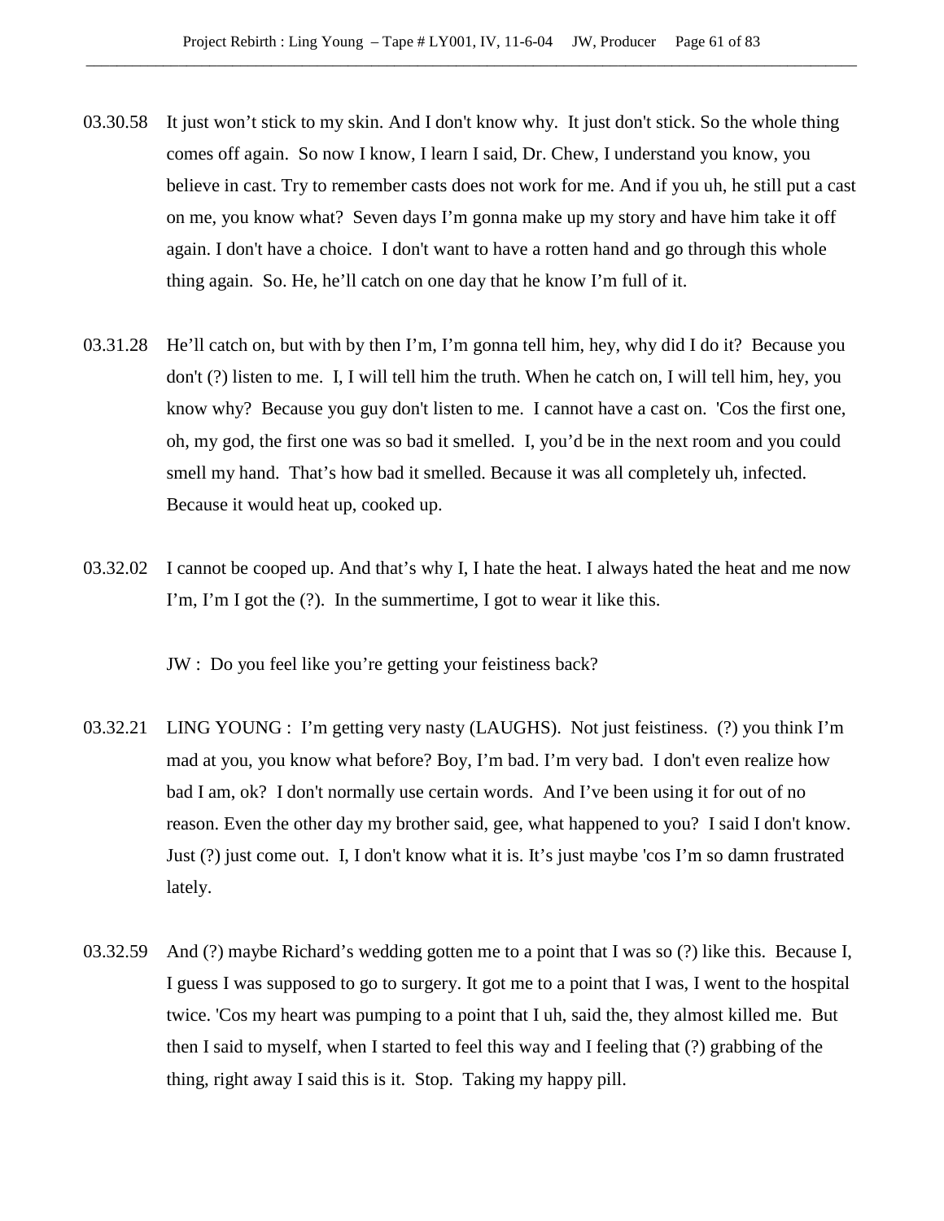03.30.58 It just won't stick to my skin. And I don't know why. It just don't stick. So the whole thing comes off again. So now I know, I learn I said, Dr. Chew, I understand you know, you believe in cast. Try to remember casts does not work for me. And if you uh, he still put a cast on me, you know what? Seven days I'm gonna make up my story and have him take it off again. I don't have a choice. I don't want to have a rotten hand and go through this whole thing again. So. He, he'll catch on one day that he know I'm full of it.

03.31.28 He'll catch on, but with by then I'm, I'm gonna tell him, hey, why did I do it? Because you don't (?) listen to me. I, I will tell him the truth. When he catch on, I will tell him, hey, you know why? Because you guy don't listen to me. I cannot have a cast on. 'Cos the first one, oh, my god, the first one was so bad it smelled. I, you'd be in the next room and you could smell my hand. That's how bad it smelled. Because it was all completely uh, infected. Because it would heat up, cooked up.

03.32.02 I cannot be cooped up. And that's why I, I hate the heat. I always hated the heat and me now I'm, I'm I got the (?). In the summertime, I got to wear it like this.

JW : Do you feel like you're getting your feistiness back?

03.32.21 LING YOUNG : I'm getting very nasty (LAUGHS). Not just feistiness. (?) you think I'm mad at you, you know what before? Boy, I'm bad. I'm very bad. I don't even realize how bad I am, ok? I don't normally use certain words. And I've been using it for out of no reason. Even the other day my brother said, gee, what happened to you? I said I don't know. Just (?) just come out. I, I don't know what it is. It's just maybe 'cos I'm so damn frustrated lately.

03.32.59 And (?) maybe Richard's wedding gotten me to a point that I was so (?) like this. Because I, I guess I was supposed to go to surgery. It got me to a point that I was, I went to the hospital twice. 'Cos my heart was pumping to a point that I uh, said the, they almost killed me. But then I said to myself, when I started to feel this way and I feeling that (?) grabbing of the thing, right away I said this is it. Stop. Taking my happy pill.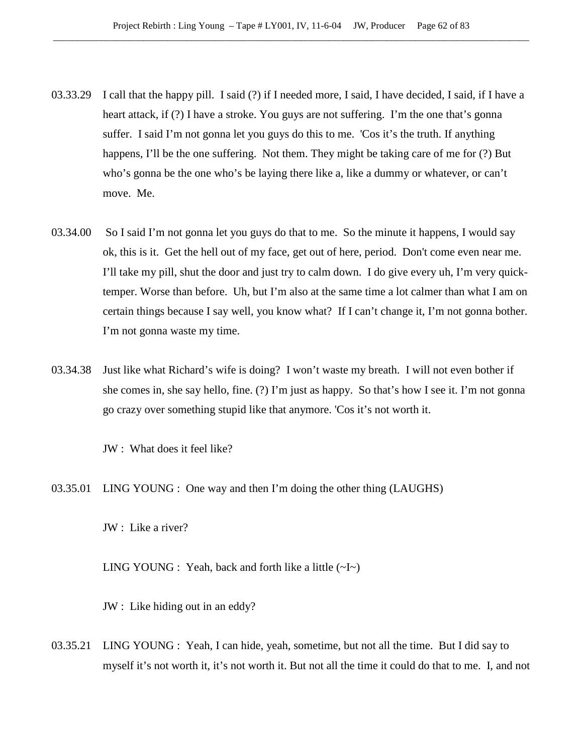03.33.29 I call that the happy pill. I said (?) if I needed more, I said, I have decided, I said, if I have a heart attack, if (?) I have a stroke. You guys are not suffering. I'm the one that's gonna suffer. I said I'm not gonna let you guys do this to me. 'Cos it's the truth. If anything happens, I'll be the one suffering. Not them. They might be taking care of me for (?) But who's gonna be the one who's be laying there like a, like a dummy or whatever, or can't move. Me.

03.34.00 So I said I'm not gonna let you guys do that to me. So the minute it happens, I would say ok, this is it. Get the hell out of my face, get out of here, period. Don't come even near me. I'll take my pill, shut the door and just try to calm down. I do give every uh, I'm very quick-temper. Worse than before. Uh, but I'm also at the same time a lot calmer than what I am on certain things because I say well, you know what? If I can't change it, I'm not gonna bother. I'm not gonna waste my time.

03.34.38 Just like what Richard's wife is doing? I won't waste my breath. I will not even bother if she comes in, she say hello, fine. (?) I'm just as happy. So that's how I see it. I'm not gonna go crazy over something stupid like that anymore. 'Cos it's not worth it.

JW : What does it feel like?

03.35.01 LING YOUNG : One way and then I'm doing the other thing (LAUGHS)

JW : Like a river?

LING YOUNG : Yeah, back and forth like a little (~I~)

JW : Like hiding out in an eddy?

03.35.21 LING YOUNG : Yeah, I can hide, yeah, sometime, but not all the time. But I did say to myself it's not worth it, it's not worth it. But not all the time it could do that to me. I, and not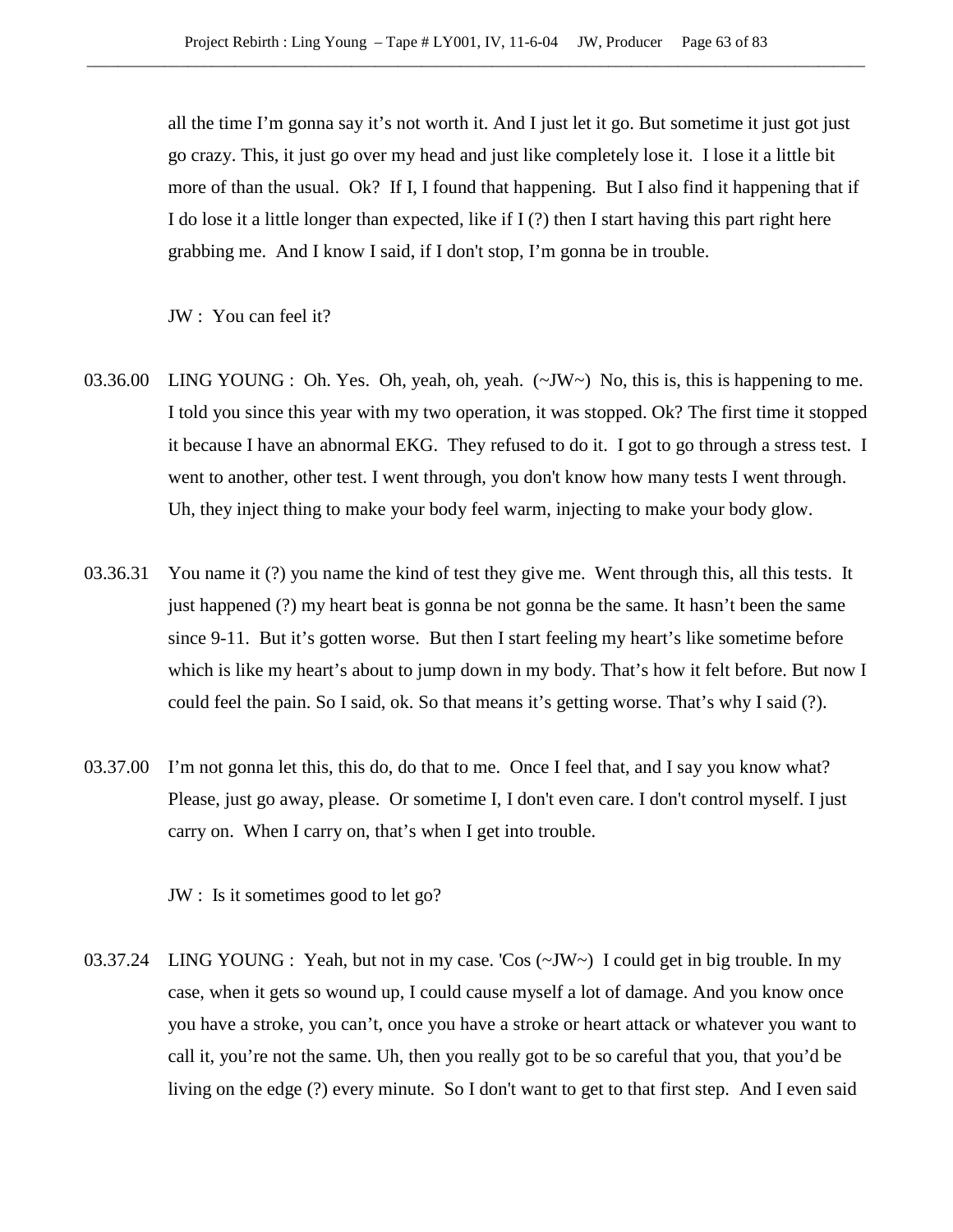all the time I'm gonna say it's not worth it. And I just let it go. But sometime it just got just go crazy. This, it just go over my head and just like completely lose it. I lose it a little bit more of than the usual. Ok? If I, I found that happening. But I also find it happening that if I do lose it a little longer than expected, like if I (?) then I start having this part right here grabbing me. And I know I said, if I don't stop, I'm gonna be in trouble.

JW : You can feel it?

03.36.00 LING YOUNG : Oh. Yes. Oh, yeah, oh, yeah. (~JW~) No, this is, this is happening to me. I told you since this year with my two operation, it was stopped. Ok? The first time it stopped it because I have an abnormal EKG. They refused to do it. I got to go through a stress test. I went to another, other test. I went through, you don't know how many tests I went through. Uh, they inject thing to make your body feel warm, injecting to make your body glow.

03.36.31 You name it (?) you name the kind of test they give me. Went through this, all this tests. It just happened (?) my heart beat is gonna be not gonna be the same. It hasn't been the same since 9-11. But it's gotten worse. But then I start feeling my heart's like sometime before which is like my heart's about to jump down in my body. That's how it felt before. But now I could feel the pain. So I said, ok. So that means it's getting worse. That's why I said (?).

03.37.00 I'm not gonna let this, this do, do that to me. Once I feel that, and I say you know what? Please, just go away, please. Or sometime I, I don't even care. I don't control myself. I just carry on. When I carry on, that's when I get into trouble.

JW : Is it sometimes good to let go?

03.37.24 LING YOUNG : Yeah, but not in my case. 'Cos (~JW~) I could get in big trouble. In my case, when it gets so wound up, I could cause myself a lot of damage. And you know once you have a stroke, you can't, once you have a stroke or heart attack or whatever you want to call it, you're not the same. Uh, then you really got to be so careful that you, that you'd be living on the edge (?) every minute. So I don't want to get to that first step. And I even said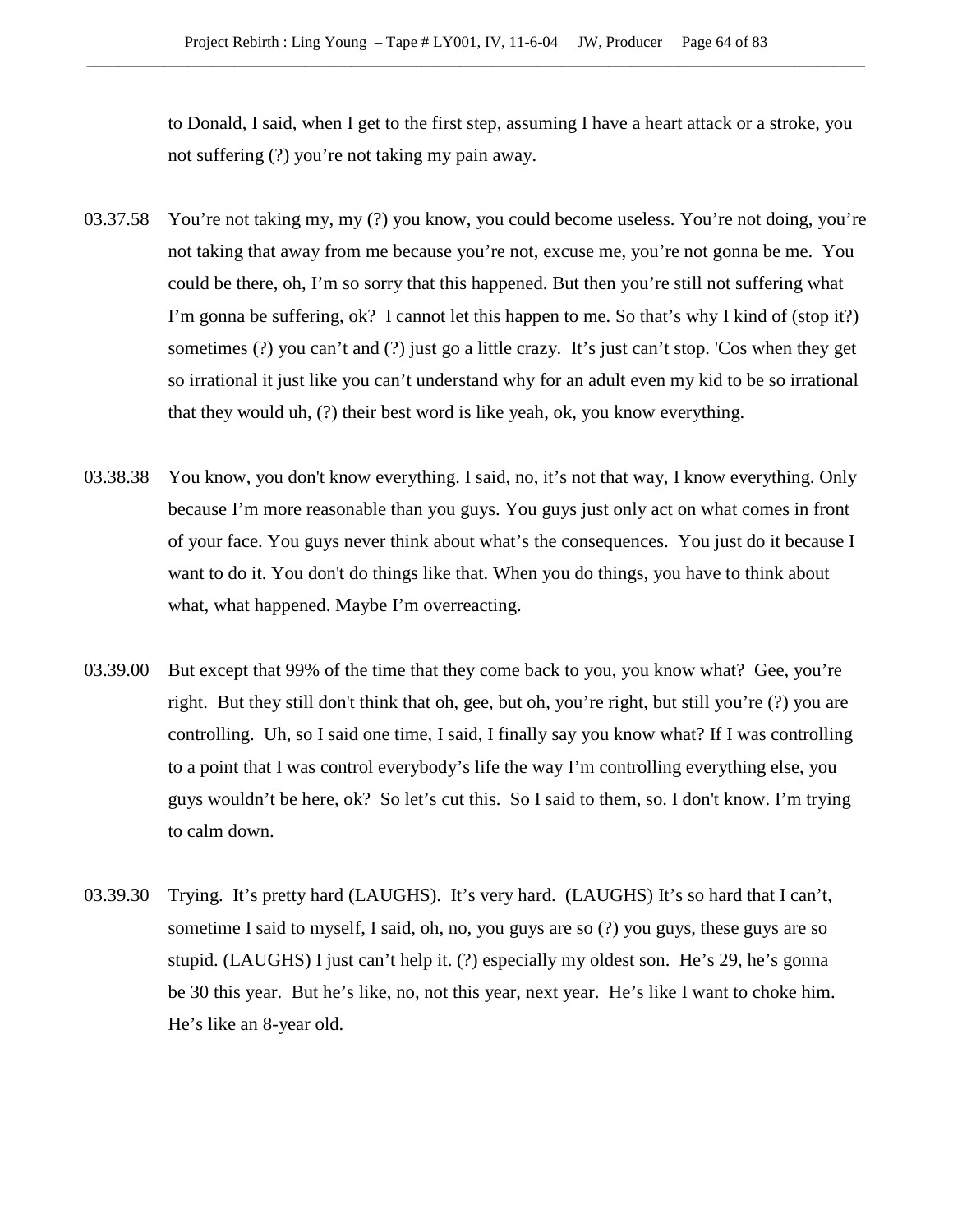to Donald, I said, when I get to the first step, assuming I have a heart attack or a stroke, you not suffering (?) you're not taking my pain away.

03.37.58 You're not taking my, my (?) you know, you could become useless. You're not doing, you're not taking that away from me because you're not, excuse me, you're not gonna be me. You could be there, oh, I'm so sorry that this happened. But then you're still not suffering what I'm gonna be suffering, ok? I cannot let this happen to me. So that's why I kind of (stop it?) sometimes (?) you can't and (?) just go a little crazy. It's just can't stop. 'Cos when they get so irrational it just like you can't understand why for an adult even my kid to be so irrational that they would uh, (?) their best word is like yeah, ok, you know everything.

03.38.38 You know, you don't know everything. I said, no, it's not that way, I know everything. Only because I'm more reasonable than you guys. You guys just only act on what comes in front of your face. You guys never think about what's the consequences. You just do it because I want to do it. You don't do things like that. When you do things, you have to think about what, what happened. Maybe I'm overreacting.

03.39.00 But except that 99% of the time that they come back to you, you know what? Gee, you're right. But they still don't think that oh, gee, but oh, you're right, but still you're (?) you are controlling. Uh, so I said one time, I said, I finally say you know what? If I was controlling to a point that I was control everybody's life the way I'm controlling everything else, you guys wouldn't be here, ok? So let's cut this. So I said to them, so. I don't know. I'm trying to calm down.

03.39.30 Trying. It's pretty hard (LAUGHS). It's very hard. (LAUGHS) It's so hard that I can't, sometime I said to myself, I said, oh, no, you guys are so (?) you guys, these guys are so stupid. (LAUGHS) I just can't help it. (?) especially my oldest son. He's 29, he's gonna be 30 this year. But he's like, no, not this year, next year. He's like I want to choke him. He's like an 8-year old.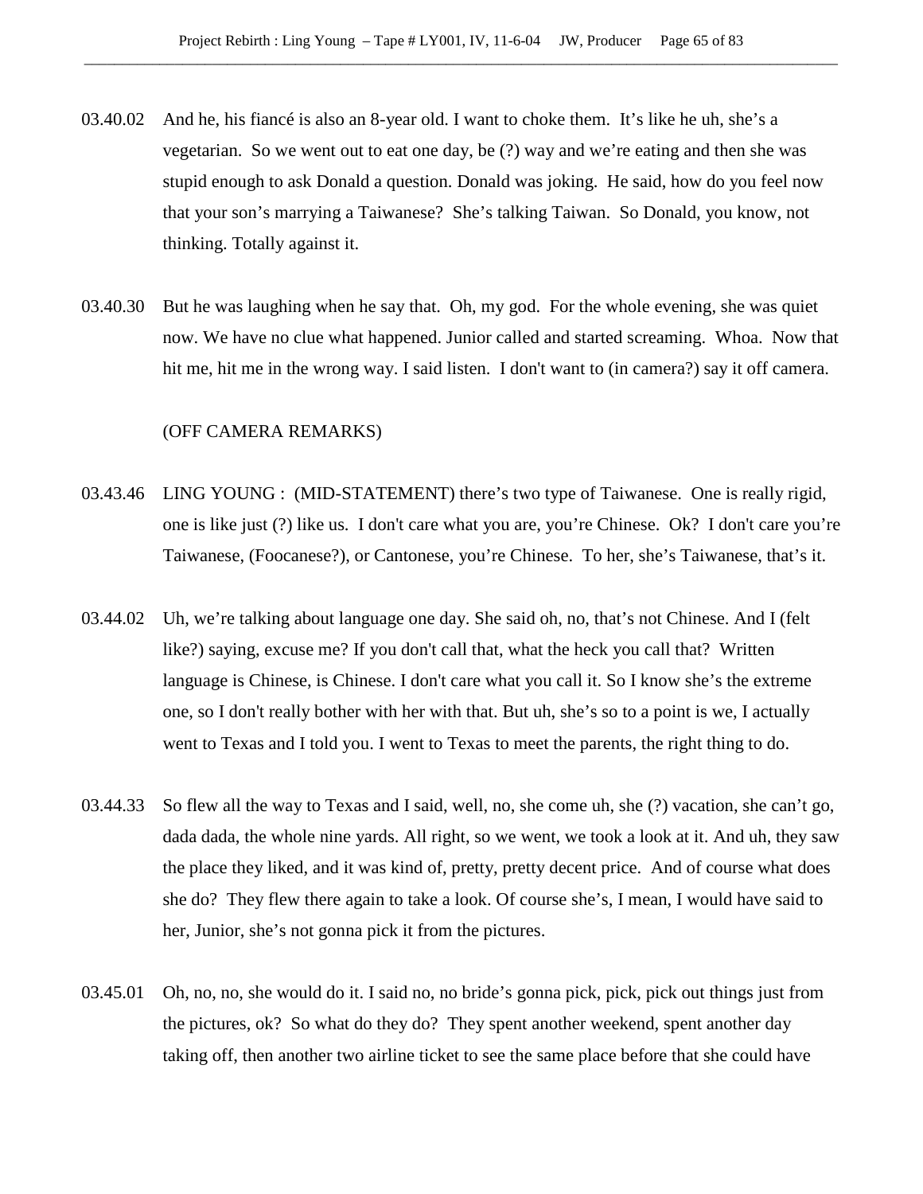03.40.02 And he, his fiancé is also an 8-year old. I want to choke them. It's like he uh, she's a vegetarian. So we went out to eat one day, be (?) way and we're eating and then she was stupid enough to ask Donald a question. Donald was joking. He said, how do you feel now that your son's marrying a Taiwanese? She's talking Taiwan. So Donald, you know, not thinking. Totally against it.

03.40.30 But he was laughing when he say that. Oh, my god. For the whole evening, she was quiet now. We have no clue what happened. Junior called and started screaming. Whoa. Now that hit me, hit me in the wrong way. I said listen. I don't want to (in camera?) say it off camera.

(OFF CAMERA REMARKS)

03.43.46 LING YOUNG : (MID-STATEMENT) there's two type of Taiwanese. One is really rigid, one is like just (?) like us. I don't care what you are, you're Chinese. Ok? I don't care you're Taiwanese, (Foocanese?), or Cantonese, you're Chinese. To her, she's Taiwanese, that's it.

03.44.02 Uh, we're talking about language one day. She said oh, no, that's not Chinese. And I (felt like?) saying, excuse me? If you don't call that, what the heck you call that? Written language is Chinese, is Chinese. I don't care what you call it. So I know she's the extreme one, so I don't really bother with her with that. But uh, she's so to a point is we, I actually went to Texas and I told you. I went to Texas to meet the parents, the right thing to do.

03.44.33 So flew all the way to Texas and I said, well, no, she come uh, she (?) vacation, she can't go, dada dada, the whole nine yards. All right, so we went, we took a look at it. And uh, they saw the place they liked, and it was kind of, pretty, pretty decent price. And of course what does she do? They flew there again to take a look. Of course she's, I mean, I would have said to her, Junior, she's not gonna pick it from the pictures.

03.45.01 Oh, no, no, she would do it. I said no, no bride's gonna pick, pick, pick out things just from the pictures, ok? So what do they do? They spent another weekend, spent another day taking off, then another two airline ticket to see the same place before that she could have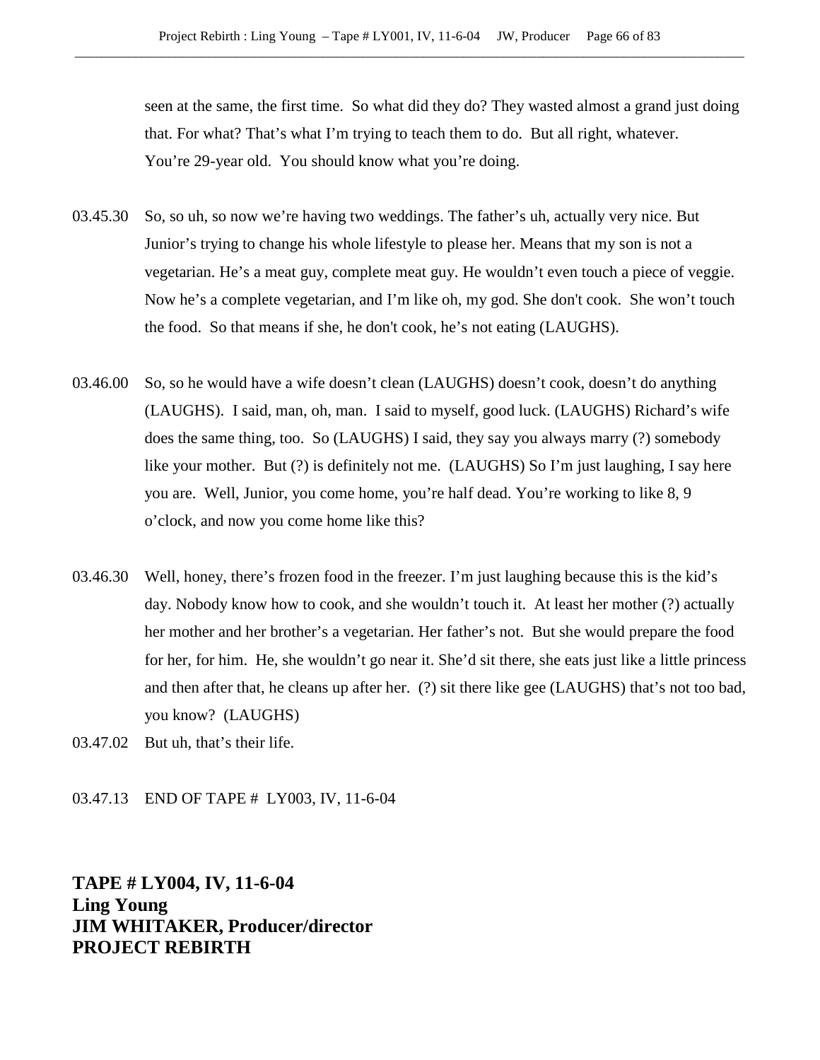seen at the same, the first time. So what did they do? They wasted almost a grand just doing that. For what? That's what I'm trying to teach them to do. But all right, whatever. You're 29-year old. You should know what you're doing.

03.45.30 So, so uh, so now we're having two weddings. The father's uh, actually very nice. But Junior's trying to change his whole lifestyle to please her. Means that my son is not a vegetarian. He's a meat guy, complete meat guy. He wouldn't even touch a piece of veggie. Now he's a complete vegetarian, and I'm like oh, my god. She don't cook. She won't touch the food. So that means if she, he don't cook, he's not eating (LAUGHS).

03.46.00 So, so he would have a wife doesn't clean (LAUGHS) doesn't cook, doesn't do anything (LAUGHS). I said, man, oh, man. I said to myself, good luck. (LAUGHS) Richard's wife does the same thing, too. So (LAUGHS) I said, they say you always marry (?) somebody like your mother. But (?) is definitely not me. (LAUGHS) So I'm just laughing, I say here you are. Well, Junior, you come home, you're half dead. You're working to like 8, 9 o'clock, and now you come home like this?

03.46.30 Well, honey, there's frozen food in the freezer. I'm just laughing because this is the kid's day. Nobody know how to cook, and she wouldn't touch it. At least her mother (?) actually her mother and her brother's a vegetarian. Her father's not. But she would prepare the food for her, for him. He, she wouldn't go near it. She'd sit there, she eats just like a little princess and then after that, he cleans up after her. (?) sit there like gee (LAUGHS) that's not too bad, you know? (LAUGHS)

03.47.02 But uh, that's their life.

03.47.13 END OF TAPE # LY003, IV, 11-6-04

**TAPE # LY004, IV, 11-6-04**
**Ling Young**
**JIM WHITAKER, Producer/director**
**PROJECT REBIRTH**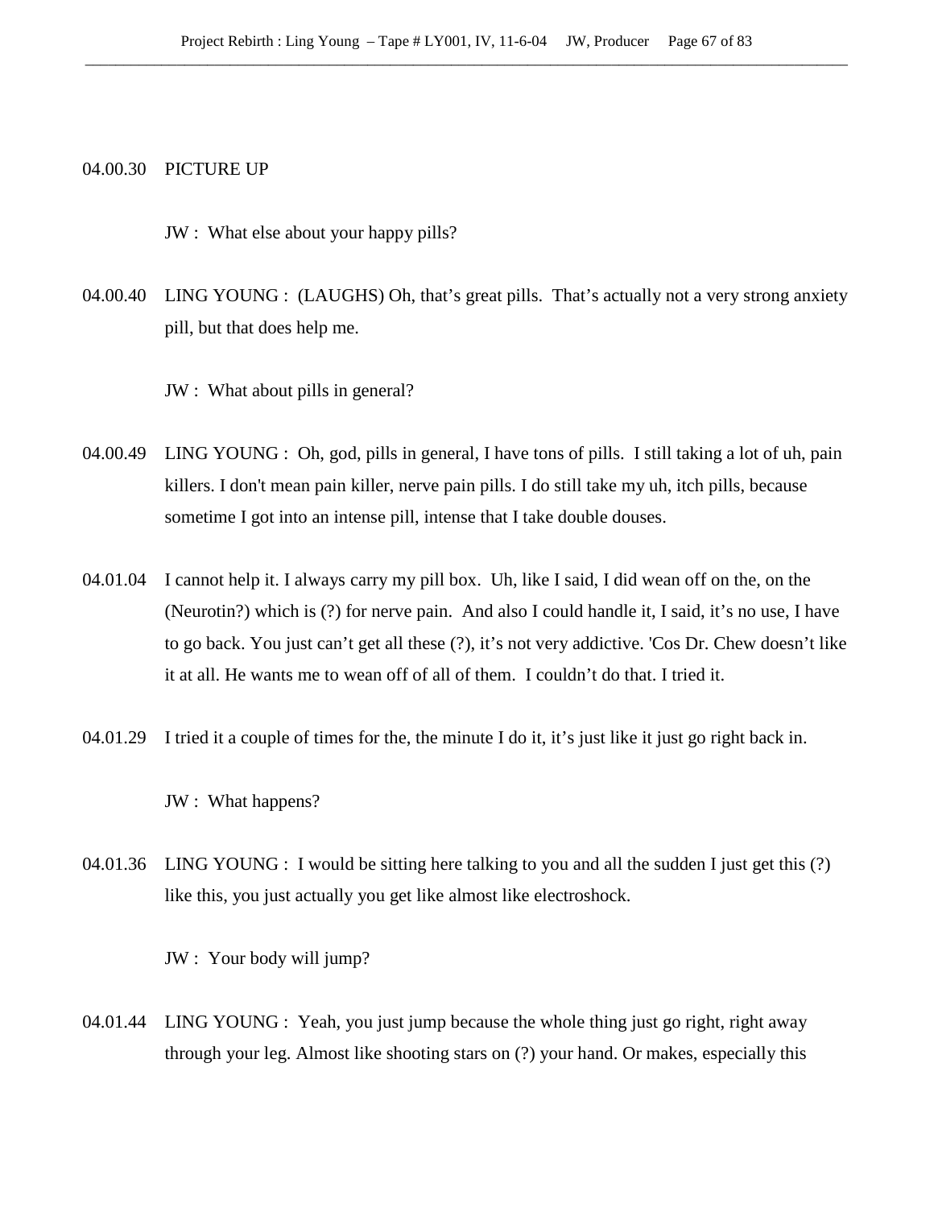04.00.30 PICTURE UP

JW : What else about your happy pills?

04.00.40 LING YOUNG : (LAUGHS) Oh, that's great pills. That's actually not a very strong anxiety pill, but that does help me.

JW : What about pills in general?

04.00.49 LING YOUNG : Oh, god, pills in general, I have tons of pills. I still taking a lot of uh, pain killers. I don't mean pain killer, nerve pain pills. I do still take my uh, itch pills, because sometime I got into an intense pill, intense that I take double douses.

04.01.04 I cannot help it. I always carry my pill box. Uh, like I said, I did wean off on the, on the (Neurotin?) which is (?) for nerve pain. And also I could handle it, I said, it's no use, I have to go back. You just can't get all these (?), it's not very addictive. 'Cos Dr. Chew doesn't like it at all. He wants me to wean off of all of them. I couldn't do that. I tried it.

04.01.29 I tried it a couple of times for the, the minute I do it, it's just like it just go right back in.

JW : What happens?

04.01.36 LING YOUNG : I would be sitting here talking to you and all the sudden I just get this (?) like this, you just actually you get like almost like electroshock.

JW : Your body will jump?

04.01.44 LING YOUNG : Yeah, you just jump because the whole thing just go right, right away through your leg. Almost like shooting stars on (?) your hand. Or makes, especially this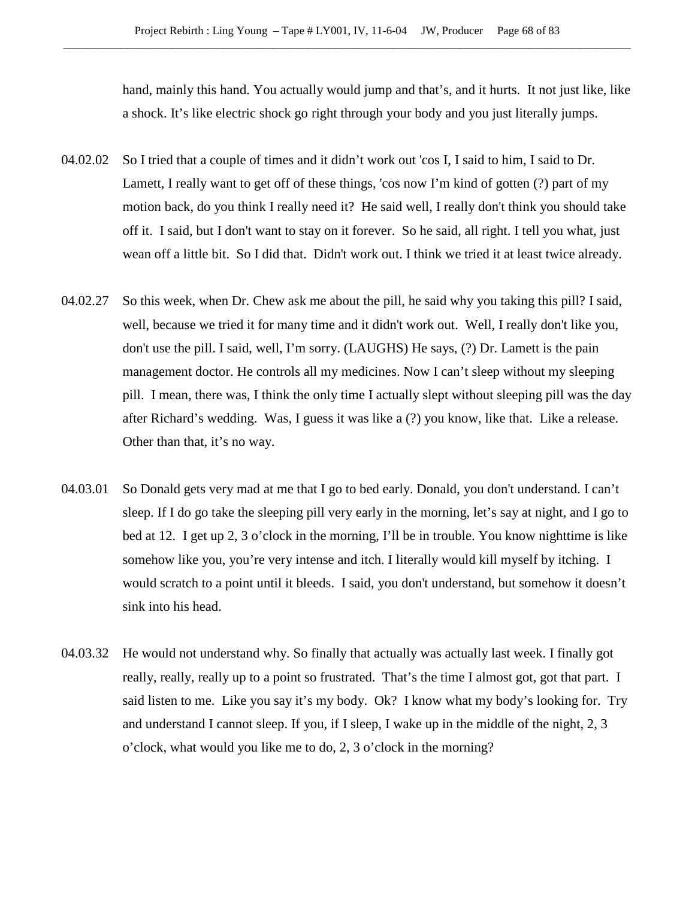hand, mainly this hand. You actually would jump and that's, and it hurts. It not just like, like a shock. It's like electric shock go right through your body and you just literally jumps.

04.02.02 So I tried that a couple of times and it didn't work out 'cos I, I said to him, I said to Dr. Lamett, I really want to get off of these things, 'cos now I'm kind of gotten (?) part of my motion back, do you think I really need it? He said well, I really don't think you should take off it. I said, but I don't want to stay on it forever. So he said, all right. I tell you what, just wean off a little bit. So I did that. Didn't work out. I think we tried it at least twice already.

04.02.27 So this week, when Dr. Chew ask me about the pill, he said why you taking this pill? I said, well, because we tried it for many time and it didn't work out. Well, I really don't like you, don't use the pill. I said, well, I'm sorry. (LAUGHS) He says, (?) Dr. Lamett is the pain management doctor. He controls all my medicines. Now I can't sleep without my sleeping pill. I mean, there was, I think the only time I actually slept without sleeping pill was the day after Richard's wedding. Was, I guess it was like a (?) you know, like that. Like a release. Other than that, it's no way.

04.03.01 So Donald gets very mad at me that I go to bed early. Donald, you don't understand. I can't sleep. If I do go take the sleeping pill very early in the morning, let's say at night, and I go to bed at 12. I get up 2, 3 o'clock in the morning, I'll be in trouble. You know nighttime is like somehow like you, you're very intense and itch. I literally would kill myself by itching. I would scratch to a point until it bleeds. I said, you don't understand, but somehow it doesn't sink into his head.

04.03.32 He would not understand why. So finally that actually was actually last week. I finally got really, really, really up to a point so frustrated. That's the time I almost got, got that part. I said listen to me. Like you say it's my body. Ok? I know what my body's looking for. Try and understand I cannot sleep. If you, if I sleep, I wake up in the middle of the night, 2, 3 o'clock, what would you like me to do, 2, 3 o'clock in the morning?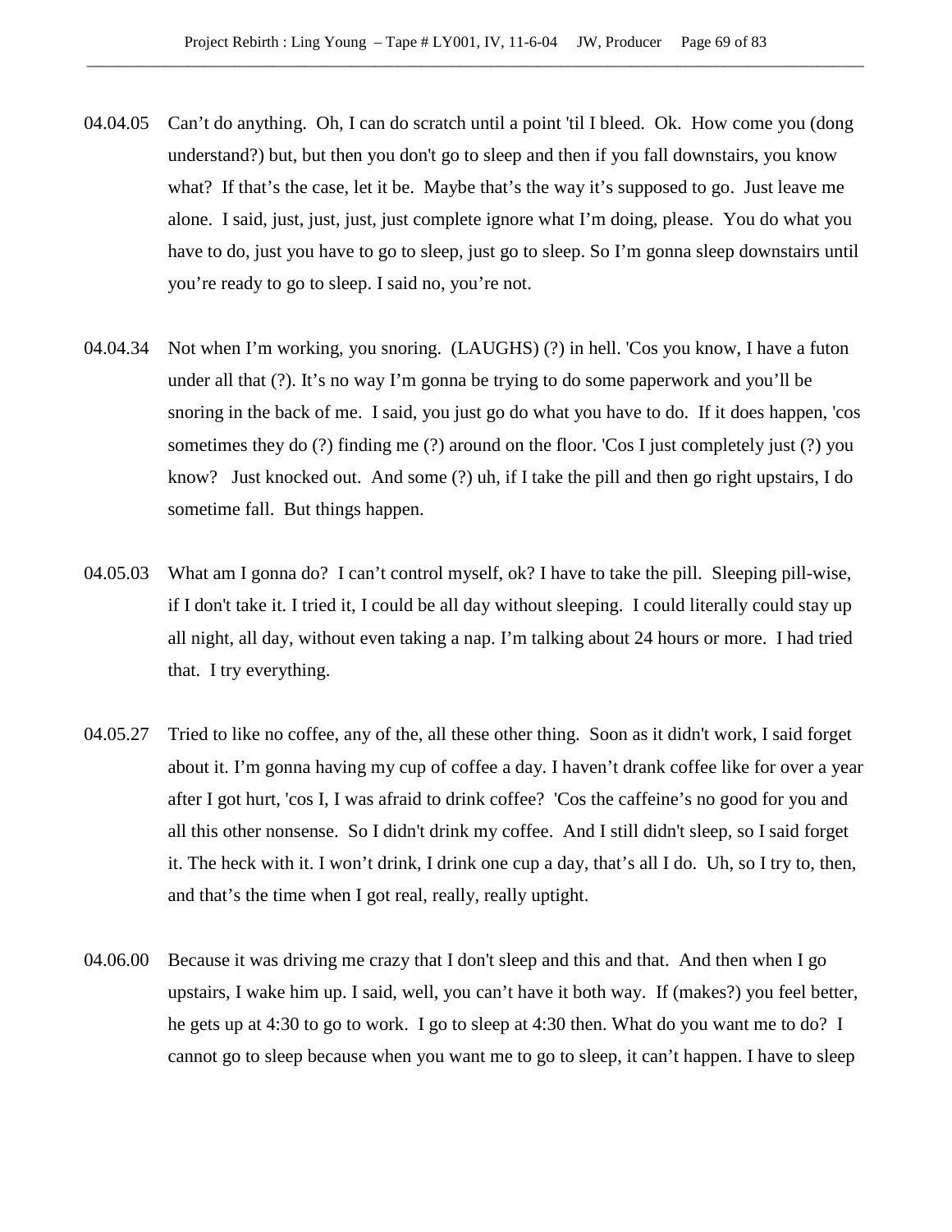04.04.05 Can't do anything. Oh, I can do scratch until a point 'til I bleed. Ok. How come you (dong understand?) but, but then you don't go to sleep and then if you fall downstairs, you know what? If that's the case, let it be. Maybe that's the way it's supposed to go. Just leave me alone. I said, just, just, just, just complete ignore what I'm doing, please. You do what you have to do, just you have to go to sleep, just go to sleep. So I'm gonna sleep downstairs until you're ready to go to sleep. I said no, you're not.

04.04.34 Not when I'm working, you snoring. (LAUGHS) (?) in hell. 'Cos you know, I have a futon under all that (?). It's no way I'm gonna be trying to do some paperwork and you'll be snoring in the back of me. I said, you just go do what you have to do. If it does happen, 'cos sometimes they do (?) finding me (?) around on the floor. 'Cos I just completely just (?) you know? Just knocked out. And some (?) uh, if I take the pill and then go right upstairs, I do sometime fall. But things happen.

04.05.03 What am I gonna do? I can't control myself, ok? I have to take the pill. Sleeping pill-wise, if I don't take it. I tried it, I could be all day without sleeping. I could literally could stay up all night, all day, without even taking a nap. I'm talking about 24 hours or more. I had tried that. I try everything.

04.05.27 Tried to like no coffee, any of the, all these other thing. Soon as it didn't work, I said forget about it. I'm gonna having my cup of coffee a day. I haven't drank coffee like for over a year after I got hurt, 'cos I, I was afraid to drink coffee? 'Cos the caffeine's no good for you and all this other nonsense. So I didn't drink my coffee. And I still didn't sleep, so I said forget it. The heck with it. I won't drink, I drink one cup a day, that's all I do. Uh, so I try to, then, and that's the time when I got real, really, really uptight.

04.06.00 Because it was driving me crazy that I don't sleep and this and that. And then when I go upstairs, I wake him up. I said, well, you can't have it both way. If (makes?) you feel better, he gets up at 4:30 to go to work. I go to sleep at 4:30 then. What do you want me to do? I cannot go to sleep because when you want me to go to sleep, it can't happen. I have to sleep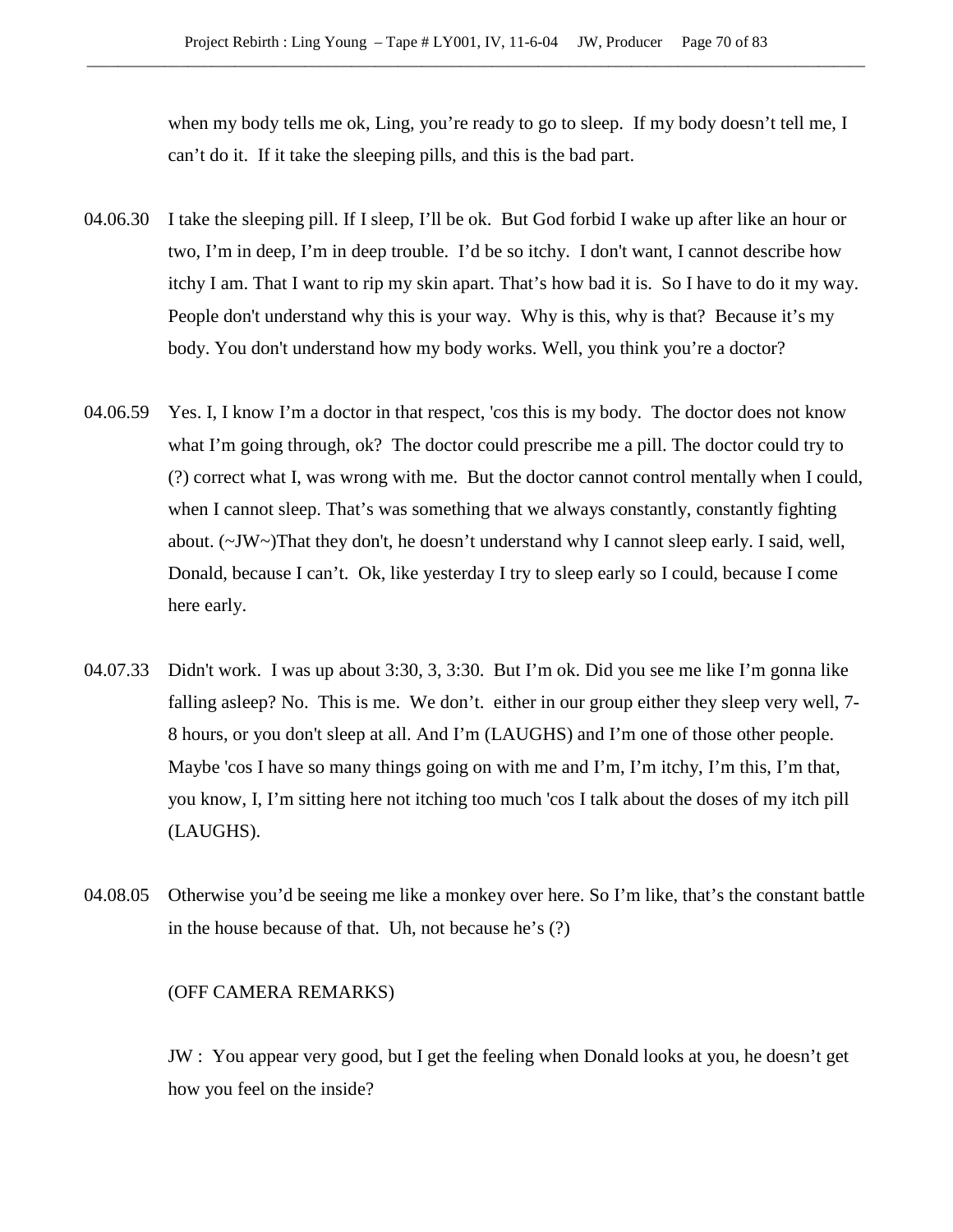when my body tells me ok, Ling, you're ready to go to sleep. If my body doesn't tell me, I can't do it. If it take the sleeping pills, and this is the bad part.

04.06.30 I take the sleeping pill. If I sleep, I'll be ok. But God forbid I wake up after like an hour or two, I'm in deep, I'm in deep trouble. I'd be so itchy. I don't want, I cannot describe how itchy I am. That I want to rip my skin apart. That's how bad it is. So I have to do it my way. People don't understand why this is your way. Why is this, why is that? Because it's my body. You don't understand how my body works. Well, you think you're a doctor?

04.06.59 Yes. I, I know I'm a doctor in that respect, 'cos this is my body. The doctor does not know what I'm going through, ok? The doctor could prescribe me a pill. The doctor could try to (?) correct what I, was wrong with me. But the doctor cannot control mentally when I could, when I cannot sleep. That's was something that we always constantly, constantly fighting about. (~JW~)That they don't, he doesn't understand why I cannot sleep early. I said, well, Donald, because I can't. Ok, like yesterday I try to sleep early so I could, because I come here early.

04.07.33 Didn't work. I was up about 3:30, 3, 3:30. But I'm ok. Did you see me like I'm gonna like falling asleep? No. This is me. We don't. either in our group either they sleep very well, 7-8 hours, or you don't sleep at all. And I'm (LAUGHS) and I'm one of those other people. Maybe 'cos I have so many things going on with me and I'm, I'm itchy, I'm this, I'm that, you know, I, I'm sitting here not itching too much 'cos I talk about the doses of my itch pill (LAUGHS).

04.08.05 Otherwise you'd be seeing me like a monkey over here. So I'm like, that's the constant battle in the house because of that. Uh, not because he's (?)

(OFF CAMERA REMARKS)

JW : You appear very good, but I get the feeling when Donald looks at you, he doesn't get how you feel on the inside?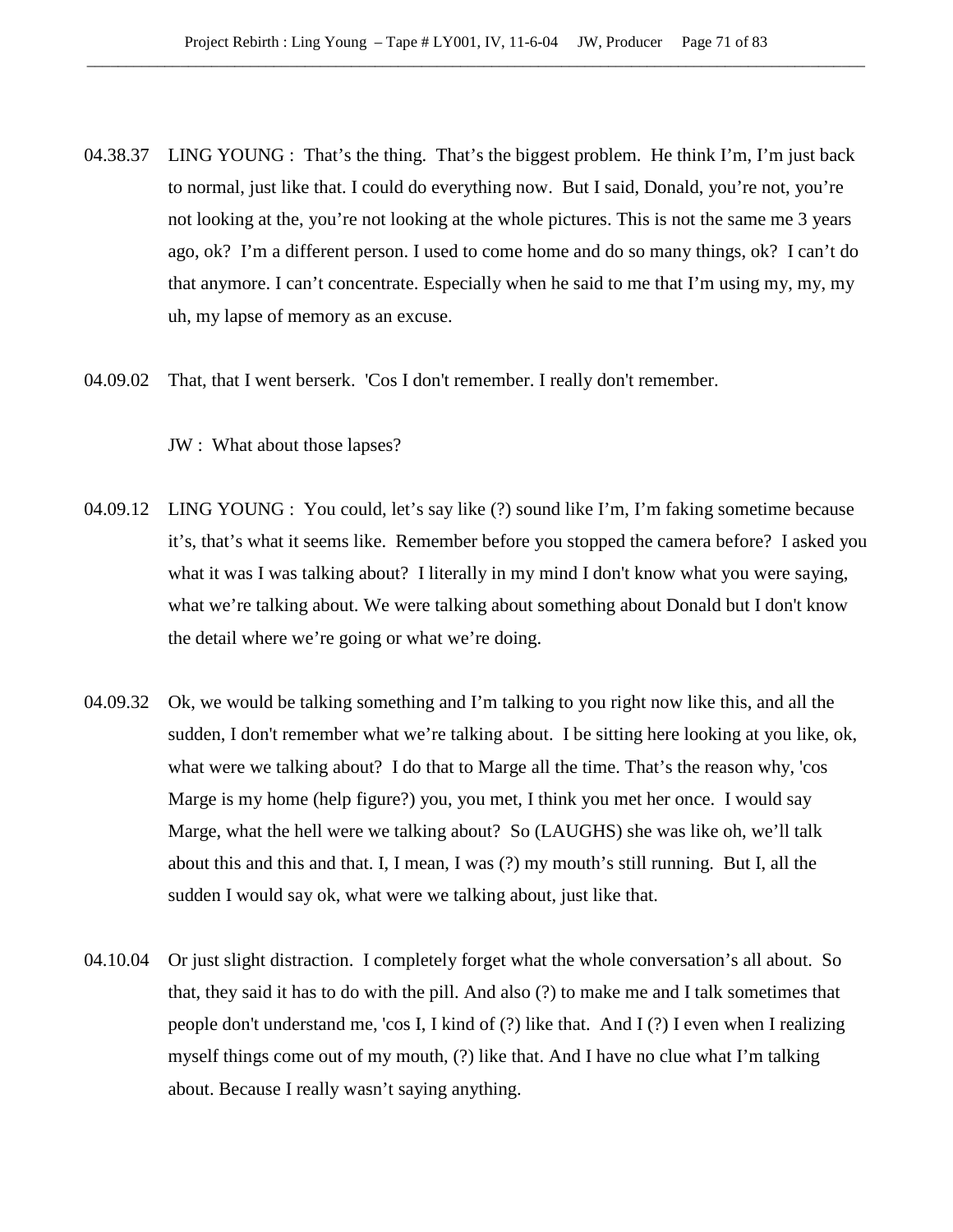04.38.37 LING YOUNG : That's the thing. That's the biggest problem. He think I'm, I'm just back to normal, just like that. I could do everything now. But I said, Donald, you're not, you're not looking at the, you're not looking at the whole pictures. This is not the same me 3 years ago, ok? I'm a different person. I used to come home and do so many things, ok? I can't do that anymore. I can't concentrate. Especially when he said to me that I'm using my, my, my uh, my lapse of memory as an excuse.

04.09.02 That, that I went berserk. 'Cos I don't remember. I really don't remember.

JW : What about those lapses?

04.09.12 LING YOUNG : You could, let's say like (?) sound like I'm, I'm faking sometime because it's, that's what it seems like. Remember before you stopped the camera before? I asked you what it was I was talking about? I literally in my mind I don't know what you were saying, what we're talking about. We were talking about something about Donald but I don't know the detail where we're going or what we're doing.

04.09.32 Ok, we would be talking something and I'm talking to you right now like this, and all the sudden, I don't remember what we're talking about. I be sitting here looking at you like, ok, what were we talking about? I do that to Marge all the time. That's the reason why, 'cos Marge is my home (help figure?) you, you met, I think you met her once. I would say Marge, what the hell were we talking about? So (LAUGHS) she was like oh, we'll talk about this and this and that. I, I mean, I was (?) my mouth's still running. But I, all the sudden I would say ok, what were we talking about, just like that.

04.10.04 Or just slight distraction. I completely forget what the whole conversation's all about. So that, they said it has to do with the pill. And also (?) to make me and I talk sometimes that people don't understand me, 'cos I, I kind of (?) like that. And I (?) I even when I realizing myself things come out of my mouth, (?) like that. And I have no clue what I'm talking about. Because I really wasn't saying anything.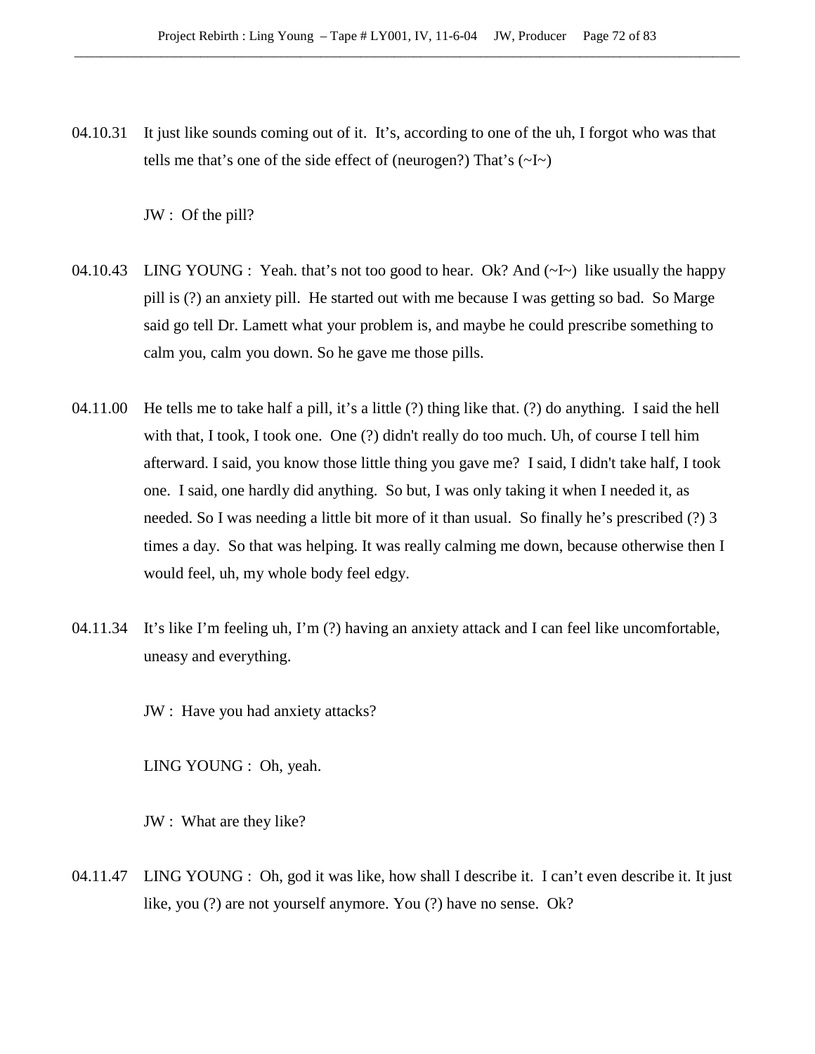04.10.31 It just like sounds coming out of it. It's, according to one of the uh, I forgot who was that tells me that's one of the side effect of (neurogen?) That's (~I~)

JW : Of the pill?

04.10.43 LING YOUNG : Yeah. that's not too good to hear. Ok? And (~I~) like usually the happy pill is (?) an anxiety pill. He started out with me because I was getting so bad. So Marge said go tell Dr. Lamett what your problem is, and maybe he could prescribe something to calm you, calm you down. So he gave me those pills.

04.11.00 He tells me to take half a pill, it's a little (?) thing like that. (?) do anything. I said the hell with that, I took, I took one. One (?) didn't really do too much. Uh, of course I tell him afterward. I said, you know those little thing you gave me? I said, I didn't take half, I took one. I said, one hardly did anything. So but, I was only taking it when I needed it, as needed. So I was needing a little bit more of it than usual. So finally he's prescribed (?) 3 times a day. So that was helping. It was really calming me down, because otherwise then I would feel, uh, my whole body feel edgy.

04.11.34 It's like I'm feeling uh, I'm (?) having an anxiety attack and I can feel like uncomfortable, uneasy and everything.

JW : Have you had anxiety attacks?

LING YOUNG : Oh, yeah.

JW : What are they like?

04.11.47 LING YOUNG : Oh, god it was like, how shall I describe it. I can't even describe it. It just like, you (?) are not yourself anymore. You (?) have no sense. Ok?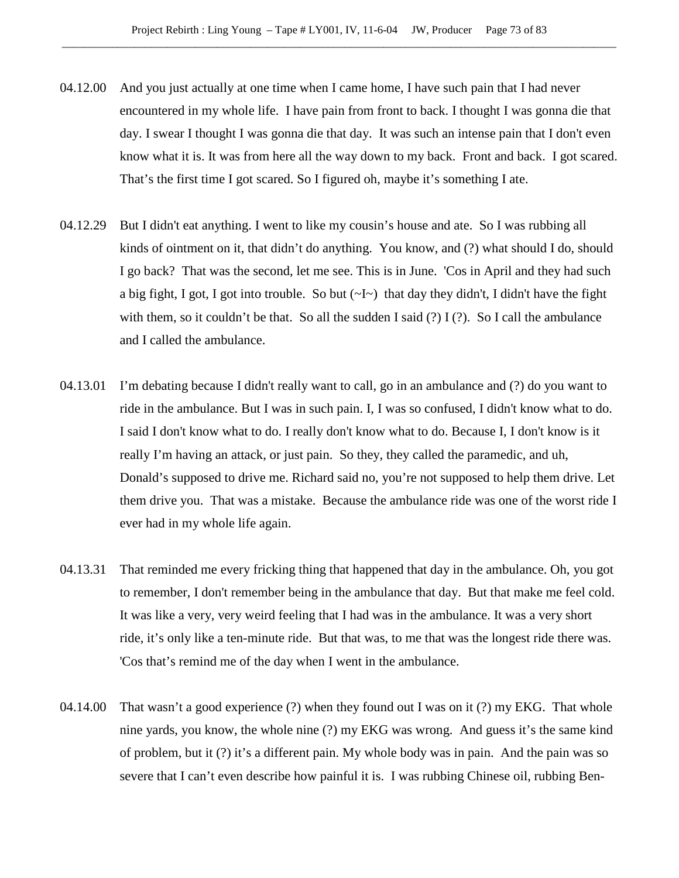04.12.00 And you just actually at one time when I came home, I have such pain that I had never encountered in my whole life. I have pain from front to back. I thought I was gonna die that day. I swear I thought I was gonna die that day. It was such an intense pain that I don't even know what it is. It was from here all the way down to my back. Front and back. I got scared. That's the first time I got scared. So I figured oh, maybe it's something I ate.

04.12.29 But I didn't eat anything. I went to like my cousin's house and ate. So I was rubbing all kinds of ointment on it, that didn't do anything. You know, and (?) what should I do, should I go back? That was the second, let me see. This is in June. 'Cos in April and they had such a big fight, I got, I got into trouble. So but (~I~) that day they didn't, I didn't have the fight with them, so it couldn't be that. So all the sudden I said (?) I (?). So I call the ambulance and I called the ambulance.

04.13.01 I'm debating because I didn't really want to call, go in an ambulance and (?) do you want to ride in the ambulance. But I was in such pain. I, I was so confused, I didn't know what to do. I said I don't know what to do. I really don't know what to do. Because I, I don't know is it really I'm having an attack, or just pain. So they, they called the paramedic, and uh, Donald's supposed to drive me. Richard said no, you're not supposed to help them drive. Let them drive you. That was a mistake. Because the ambulance ride was one of the worst ride I ever had in my whole life again.

04.13.31 That reminded me every fricking thing that happened that day in the ambulance. Oh, you got to remember, I don't remember being in the ambulance that day. But that make me feel cold. It was like a very, very weird feeling that I had was in the ambulance. It was a very short ride, it's only like a ten-minute ride. But that was, to me that was the longest ride there was. 'Cos that's remind me of the day when I went in the ambulance.

04.14.00 That wasn't a good experience (?) when they found out I was on it (?) my EKG. That whole nine yards, you know, the whole nine (?) my EKG was wrong. And guess it's the same kind of problem, but it (?) it's a different pain. My whole body was in pain. And the pain was so severe that I can't even describe how painful it is. I was rubbing Chinese oil, rubbing Ben-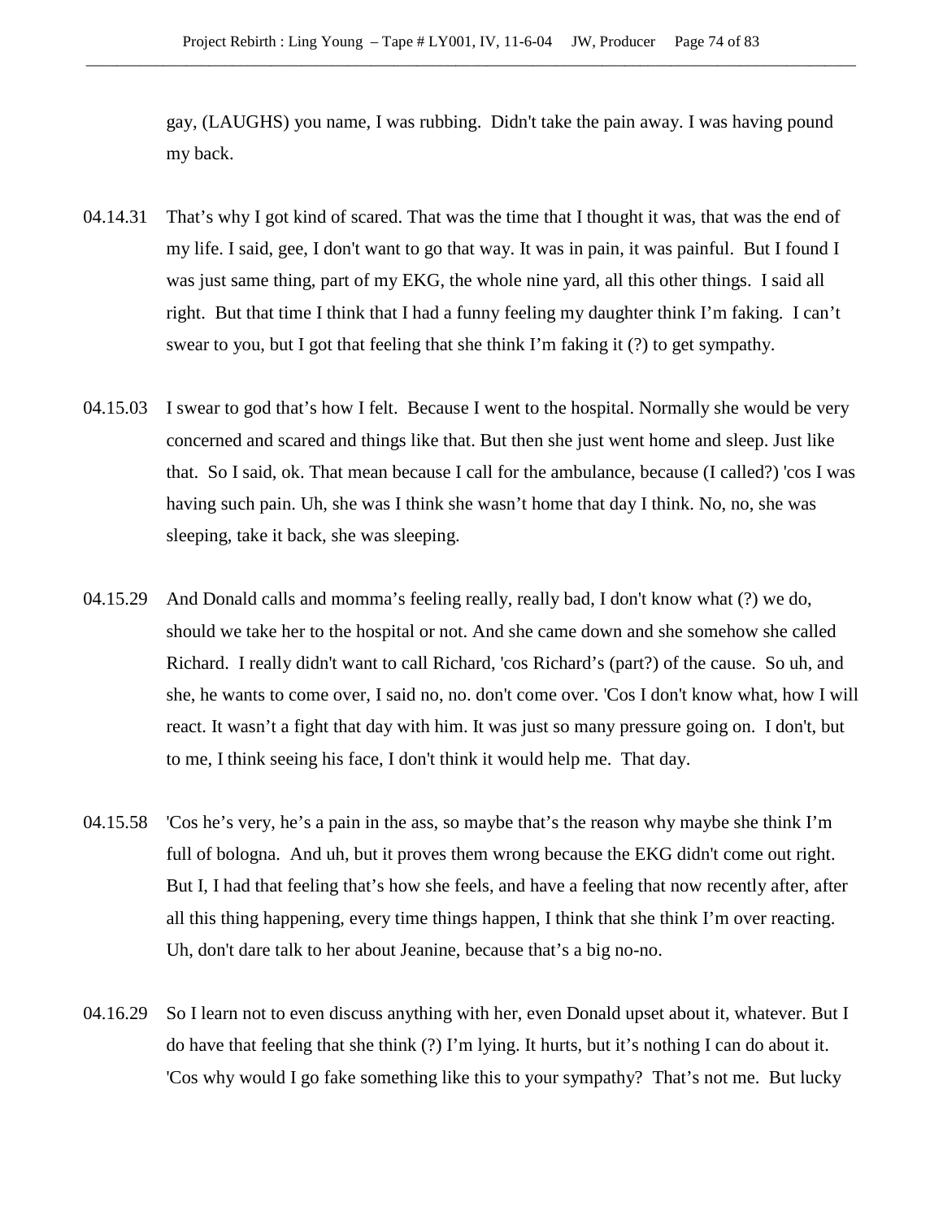gay, (LAUGHS) you name, I was rubbing.  Didn't take the pain away. I was having pound my back.

04.14.31 That's why I got kind of scared. That was the time that I thought it was, that was the end of my life. I said, gee, I don't want to go that way. It was in pain, it was painful.  But I found I was just same thing, part of my EKG, the whole nine yard, all this other things.  I said all right.  But that time I think that I had a funny feeling my daughter think I'm faking.  I can't swear to you, but I got that feeling that she think I'm faking it (?) to get sympathy.

04.15.03 I swear to god that's how I felt.  Because I went to the hospital. Normally she would be very concerned and scared and things like that. But then she just went home and sleep. Just like that.  So I said, ok. That mean because I call for the ambulance, because (I called?) 'cos I was having such pain. Uh, she was I think she wasn't home that day I think. No, no, she was sleeping, take it back, she was sleeping.

04.15.29 And Donald calls and momma's feeling really, really bad, I don't know what (?) we do, should we take her to the hospital or not. And she came down and she somehow she called Richard.  I really didn't want to call Richard, 'cos Richard's (part?) of the cause.  So uh, and she, he wants to come over, I said no, no. don't come over. 'Cos I don't know what, how I will react. It wasn't a fight that day with him. It was just so many pressure going on.  I don't, but to me, I think seeing his face, I don't think it would help me.  That day.

04.15.58 'Cos he's very, he's a pain in the ass, so maybe that's the reason why maybe she think I'm full of bologna.  And uh, but it proves them wrong because the EKG didn't come out right. But I, I had that feeling that's how she feels, and have a feeling that now recently after, after all this thing happening, every time things happen, I think that she think I'm over reacting. Uh, don't dare talk to her about Jeanine, because that's a big no-no.

04.16.29 So I learn not to even discuss anything with her, even Donald upset about it, whatever. But I do have that feeling that she think (?) I'm lying. It hurts, but it's nothing I can do about it. 'Cos why would I go fake something like this to your sympathy?  That's not me.  But lucky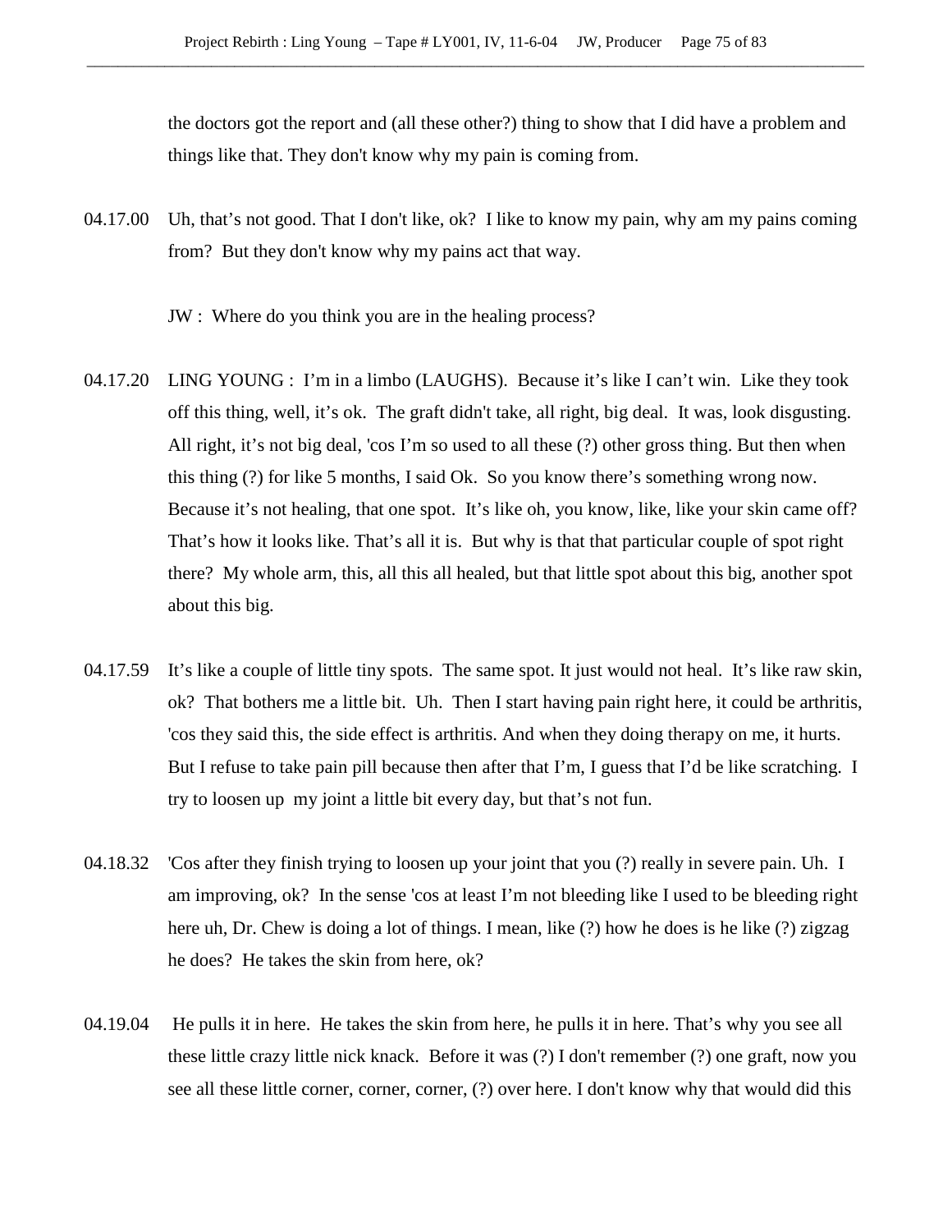the doctors got the report and (all these other?) thing to show that I did have a problem and things like that. They don't know why my pain is coming from.

04.17.00 Uh, that's not good. That I don't like, ok? I like to know my pain, why am my pains coming from? But they don't know why my pains act that way.

JW : Where do you think you are in the healing process?

04.17.20 LING YOUNG : I'm in a limbo (LAUGHS). Because it's like I can't win. Like they took off this thing, well, it's ok. The graft didn't take, all right, big deal. It was, look disgusting. All right, it's not big deal, 'cos I'm so used to all these (?) other gross thing. But then when this thing (?) for like 5 months, I said Ok. So you know there's something wrong now. Because it's not healing, that one spot. It's like oh, you know, like, like your skin came off? That's how it looks like. That's all it is. But why is that that particular couple of spot right there? My whole arm, this, all this all healed, but that little spot about this big, another spot about this big.

04.17.59 It's like a couple of little tiny spots. The same spot. It just would not heal. It's like raw skin, ok? That bothers me a little bit. Uh. Then I start having pain right here, it could be arthritis, 'cos they said this, the side effect is arthritis. And when they doing therapy on me, it hurts. But I refuse to take pain pill because then after that I'm, I guess that I'd be like scratching. I try to loosen up my joint a little bit every day, but that's not fun.

04.18.32 'Cos after they finish trying to loosen up your joint that you (?) really in severe pain. Uh. I am improving, ok? In the sense 'cos at least I'm not bleeding like I used to be bleeding right here uh, Dr. Chew is doing a lot of things. I mean, like (?) how he does is he like (?) zigzag he does? He takes the skin from here, ok?

04.19.04 He pulls it in here. He takes the skin from here, he pulls it in here. That's why you see all these little crazy little nick knack. Before it was (?) I don't remember (?) one graft, now you see all these little corner, corner, corner, (?) over here. I don't know why that would did this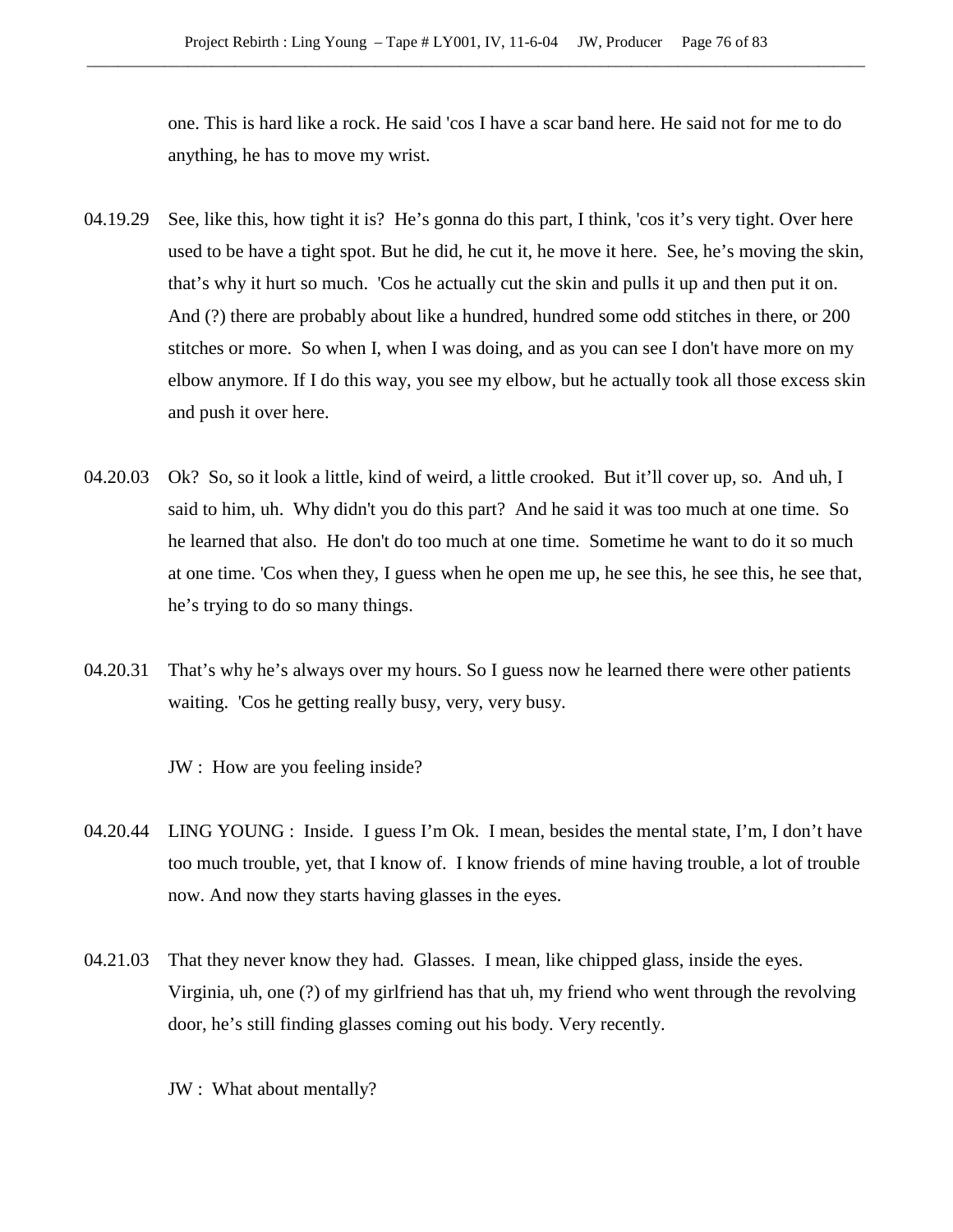one. This is hard like a rock. He said 'cos I have a scar band here. He said not for me to do anything, he has to move my wrist.

04.19.29 See, like this, how tight it is? He's gonna do this part, I think, 'cos it's very tight. Over here used to be have a tight spot. But he did, he cut it, he move it here. See, he's moving the skin, that's why it hurt so much. 'Cos he actually cut the skin and pulls it up and then put it on. And (?) there are probably about like a hundred, hundred some odd stitches in there, or 200 stitches or more. So when I, when I was doing, and as you can see I don't have more on my elbow anymore. If I do this way, you see my elbow, but he actually took all those excess skin and push it over here.

04.20.03 Ok? So, so it look a little, kind of weird, a little crooked. But it'll cover up, so. And uh, I said to him, uh. Why didn't you do this part? And he said it was too much at one time. So he learned that also. He don't do too much at one time. Sometime he want to do it so much at one time. 'Cos when they, I guess when he open me up, he see this, he see this, he see that, he's trying to do so many things.

04.20.31 That's why he's always over my hours. So I guess now he learned there were other patients waiting. 'Cos he getting really busy, very, very busy.

JW : How are you feeling inside?

04.20.44 LING YOUNG : Inside. I guess I'm Ok. I mean, besides the mental state, I'm, I don't have too much trouble, yet, that I know of. I know friends of mine having trouble, a lot of trouble now. And now they starts having glasses in the eyes.

04.21.03 That they never know they had. Glasses. I mean, like chipped glass, inside the eyes. Virginia, uh, one (?) of my girlfriend has that uh, my friend who went through the revolving door, he's still finding glasses coming out his body. Very recently.

JW : What about mentally?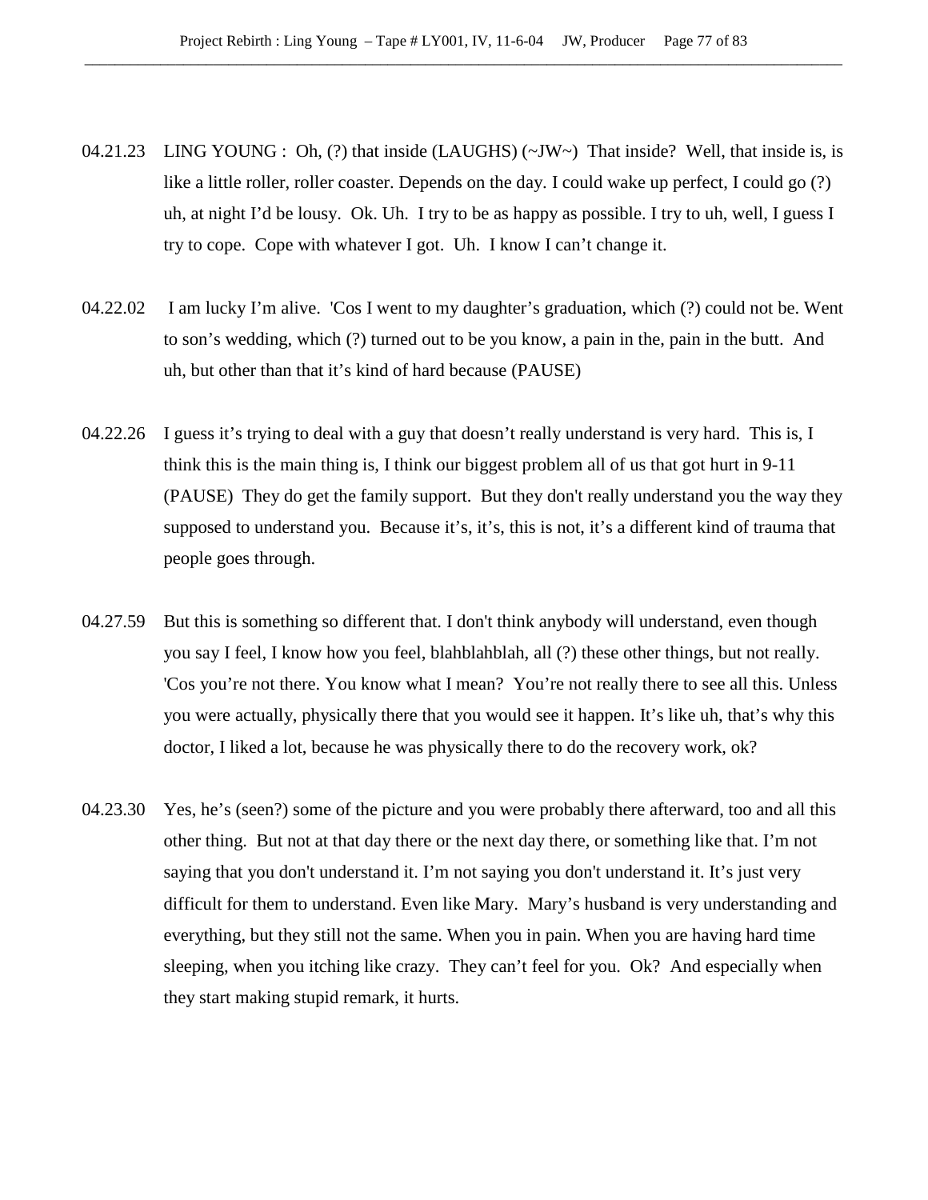04.21.23 LING YOUNG : Oh, (?) that inside (LAUGHS) (~JW~) That inside? Well, that inside is, is like a little roller, roller coaster. Depends on the day. I could wake up perfect, I could go (?) uh, at night I'd be lousy. Ok. Uh. I try to be as happy as possible. I try to uh, well, I guess I try to cope. Cope with whatever I got. Uh. I know I can't change it.

04.22.02 I am lucky I'm alive. 'Cos I went to my daughter's graduation, which (?) could not be. Went to son's wedding, which (?) turned out to be you know, a pain in the, pain in the butt. And uh, but other than that it's kind of hard because (PAUSE)

04.22.26 I guess it's trying to deal with a guy that doesn't really understand is very hard. This is, I think this is the main thing is, I think our biggest problem all of us that got hurt in 9-11 (PAUSE) They do get the family support. But they don't really understand you the way they supposed to understand you. Because it's, it's, this is not, it's a different kind of trauma that people goes through.

04.27.59 But this is something so different that. I don't think anybody will understand, even though you say I feel, I know how you feel, blahblahblah, all (?) these other things, but not really. 'Cos you're not there. You know what I mean? You're not really there to see all this. Unless you were actually, physically there that you would see it happen. It's like uh, that's why this doctor, I liked a lot, because he was physically there to do the recovery work, ok?

04.23.30 Yes, he's (seen?) some of the picture and you were probably there afterward, too and all this other thing. But not at that day there or the next day there, or something like that. I'm not saying that you don't understand it. I'm not saying you don't understand it. It's just very difficult for them to understand. Even like Mary. Mary's husband is very understanding and everything, but they still not the same. When you in pain. When you are having hard time sleeping, when you itching like crazy. They can't feel for you. Ok? And especially when they start making stupid remark, it hurts.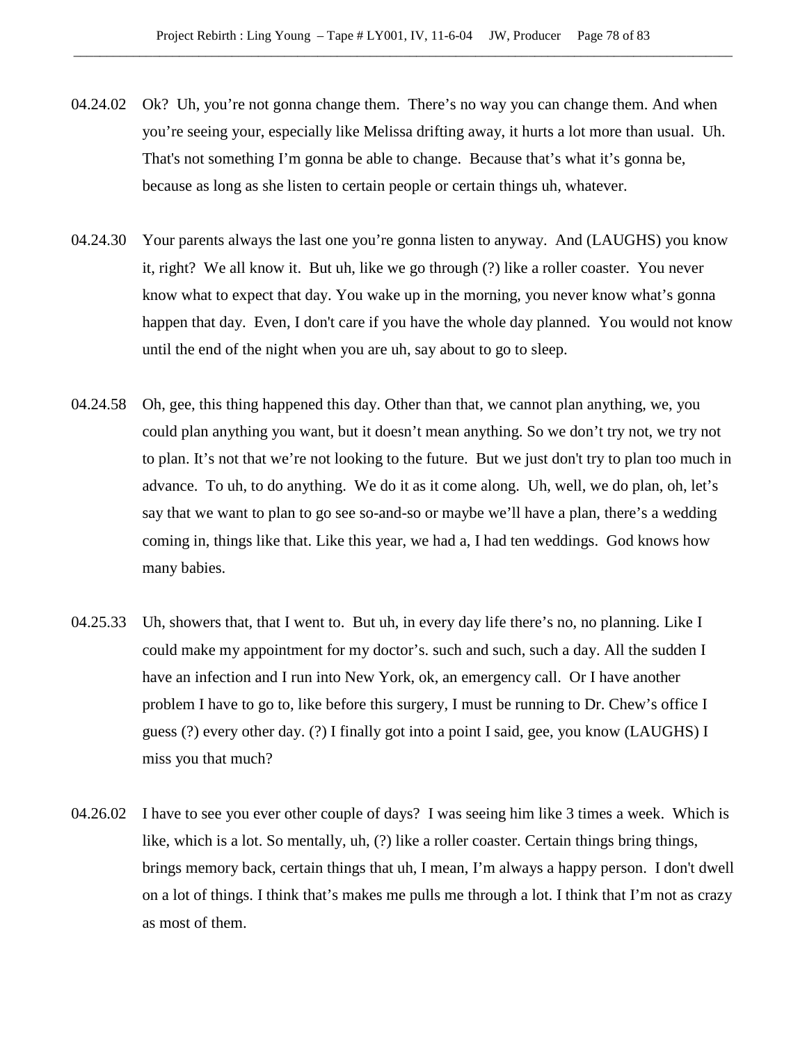04.24.02 Ok? Uh, you're not gonna change them. There's no way you can change them. And when you're seeing your, especially like Melissa drifting away, it hurts a lot more than usual. Uh. That's not something I'm gonna be able to change. Because that's what it's gonna be, because as long as she listen to certain people or certain things uh, whatever.

04.24.30 Your parents always the last one you're gonna listen to anyway. And (LAUGHS) you know it, right? We all know it. But uh, like we go through (?) like a roller coaster. You never know what to expect that day. You wake up in the morning, you never know what's gonna happen that day. Even, I don't care if you have the whole day planned. You would not know until the end of the night when you are uh, say about to go to sleep.

04.24.58 Oh, gee, this thing happened this day. Other than that, we cannot plan anything, we, you could plan anything you want, but it doesn't mean anything. So we don't try not, we try not to plan. It's not that we're not looking to the future. But we just don't try to plan too much in advance. To uh, to do anything. We do it as it come along. Uh, well, we do plan, oh, let's say that we want to plan to go see so-and-so or maybe we'll have a plan, there's a wedding coming in, things like that. Like this year, we had a, I had ten weddings. God knows how many babies.

04.25.33 Uh, showers that, that I went to. But uh, in every day life there's no, no planning. Like I could make my appointment for my doctor's. such and such, such a day. All the sudden I have an infection and I run into New York, ok, an emergency call. Or I have another problem I have to go to, like before this surgery, I must be running to Dr. Chew's office I guess (?) every other day. (?) I finally got into a point I said, gee, you know (LAUGHS) I miss you that much?

04.26.02 I have to see you ever other couple of days? I was seeing him like 3 times a week. Which is like, which is a lot. So mentally, uh, (?) like a roller coaster. Certain things bring things, brings memory back, certain things that uh, I mean, I'm always a happy person. I don't dwell on a lot of things. I think that's makes me pulls me through a lot. I think that I'm not as crazy as most of them.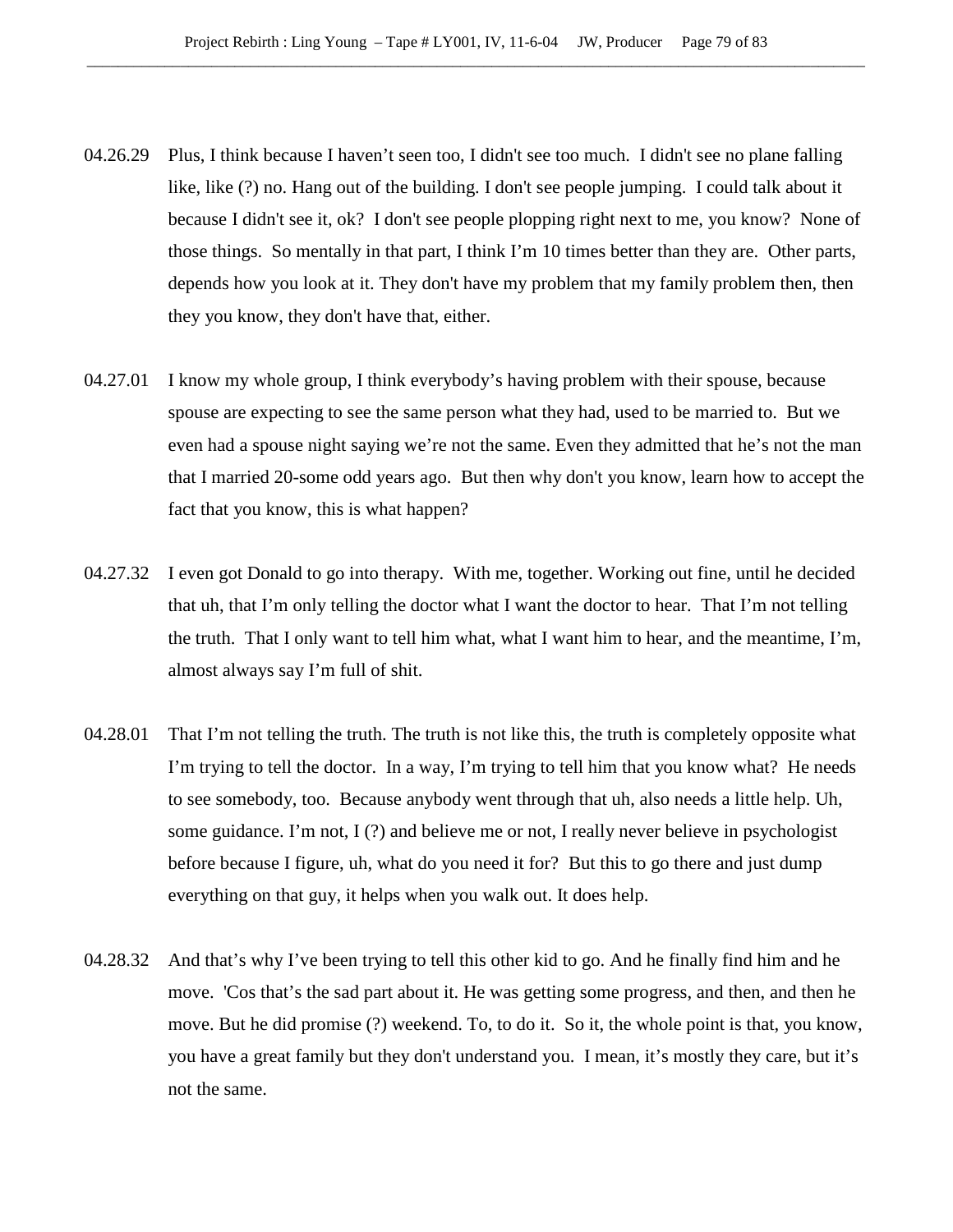04.26.29 Plus, I think because I haven't seen too, I didn't see too much. I didn't see no plane falling like, like (?) no. Hang out of the building. I don't see people jumping. I could talk about it because I didn't see it, ok? I don't see people plopping right next to me, you know? None of those things. So mentally in that part, I think I'm 10 times better than they are. Other parts, depends how you look at it. They don't have my problem that my family problem then, then they you know, they don't have that, either.

04.27.01 I know my whole group, I think everybody's having problem with their spouse, because spouse are expecting to see the same person what they had, used to be married to. But we even had a spouse night saying we're not the same. Even they admitted that he's not the man that I married 20-some odd years ago. But then why don't you know, learn how to accept the fact that you know, this is what happen?

04.27.32 I even got Donald to go into therapy. With me, together. Working out fine, until he decided that uh, that I'm only telling the doctor what I want the doctor to hear. That I'm not telling the truth. That I only want to tell him what, what I want him to hear, and the meantime, I'm, almost always say I'm full of shit.

04.28.01 That I'm not telling the truth. The truth is not like this, the truth is completely opposite what I'm trying to tell the doctor. In a way, I'm trying to tell him that you know what? He needs to see somebody, too. Because anybody went through that uh, also needs a little help. Uh, some guidance. I'm not, I (?) and believe me or not, I really never believe in psychologist before because I figure, uh, what do you need it for? But this to go there and just dump everything on that guy, it helps when you walk out. It does help.

04.28.32 And that's why I've been trying to tell this other kid to go. And he finally find him and he move. 'Cos that's the sad part about it. He was getting some progress, and then, and then he move. But he did promise (?) weekend. To, to do it. So it, the whole point is that, you know, you have a great family but they don't understand you. I mean, it's mostly they care, but it's not the same.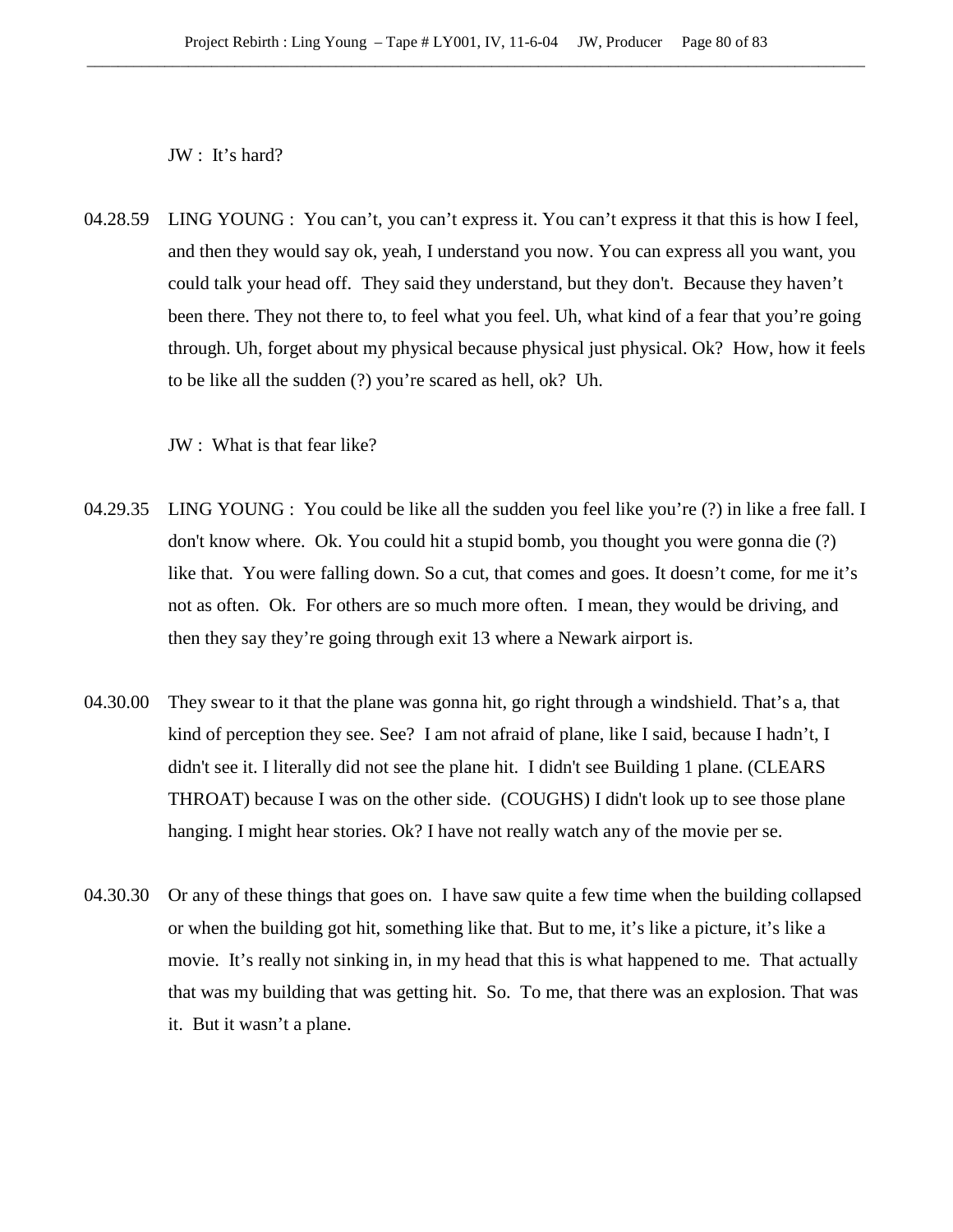JW : It's hard?

04.28.59 LING YOUNG : You can't, you can't express it. You can't express it that this is how I feel, and then they would say ok, yeah, I understand you now. You can express all you want, you could talk your head off. They said they understand, but they don't. Because they haven't been there. They not there to, to feel what you feel. Uh, what kind of a fear that you're going through. Uh, forget about my physical because physical just physical. Ok? How, how it feels to be like all the sudden (?) you're scared as hell, ok? Uh.

JW : What is that fear like?

04.29.35 LING YOUNG : You could be like all the sudden you feel like you're (?) in like a free fall. I don't know where. Ok. You could hit a stupid bomb, you thought you were gonna die (?) like that. You were falling down. So a cut, that comes and goes. It doesn't come, for me it's not as often. Ok. For others are so much more often. I mean, they would be driving, and then they say they're going through exit 13 where a Newark airport is.

04.30.00 They swear to it that the plane was gonna hit, go right through a windshield. That's a, that kind of perception they see. See? I am not afraid of plane, like I said, because I hadn't, I didn't see it. I literally did not see the plane hit. I didn't see Building 1 plane. (CLEARS THROAT) because I was on the other side. (COUGHS) I didn't look up to see those plane hanging. I might hear stories. Ok? I have not really watch any of the movie per se.

04.30.30 Or any of these things that goes on. I have saw quite a few time when the building collapsed or when the building got hit, something like that. But to me, it's like a picture, it's like a movie. It's really not sinking in, in my head that this is what happened to me. That actually that was my building that was getting hit. So. To me, that there was an explosion. That was it. But it wasn't a plane.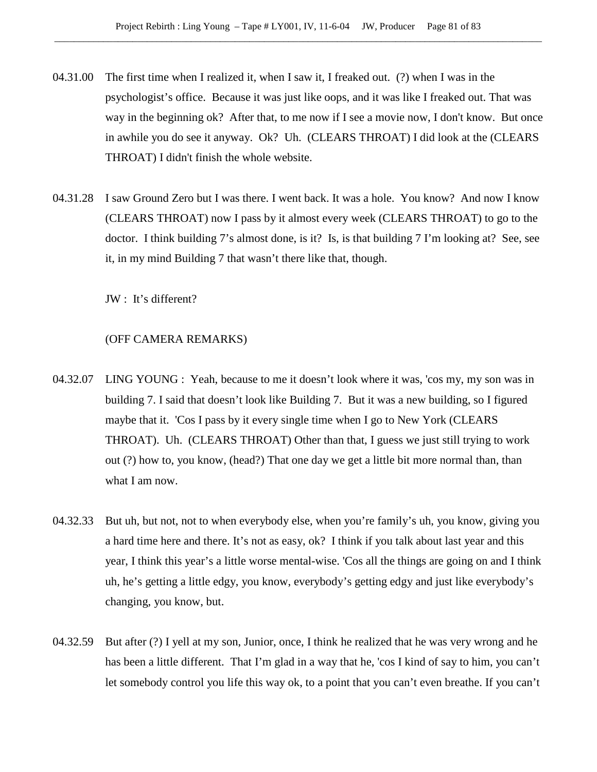04.31.00 The first time when I realized it, when I saw it, I freaked out. (?) when I was in the psychologist's office. Because it was just like oops, and it was like I freaked out. That was way in the beginning ok? After that, to me now if I see a movie now, I don't know. But once in awhile you do see it anyway. Ok? Uh. (CLEARS THROAT) I did look at the (CLEARS THROAT) I didn't finish the whole website.

04.31.28 I saw Ground Zero but I was there. I went back. It was a hole. You know? And now I know (CLEARS THROAT) now I pass by it almost every week (CLEARS THROAT) to go to the doctor. I think building 7's almost done, is it? Is, is that building 7 I'm looking at? See, see it, in my mind Building 7 that wasn't there like that, though.

JW : It's different?

(OFF CAMERA REMARKS)

04.32.07 LING YOUNG : Yeah, because to me it doesn't look where it was, 'cos my, my son was in building 7. I said that doesn't look like Building 7. But it was a new building, so I figured maybe that it. 'Cos I pass by it every single time when I go to New York (CLEARS THROAT). Uh. (CLEARS THROAT) Other than that, I guess we just still trying to work out (?) how to, you know, (head?) That one day we get a little bit more normal than, than what I am now.

04.32.33 But uh, but not, not to when everybody else, when you're family's uh, you know, giving you a hard time here and there. It's not as easy, ok? I think if you talk about last year and this year, I think this year's a little worse mental-wise. 'Cos all the things are going on and I think uh, he's getting a little edgy, you know, everybody's getting edgy and just like everybody's changing, you know, but.

04.32.59 But after (?) I yell at my son, Junior, once, I think he realized that he was very wrong and he has been a little different. That I'm glad in a way that he, 'cos I kind of say to him, you can't let somebody control you life this way ok, to a point that you can't even breathe. If you can't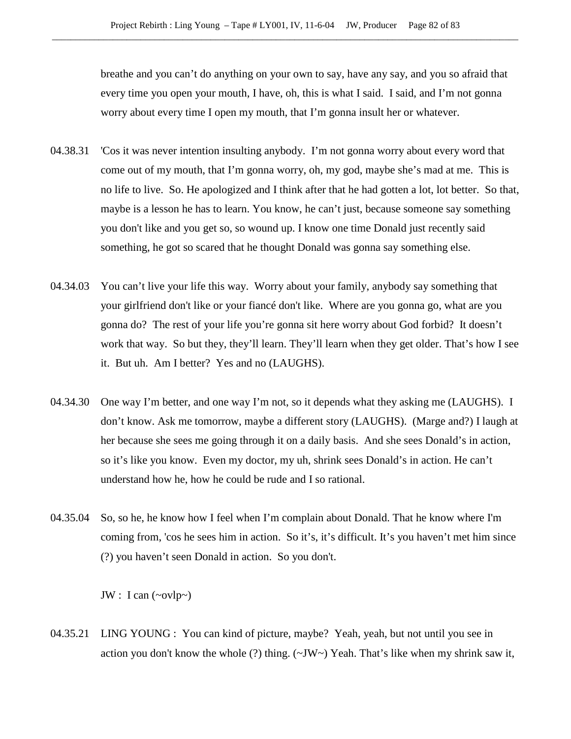breathe and you can't do anything on your own to say, have any say, and you so afraid that every time you open your mouth, I have, oh, this is what I said. I said, and I'm not gonna worry about every time I open my mouth, that I'm gonna insult her or whatever.

04.38.31 'Cos it was never intention insulting anybody. I'm not gonna worry about every word that come out of my mouth, that I'm gonna worry, oh, my god, maybe she's mad at me. This is no life to live. So. He apologized and I think after that he had gotten a lot, lot better. So that, maybe is a lesson he has to learn. You know, he can't just, because someone say something you don't like and you get so, so wound up. I know one time Donald just recently said something, he got so scared that he thought Donald was gonna say something else.

04.34.03 You can't live your life this way. Worry about your family, anybody say something that your girlfriend don't like or your fiancé don't like. Where are you gonna go, what are you gonna do? The rest of your life you're gonna sit here worry about God forbid? It doesn't work that way. So but they, they'll learn. They'll learn when they get older. That's how I see it. But uh. Am I better? Yes and no (LAUGHS).

04.34.30 One way I'm better, and one way I'm not, so it depends what they asking me (LAUGHS). I don't know. Ask me tomorrow, maybe a different story (LAUGHS). (Marge and?) I laugh at her because she sees me going through it on a daily basis. And she sees Donald's in action, so it's like you know. Even my doctor, my uh, shrink sees Donald's in action. He can't understand how he, how he could be rude and I so rational.

04.35.04 So, so he, he know how I feel when I'm complain about Donald. That he know where I'm coming from, 'cos he sees him in action. So it's, it's difficult. It's you haven't met him since (?) you haven't seen Donald in action. So you don't.

JW : I can (~ovlp~)

04.35.21 LING YOUNG : You can kind of picture, maybe? Yeah, yeah, but not until you see in action you don't know the whole (?) thing. (~JW~) Yeah. That's like when my shrink saw it,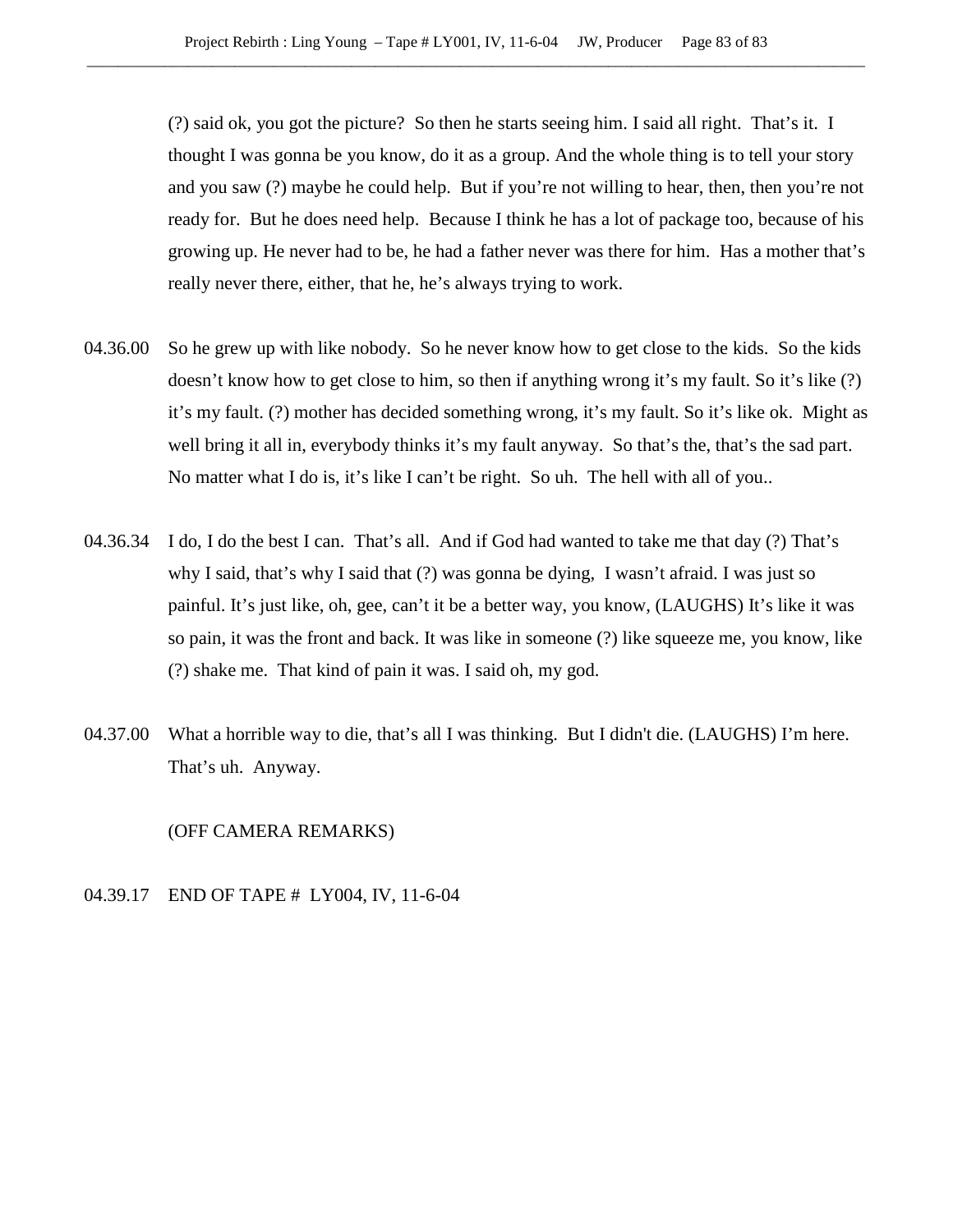(?) said ok, you got the picture? So then he starts seeing him. I said all right. That's it. I thought I was gonna be you know, do it as a group. And the whole thing is to tell your story and you saw (?) maybe he could help. But if you're not willing to hear, then, then you're not ready for. But he does need help. Because I think he has a lot of package too, because of his growing up. He never had to be, he had a father never was there for him. Has a mother that's really never there, either, that he, he's always trying to work.

04.36.00 So he grew up with like nobody. So he never know how to get close to the kids. So the kids doesn't know how to get close to him, so then if anything wrong it's my fault. So it's like (?) it's my fault. (?) mother has decided something wrong, it's my fault. So it's like ok. Might as well bring it all in, everybody thinks it's my fault anyway. So that's the, that's the sad part. No matter what I do is, it's like I can't be right. So uh. The hell with all of you..

04.36.34 I do, I do the best I can. That's all. And if God had wanted to take me that day (?) That's why I said, that's why I said that (?) was gonna be dying, I wasn't afraid. I was just so painful. It's just like, oh, gee, can't it be a better way, you know, (LAUGHS) It's like it was so pain, it was the front and back. It was like in someone (?) like squeeze me, you know, like (?) shake me. That kind of pain it was. I said oh, my god.

04.37.00 What a horrible way to die, that's all I was thinking. But I didn't die. (LAUGHS) I'm here. That's uh. Anyway.

(OFF CAMERA REMARKS)

04.39.17 END OF TAPE # LY004, IV, 11-6-04